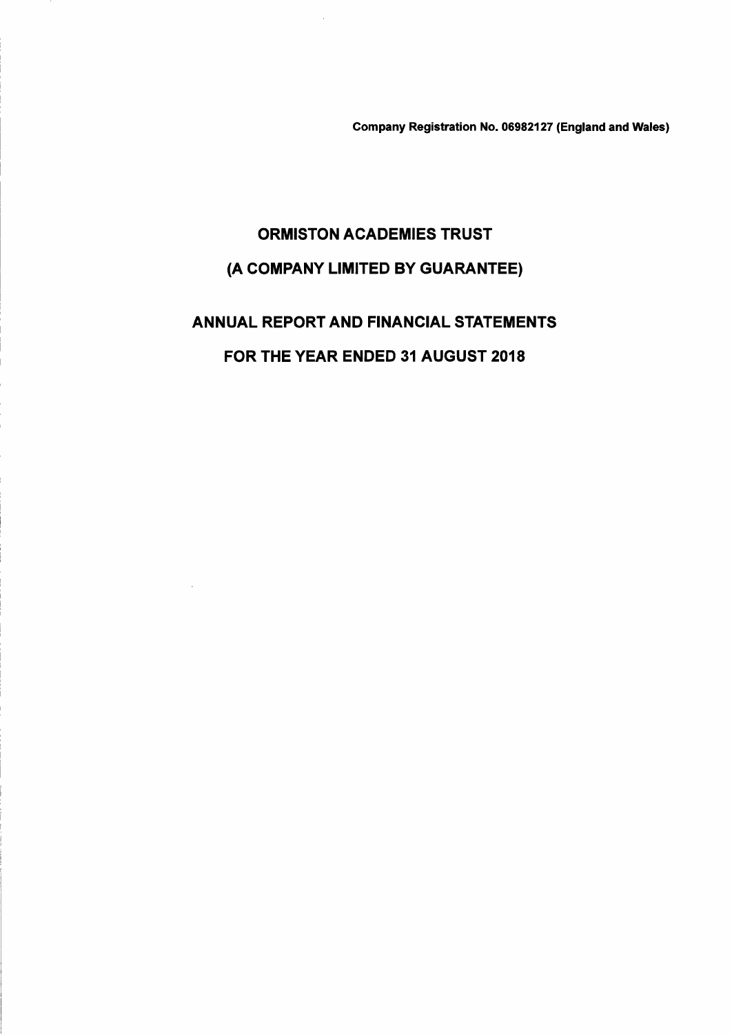**Company Registration No. 06982127 (England and Wales)**

# ORMISTON ACADEMIES TRUST

# (A COMPANY LIMITED BY GUARANTEE)

# ANNUAL REPORT AND FINANCIAL STATEMENTS

# FOR THE YEAR ENDED 31 AUGUST 2018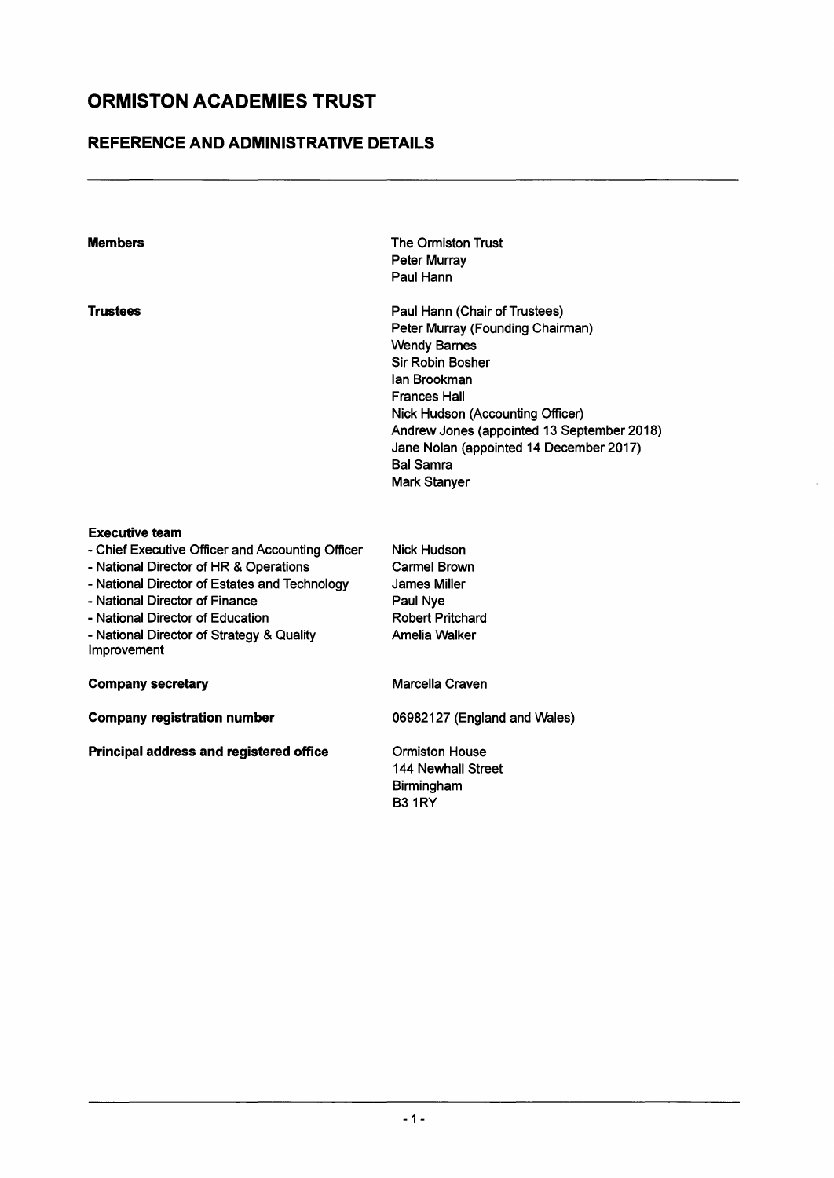# ORMISTON ACADEMIES TRUST

## REFERENCE AND ADMINISTRATIVE DETAILS

| | |
|---|---|
| **Members** | The Ormiston Trust<br>Peter Murray<br>Paul Hann |
| **Trustees** | Paul Hann (Chair of Trustees)<br>Peter Murray (Founding Chairman)<br>Wendy Barnes<br>Sir Robin Bosher<br>Ian Brookman<br>Frances Hall<br>Nick Hudson (Accounting Officer)<br>Andrew Jones (appointed 13 September 2018)<br>Jane Nolan (appointed 14 December 2017)<br>Bal Samra<br>Mark Stanyer |
| **Executive team** | |
| - Chief Executive Officer and Accounting Officer | Nick Hudson |
| - National Director of HR & Operations | Carmel Brown |
| - National Director of Estates and Technology | James Miller |
| - National Director of Finance | Paul Nye |
| - National Director of Education | Robert Pritchard |
| - National Director of Strategy & Quality Improvement | Amelia Walker |
| **Company secretary** | Marcella Craven |
| **Company registration number** | 06982127 (England and Wales) |
| **Principal address and registered office** | Ormiston House<br>144 Newhall Street<br>Birmingham<br>B3 1RY |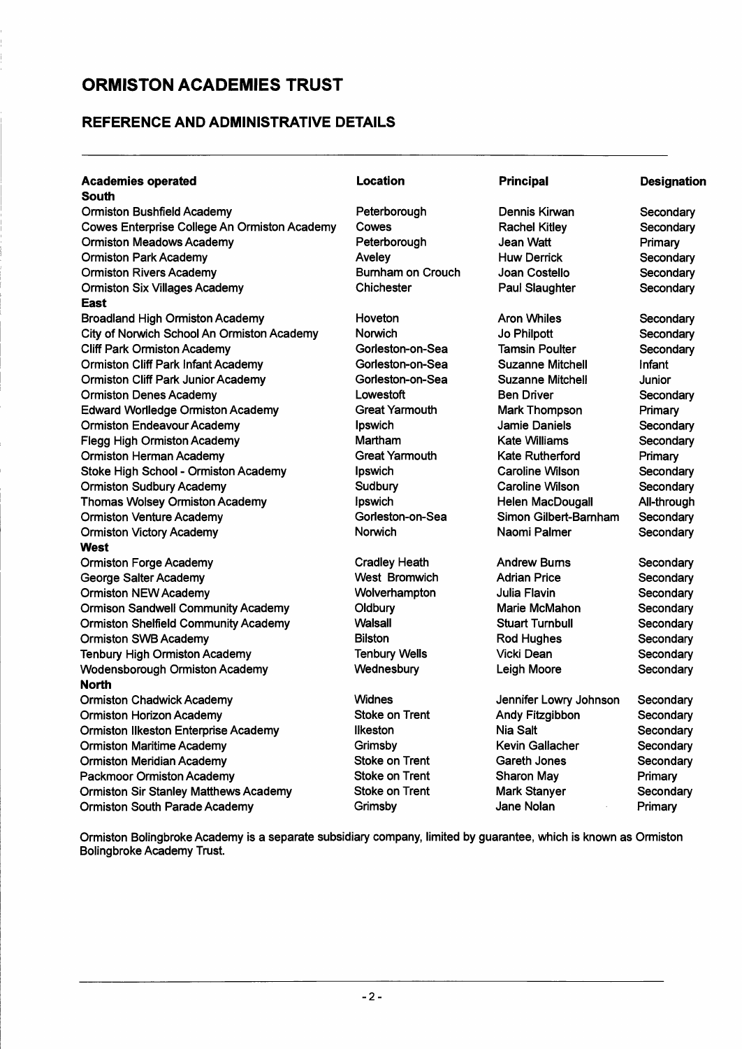# ORMISTON ACADEMIES TRUST

## REFERENCE AND ADMINISTRATIVE DETAILS

| Academies operated | Location | Principal | Designation |
|---|---|---|---|
| **South** | | | |
| Ormiston Bushfield Academy | Peterborough | Dennis Kirwan | Secondary |
| Cowes Enterprise College An Ormiston Academy | Cowes | Rachel Kitley | Secondary |
| Ormiston Meadows Academy | Peterborough | Jean Watt | Primary |
| Ormiston Park Academy | Aveley | Huw Derrick | Secondary |
| Ormiston Rivers Academy | Burnham on Crouch | Joan Costello | Secondary |
| Ormiston Six Villages Academy | Chichester | Paul Slaughter | Secondary |
| **East** | | | |
| Broadland High Ormiston Academy | Hoveton | Aron Whiles | Secondary |
| City of Norwich School An Ormiston Academy | Norwich | Jo Philpott | Secondary |
| Cliff Park Ormiston Academy | Gorleston-on-Sea | Tamsin Poulter | Secondary |
| Ormiston Cliff Park Infant Academy | Gorleston-on-Sea | Suzanne Mitchell | Infant |
| Ormiston Cliff Park Junior Academy | Gorleston-on-Sea | Suzanne Mitchell | Junior |
| Ormiston Denes Academy | Lowestoft | Ben Driver | Secondary |
| Edward Worlledge Ormiston Academy | Great Yarmouth | Mark Thompson | Primary |
| Ormiston Endeavour Academy | Ipswich | Jamie Daniels | Secondary |
| Flegg High Ormiston Academy | Martham | Kate Williams | Secondary |
| Ormiston Herman Academy | Great Yarmouth | Kate Rutherford | Primary |
| Stoke High School - Ormiston Academy | Ipswich | Caroline Wilson | Secondary |
| Ormiston Sudbury Academy | Sudbury | Caroline Wilson | Secondary |
| Thomas Wolsey Ormiston Academy | Ipswich | Helen MacDougall | All-through |
| Ormiston Venture Academy | Gorleston-on-Sea | Simon Gilbert-Barnham | Secondary |
| Ormiston Victory Academy | Norwich | Naomi Palmer | Secondary |
| **West** | | | |
| Ormiston Forge Academy | Cradley Heath | Andrew Burns | Secondary |
| George Salter Academy | West Bromwich | Adrian Price | Secondary |
| Ormiston NEW Academy | Wolverhampton | Julia Flavin | Secondary |
| Ormison Sandwell Community Academy | Oldbury | Marie McMahon | Secondary |
| Ormiston Shelfield Community Academy | Walsall | Stuart Turnbull | Secondary |
| Ormiston SWB Academy | Bilston | Rod Hughes | Secondary |
| Tenbury High Ormiston Academy | Tenbury Wells | Vicki Dean | Secondary |
| Wodensborough Ormiston Academy | Wednesbury | Leigh Moore | Secondary |
| **North** | | | |
| Ormiston Chadwick Academy | Widnes | Jennifer Lowry Johnson | Secondary |
| Ormiston Horizon Academy | Stoke on Trent | Andy Fitzgibbon | Secondary |
| Ormiston Ilkeston Enterprise Academy | Ilkeston | Nia Salt | Secondary |
| Ormiston Maritime Academy | Grimsby | Kevin Gallacher | Secondary |
| Ormiston Meridian Academy | Stoke on Trent | Gareth Jones | Secondary |
| Packmoor Ormiston Academy | Stoke on Trent | Sharon May | Primary |
| Ormiston Sir Stanley Matthews Academy | Stoke on Trent | Mark Stanyer | Secondary |
| Ormiston South Parade Academy | Grimsby | Jane Nolan | Primary |

Ormiston Bolingbroke Academy is a separate subsidiary company, limited by guarantee, which is known as Ormiston Bolingbroke Academy Trust.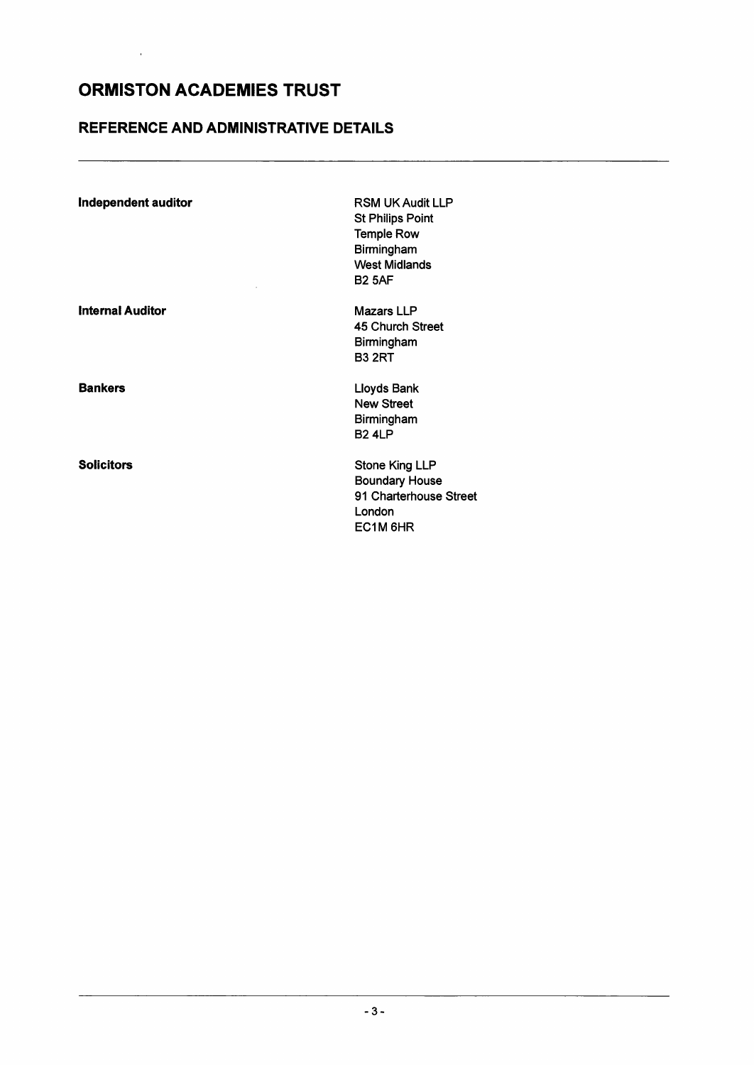# ORMISTON ACADEMIES TRUST

## REFERENCE AND ADMINISTRATIVE DETAILS

**Independent auditor**

RSM UK Audit LLP
St Philips Point
Temple Row
Birmingham
West Midlands
B2 5AF

**Internal Auditor**

Mazars LLP
45 Church Street
Birmingham
B3 2RT

**Bankers**

Lloyds Bank
New Street
Birmingham
B2 4LP

**Solicitors**

Stone King LLP
Boundary House
91 Charterhouse Street
London
EC1M 6HR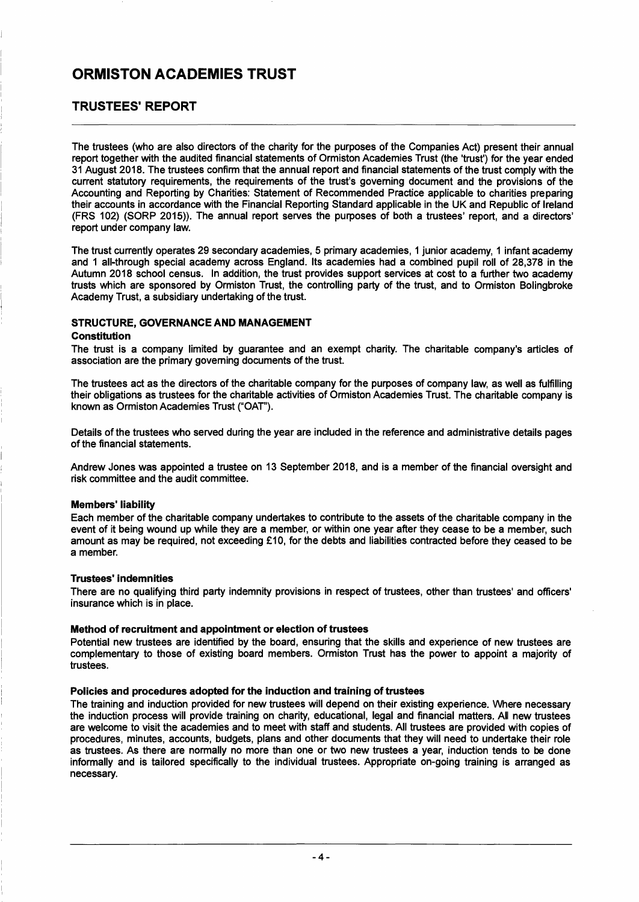# ORMISTON ACADEMIES TRUST

## TRUSTEES' REPORT

The trustees (who are also directors of the charity for the purposes of the Companies Act) present their annual report together with the audited financial statements of Ormiston Academies Trust (the 'trust') for the year ended 31 August 2018. The trustees confirm that the annual report and financial statements of the trust comply with the current statutory requirements, the requirements of the trust's governing document and the provisions of the Accounting and Reporting by Charities: Statement of Recommended Practice applicable to charities preparing their accounts in accordance with the Financial Reporting Standard applicable in the UK and Republic of Ireland (FRS 102) (SORP 2015)). The annual report serves the purposes of both a trustees' report, and a directors' report under company law.

The trust currently operates 29 secondary academies, 5 primary academies, 1 junior academy, 1 infant academy and 1 all-through special academy across England. Its academies had a combined pupil roll of 28,378 in the Autumn 2018 school census. In addition, the trust provides support services at cost to a further two academy trusts which are sponsored by Ormiston Trust, the controlling party of the trust, and to Ormiston Bolingbroke Academy Trust, a subsidiary undertaking of the trust.

### STRUCTURE, GOVERNANCE AND MANAGEMENT

#### Constitution

The trust is a company limited by guarantee and an exempt charity. The charitable company's articles of association are the primary governing documents of the trust.

The trustees act as the directors of the charitable company for the purposes of company law, as well as fulfilling their obligations as trustees for the charitable activities of Ormiston Academies Trust. The charitable company is known as Ormiston Academies Trust ("OAT").

Details of the trustees who served during the year are included in the reference and administrative details pages of the financial statements.

Andrew Jones was appointed a trustee on 13 September 2018, and is a member of the financial oversight and risk committee and the audit committee.

#### Members' liability

Each member of the charitable company undertakes to contribute to the assets of the charitable company in the event of it being wound up while they are a member, or within one year after they cease to be a member, such amount as may be required, not exceeding £10, for the debts and liabilities contracted before they ceased to be a member.

#### Trustees' indemnities

There are no qualifying third party indemnity provisions in respect of trustees, other than trustees' and officers' insurance which is in place.

#### Method of recruitment and appointment or election of trustees

Potential new trustees are identified by the board, ensuring that the skills and experience of new trustees are complementary to those of existing board members. Ormiston Trust has the power to appoint a majority of trustees.

#### Policies and procedures adopted for the induction and training of trustees

The training and induction provided for new trustees will depend on their existing experience. Where necessary the induction process will provide training on charity, educational, legal and financial matters. All new trustees are welcome to visit the academies and to meet with staff and students. All trustees are provided with copies of procedures, minutes, accounts, budgets, plans and other documents that they will need to undertake their role as trustees. As there are normally no more than one or two new trustees a year, induction tends to be done informally and is tailored specifically to the individual trustees. Appropriate on-going training is arranged as necessary.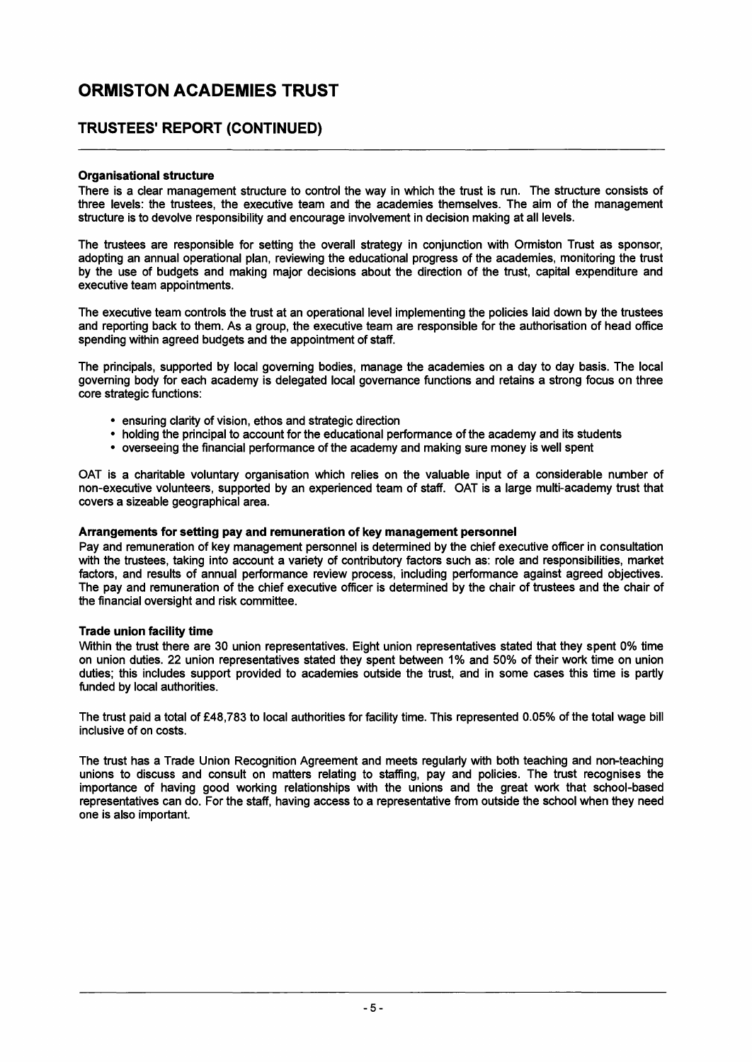# ORMISTON ACADEMIES TRUST

## TRUSTEES' REPORT (CONTINUED)

**Organisational structure**

There is a clear management structure to control the way in which the trust is run. The structure consists of three levels: the trustees, the executive team and the academies themselves. The aim of the management structure is to devolve responsibility and encourage involvement in decision making at all levels.

The trustees are responsible for setting the overall strategy in conjunction with Ormiston Trust as sponsor, adopting an annual operational plan, reviewing the educational progress of the academies, monitoring the trust by the use of budgets and making major decisions about the direction of the trust, capital expenditure and executive team appointments.

The executive team controls the trust at an operational level implementing the policies laid down by the trustees and reporting back to them. As a group, the executive team are responsible for the authorisation of head office spending within agreed budgets and the appointment of staff.

The principals, supported by local governing bodies, manage the academies on a day to day basis. The local governing body for each academy is delegated local governance functions and retains a strong focus on three core strategic functions:

- ensuring clarity of vision, ethos and strategic direction
- holding the principal to account for the educational performance of the academy and its students
- overseeing the financial performance of the academy and making sure money is well spent

OAT is a charitable voluntary organisation which relies on the valuable input of a considerable number of non-executive volunteers, supported by an experienced team of staff. OAT is a large multi-academy trust that covers a sizeable geographical area.

**Arrangements for setting pay and remuneration of key management personnel**

Pay and remuneration of key management personnel is determined by the chief executive officer in consultation with the trustees, taking into account a variety of contributory factors such as: role and responsibilities, market factors, and results of annual performance review process, including performance against agreed objectives. The pay and remuneration of the chief executive officer is determined by the chair of trustees and the chair of the financial oversight and risk committee.

**Trade union facility time**

Within the trust there are 30 union representatives. Eight union representatives stated that they spent 0% time on union duties. 22 union representatives stated they spent between 1% and 50% of their work time on union duties; this includes support provided to academies outside the trust, and in some cases this time is partly funded by local authorities.

The trust paid a total of £48,783 to local authorities for facility time. This represented 0.05% of the total wage bill inclusive of on costs.

The trust has a Trade Union Recognition Agreement and meets regularly with both teaching and non-teaching unions to discuss and consult on matters relating to staffing, pay and policies. The trust recognises the importance of having good working relationships with the unions and the great work that school-based representatives can do. For the staff, having access to a representative from outside the school when they need one is also important.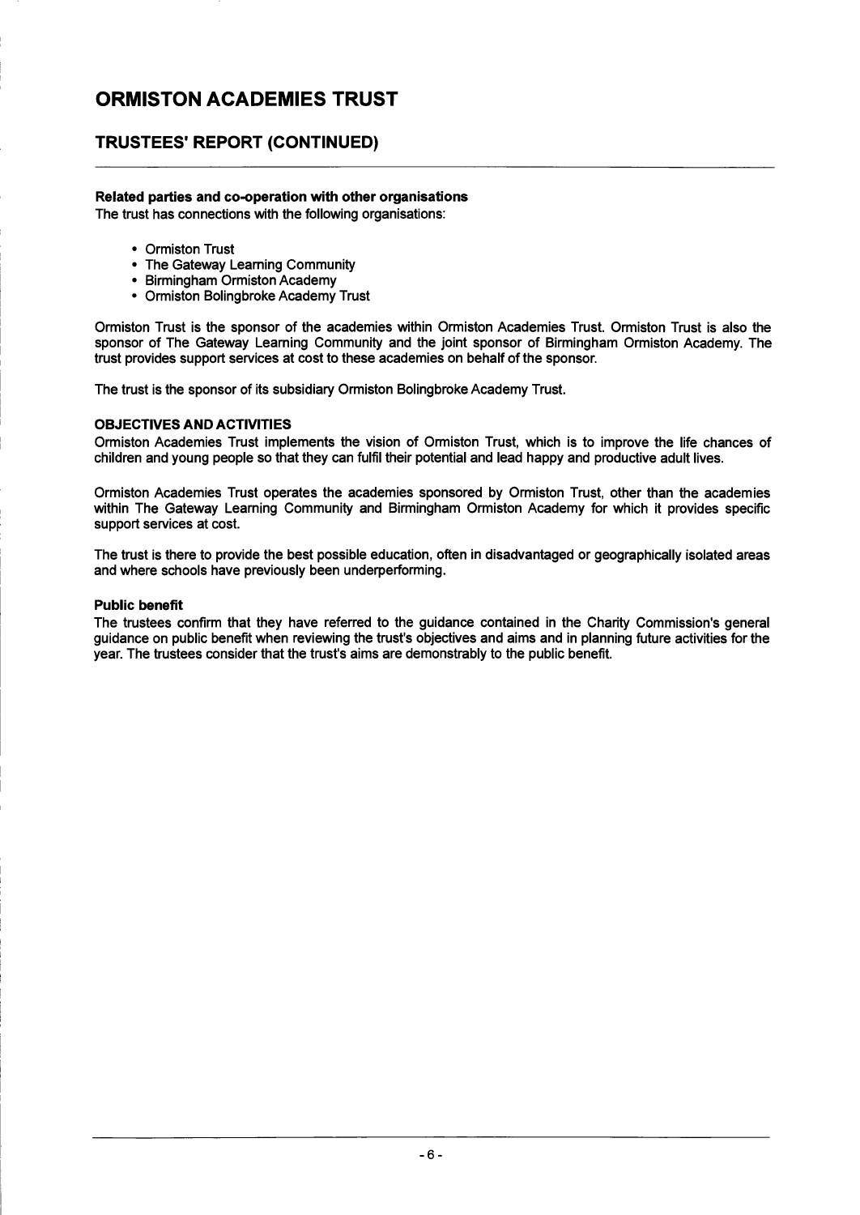# ORMISTON ACADEMIES TRUST

## TRUSTEES' REPORT (CONTINUED)

**Related parties and co-operation with other organisations**

The trust has connections with the following organisations:

- Ormiston Trust
- The Gateway Learning Community
- Birmingham Ormiston Academy
- Ormiston Bolingbroke Academy Trust

Ormiston Trust is the sponsor of the academies within Ormiston Academies Trust. Ormiston Trust is also the sponsor of The Gateway Learning Community and the joint sponsor of Birmingham Ormiston Academy. The trust provides support services at cost to these academies on behalf of the sponsor.

The trust is the sponsor of its subsidiary Ormiston Bolingbroke Academy Trust.

**OBJECTIVES AND ACTIVITIES**

Ormiston Academies Trust implements the vision of Ormiston Trust, which is to improve the life chances of children and young people so that they can fulfil their potential and lead happy and productive adult lives.

Ormiston Academies Trust operates the academies sponsored by Ormiston Trust, other than the academies within The Gateway Learning Community and Birmingham Ormiston Academy for which it provides specific support services at cost.

The trust is there to provide the best possible education, often in disadvantaged or geographically isolated areas and where schools have previously been underperforming.

**Public benefit**

The trustees confirm that they have referred to the guidance contained in the Charity Commission's general guidance on public benefit when reviewing the trust's objectives and aims and in planning future activities for the year. The trustees consider that the trust's aims are demonstrably to the public benefit.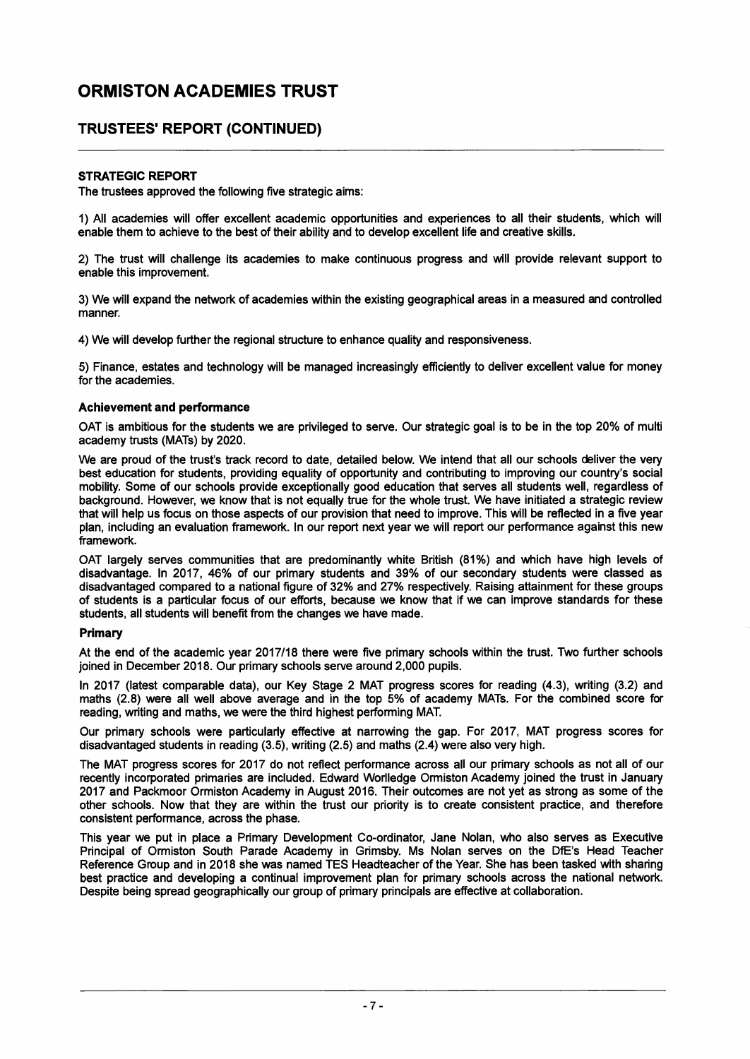# ORMISTON ACADEMIES TRUST

## TRUSTEES' REPORT (CONTINUED)

---

### STRATEGIC REPORT

The trustees approved the following five strategic aims:

1) All academies will offer excellent academic opportunities and experiences to all their students, which will enable them to achieve to the best of their ability and to develop excellent life and creative skills.

2) The trust will challenge its academies to make continuous progress and will provide relevant support to enable this improvement.

3) We will expand the network of academies within the existing geographical areas in a measured and controlled manner.

4) We will develop further the regional structure to enhance quality and responsiveness.

5) Finance, estates and technology will be managed increasingly efficiently to deliver excellent value for money for the academies.

#### Achievement and performance

OAT is ambitious for the students we are privileged to serve. Our strategic goal is to be in the top 20% of multi academy trusts (MATs) by 2020.

We are proud of the trust's track record to date, detailed below. We intend that all our schools deliver the very best education for students, providing equality of opportunity and contributing to improving our country's social mobility. Some of our schools provide exceptionally good education that serves all students well, regardless of background. However, we know that is not equally true for the whole trust. We have initiated a strategic review that will help us focus on those aspects of our provision that need to improve. This will be reflected in a five year plan, including an evaluation framework. In our report next year we will report our performance against this new framework.

OAT largely serves communities that are predominantly white British (81%) and which have high levels of disadvantage. In 2017, 46% of our primary students and 39% of our secondary students were classed as disadvantaged compared to a national figure of 32% and 27% respectively. Raising attainment for these groups of students is a particular focus of our efforts, because we know that if we can improve standards for these students, all students will benefit from the changes we have made.

#### Primary

At the end of the academic year 2017/18 there were five primary schools within the trust. Two further schools joined in December 2018. Our primary schools serve around 2,000 pupils.

In 2017 (latest comparable data), our Key Stage 2 MAT progress scores for reading (4.3), writing (3.2) and maths (2.8) were all well above average and in the top 5% of academy MATs. For the combined score for reading, writing and maths, we were the third highest performing MAT.

Our primary schools were particularly effective at narrowing the gap. For 2017, MAT progress scores for disadvantaged students in reading (3.5), writing (2.5) and maths (2.4) were also very high.

The MAT progress scores for 2017 do not reflect performance across all our primary schools as not all of our recently incorporated primaries are included. Edward Worlledge Ormiston Academy joined the trust in January 2017 and Packmoor Ormiston Academy in August 2016. Their outcomes are not yet as strong as some of the other schools. Now that they are within the trust our priority is to create consistent practice, and therefore consistent performance, across the phase.

This year we put in place a Primary Development Co-ordinator, Jane Nolan, who also serves as Executive Principal of Ormiston South Parade Academy in Grimsby. Ms Nolan serves on the DfE's Head Teacher Reference Group and in 2018 she was named TES Headteacher of the Year. She has been tasked with sharing best practice and developing a continual improvement plan for primary schools across the national network. Despite being spread geographically our group of primary principals are effective at collaboration.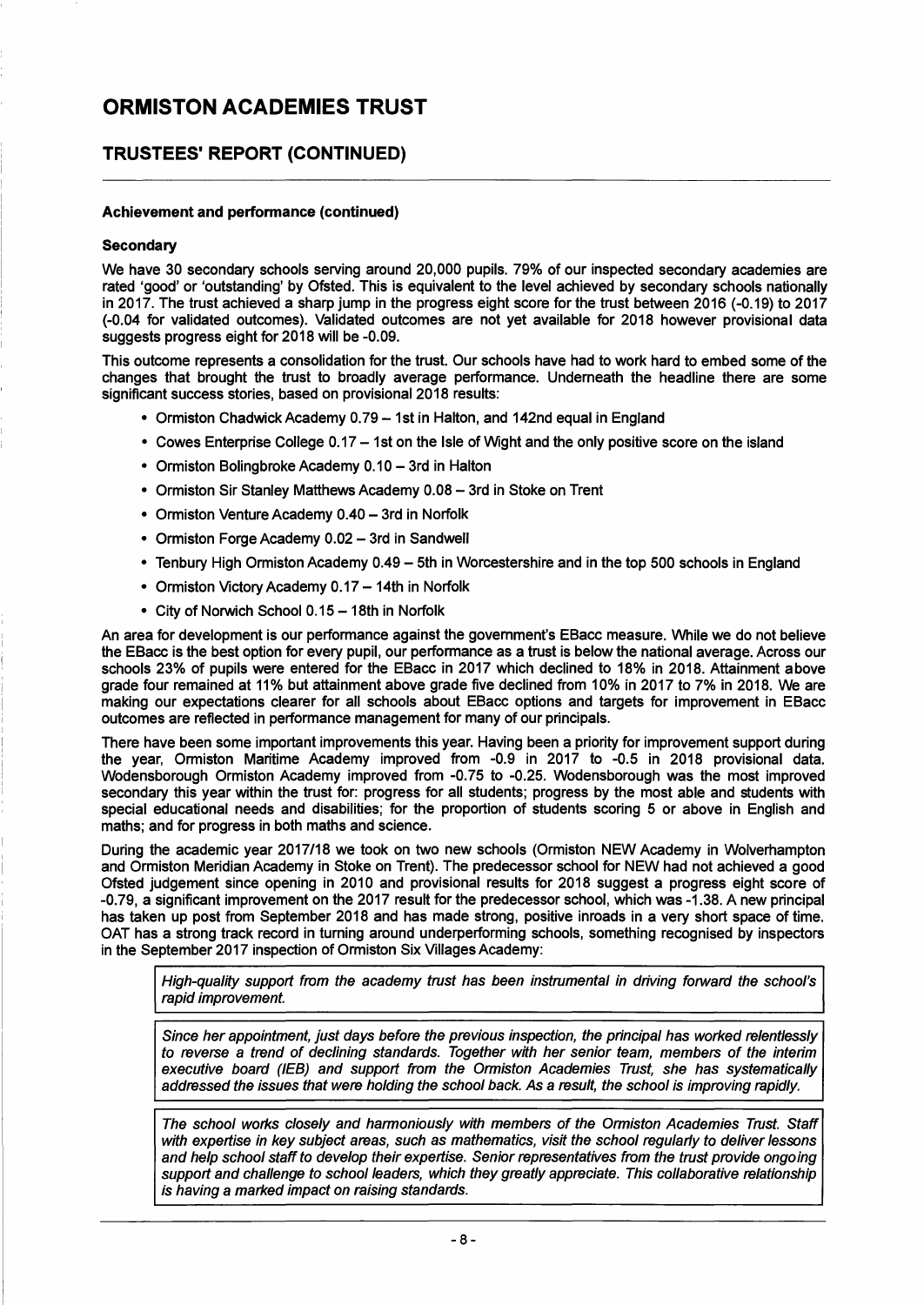# ORMISTON ACADEMIES TRUST

## TRUSTEES' REPORT (CONTINUED)

### Achievement and performance (continued)

#### Secondary

We have 30 secondary schools serving around 20,000 pupils. 79% of our inspected secondary academies are rated 'good' or 'outstanding' by Ofsted. This is equivalent to the level achieved by secondary schools nationally in 2017. The trust achieved a sharp jump in the progress eight score for the trust between 2016 (-0.19) to 2017 (-0.04 for validated outcomes). Validated outcomes are not yet available for 2018 however provisional data suggests progress eight for 2018 will be -0.09.

This outcome represents a consolidation for the trust. Our schools have had to work hard to embed some of the changes that brought the trust to broadly average performance. Underneath the headline there are some significant success stories, based on provisional 2018 results:

- Ormiston Chadwick Academy 0.79 – 1st in Halton, and 142nd equal in England
- Cowes Enterprise College 0.17 – 1st on the Isle of Wight and the only positive score on the island
- Ormiston Bolingbroke Academy 0.10 – 3rd in Halton
- Ormiston Sir Stanley Matthews Academy 0.08 – 3rd in Stoke on Trent
- Ormiston Venture Academy 0.40 – 3rd in Norfolk
- Ormiston Forge Academy 0.02 – 3rd in Sandwell
- Tenbury High Ormiston Academy 0.49 – 5th in Worcestershire and in the top 500 schools in England
- Ormiston Victory Academy 0.17 – 14th in Norfolk
- City of Norwich School 0.15 – 18th in Norfolk

An area for development is our performance against the government's EBacc measure. While we do not believe the EBacc is the best option for every pupil, our performance as a trust is below the national average. Across our schools 23% of pupils were entered for the EBacc in 2017 which declined to 18% in 2018. Attainment above grade four remained at 11% but attainment above grade five declined from 10% in 2017 to 7% in 2018. We are making our expectations clearer for all schools about EBacc options and targets for improvement in EBacc outcomes are reflected in performance management for many of our principals.

There have been some important improvements this year. Having been a priority for improvement support during the year, Ormiston Maritime Academy improved from -0.9 in 2017 to -0.5 in 2018 provisional data. Wodensborough Ormiston Academy improved from -0.75 to -0.25. Wodensborough was the most improved secondary this year within the trust for: progress for all students; progress by the most able and students with special educational needs and disabilities; for the proportion of students scoring 5 or above in English and maths; and for progress in both maths and science.

During the academic year 2017/18 we took on two new schools (Ormiston NEW Academy in Wolverhampton and Ormiston Meridian Academy in Stoke on Trent). The predecessor school for NEW had not achieved a good Ofsted judgement since opening in 2010 and provisional results for 2018 suggest a progress eight score of -0.79, a significant improvement on the 2017 result for the predecessor school, which was -1.38. A new principal has taken up post from September 2018 and has made strong, positive inroads in a very short space of time. OAT has a strong track record in turning around underperforming schools, something recognised by inspectors in the September 2017 inspection of Ormiston Six Villages Academy:

> *High-quality support from the academy trust has been instrumental in driving forward the school's rapid improvement.*

> *Since her appointment, just days before the previous inspection, the principal has worked relentlessly to reverse a trend of declining standards. Together with her senior team, members of the interim executive board (IEB) and support from the Ormiston Academies Trust, she has systematically addressed the issues that were holding the school back. As a result, the school is improving rapidly.*

> *The school works closely and harmoniously with members of the Ormiston Academies Trust. Staff with expertise in key subject areas, such as mathematics, visit the school regularly to deliver lessons and help school staff to develop their expertise. Senior representatives from the trust provide ongoing support and challenge to school leaders, which they greatly appreciate. This collaborative relationship is having a marked impact on raising standards.*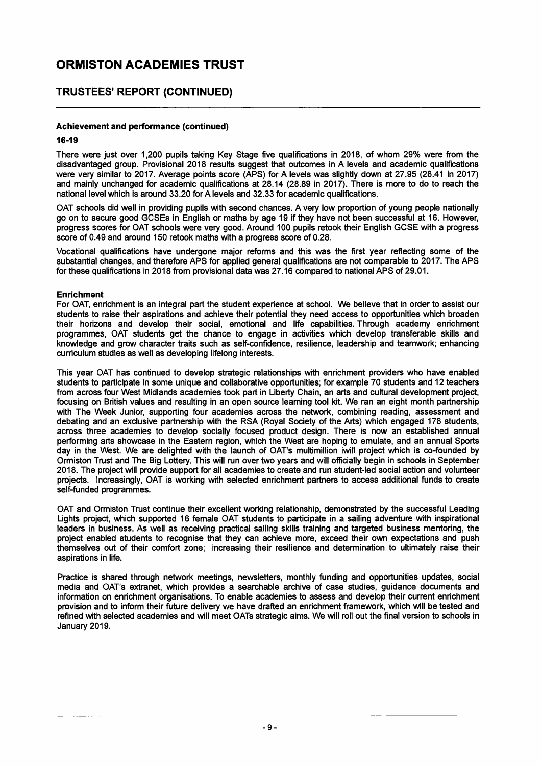# ORMISTON ACADEMIES TRUST

## TRUSTEES' REPORT (CONTINUED)

**Achievement and performance (continued)**

**16-19**

There were just over 1,200 pupils taking Key Stage five qualifications in 2018, of whom 29% were from the disadvantaged group. Provisional 2018 results suggest that outcomes in A levels and academic qualifications were very similar to 2017. Average points score (APS) for A levels was slightly down at 27.95 (28.41 in 2017) and mainly unchanged for academic qualifications at 28.14 (28.89 in 2017). There is more to do to reach the national level which is around 33.20 for A levels and 32.33 for academic qualifications.

OAT schools did well in providing pupils with second chances. A very low proportion of young people nationally go on to secure good GCSEs in English or maths by age 19 if they have not been successful at 16. However, progress scores for OAT schools were very good. Around 100 pupils retook their English GCSE with a progress score of 0.49 and around 150 retook maths with a progress score of 0.28.

Vocational qualifications have undergone major reforms and this was the first year reflecting some of the substantial changes, and therefore APS for applied general qualifications are not comparable to 2017. The APS for these qualifications in 2018 from provisional data was 27.16 compared to national APS of 29.01.

**Enrichment**

For OAT, enrichment is an integral part the student experience at school. We believe that in order to assist our students to raise their aspirations and achieve their potential they need access to opportunities which broaden their horizons and develop their social, emotional and life capabilities. Through academy enrichment programmes, OAT students get the chance to engage in activities which develop transferable skills and knowledge and grow character traits such as self-confidence, resilience, leadership and teamwork; enhancing curriculum studies as well as developing lifelong interests.

This year OAT has continued to develop strategic relationships with enrichment providers who have enabled students to participate in some unique and collaborative opportunities; for example 70 students and 12 teachers from across four West Midlands academies took part in Liberty Chain, an arts and cultural development project, focusing on British values and resulting in an open source learning tool kit. We ran an eight month partnership with The Week Junior, supporting four academies across the network, combining reading, assessment and debating and an exclusive partnership with the RSA (Royal Society of the Arts) which engaged 178 students, across three academies to develop socially focused product design. There is now an established annual performing arts showcase in the Eastern region, which the West are hoping to emulate, and an annual Sports day in the West. We are delighted with the launch of OAT's multimillion iwill project which is co-founded by Ormiston Trust and The Big Lottery. This will run over two years and will officially begin in schools in September 2018. The project will provide support for all academies to create and run student-led social action and volunteer projects. Increasingly, OAT is working with selected enrichment partners to access additional funds to create self-funded programmes.

OAT and Ormiston Trust continue their excellent working relationship, demonstrated by the successful Leading Lights project, which supported 16 female OAT students to participate in a sailing adventure with inspirational leaders in business. As well as receiving practical sailing skills training and targeted business mentoring, the project enabled students to recognise that they can achieve more, exceed their own expectations and push themselves out of their comfort zone; increasing their resilience and determination to ultimately raise their aspirations in life.

Practice is shared through network meetings, newsletters, monthly funding and opportunities updates, social media and OAT's extranet, which provides a searchable archive of case studies, guidance documents and information on enrichment organisations. To enable academies to assess and develop their current enrichment provision and to inform their future delivery we have drafted an enrichment framework, which will be tested and refined with selected academies and will meet OATs strategic aims. We will roll out the final version to schools in January 2019.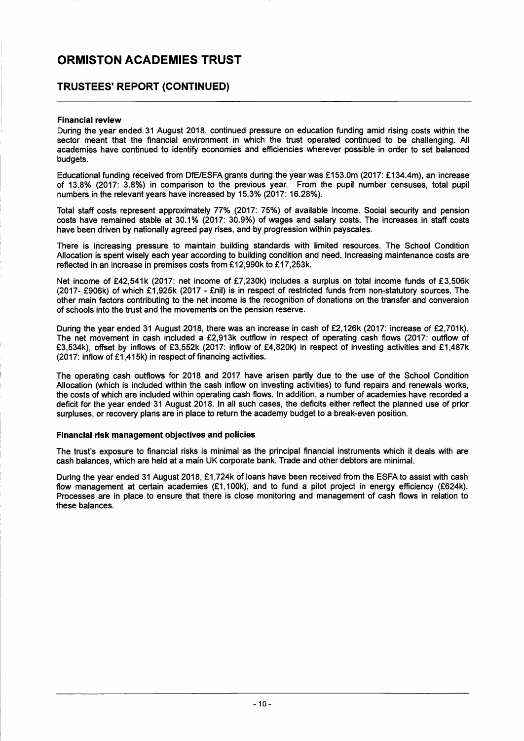# ORMISTON ACADEMIES TRUST

## TRUSTEES' REPORT (CONTINUED)

### Financial review

During the year ended 31 August 2018, continued pressure on education funding amid rising costs within the sector meant that the financial environment in which the trust operated continued to be challenging. All academies have continued to identify economies and efficiencies wherever possible in order to set balanced budgets.

Educational funding received from DfE/ESFA grants during the year was £153.0m (2017: £134.4m), an increase of 13.8% (2017: 3.8%) in comparison to the previous year. From the pupil number censuses, total pupil numbers in the relevant years have increased by 15.3% (2017: 16.28%).

Total staff costs represent approximately 77% (2017: 75%) of available income. Social security and pension costs have remained stable at 30.1% (2017: 30.9%) of wages and salary costs. The increases in staff costs have been driven by nationally agreed pay rises, and by progression within payscales.

There is increasing pressure to maintain building standards with limited resources. The School Condition Allocation is spent wisely each year according to building condition and need. Increasing maintenance costs are reflected in an increase in premises costs from £12,990k to £17,253k.

Net income of £42,541k (2017: net income of £7,230k) includes a surplus on total income funds of £3,506k (2017- £906k) of which £1,925k (2017 - £nil) is in respect of restricted funds from non-statutory sources. The other main factors contributing to the net income is the recognition of donations on the transfer and conversion of schools into the trust and the movements on the pension reserve.

During the year ended 31 August 2018, there was an increase in cash of £2,126k (2017: increase of £2,701k). The net movement in cash included a £2,913k outflow in respect of operating cash flows (2017: outflow of £3,534k), offset by inflows of £3,552k (2017: inflow of £4,820k) in respect of investing activities and £1,487k (2017: inflow of £1,415k) in respect of financing activities.

The operating cash outflows for 2018 and 2017 have arisen partly due to the use of the School Condition Allocation (which is included within the cash inflow on investing activities) to fund repairs and renewals works, the costs of which are included within operating cash flows. In addition, a number of academies have recorded a deficit for the year ended 31 August 2018. In all such cases, the deficits either reflect the planned use of prior surpluses, or recovery plans are in place to return the academy budget to a break-even position.

### Financial risk management objectives and policies

The trust's exposure to financial risks is minimal as the principal financial instruments which it deals with are cash balances, which are held at a main UK corporate bank. Trade and other debtors are minimal.

During the year ended 31 August 2018, £1,724k of loans have been received from the ESFA to assist with cash flow management at certain academies (£1,100k), and to fund a pilot project in energy efficiency (£624k). Processes are in place to ensure that there is close monitoring and management of cash flows in relation to these balances.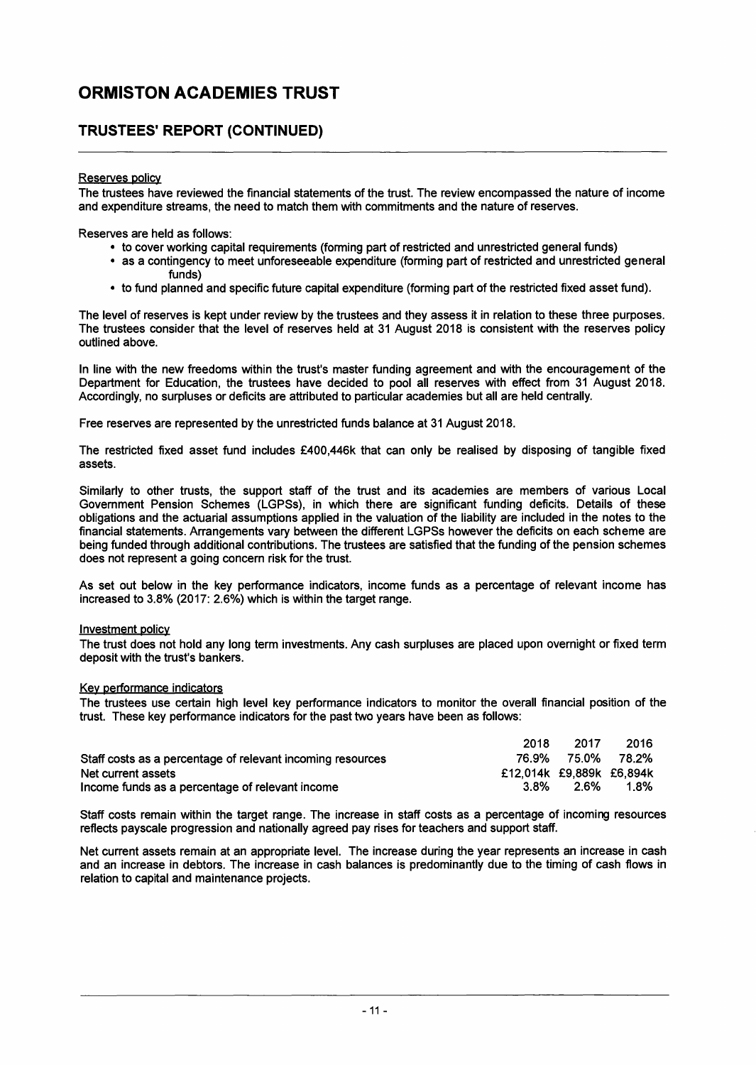# ORMISTON ACADEMIES TRUST

## TRUSTEES' REPORT (CONTINUED)

### Reserves policy

The trustees have reviewed the financial statements of the trust. The review encompassed the nature of income and expenditure streams, the need to match them with commitments and the nature of reserves.

Reserves are held as follows:

- to cover working capital requirements (forming part of restricted and unrestricted general funds)
- as a contingency to meet unforeseeable expenditure (forming part of restricted and unrestricted general funds)
- to fund planned and specific future capital expenditure (forming part of the restricted fixed asset fund).

The level of reserves is kept under review by the trustees and they assess it in relation to these three purposes. The trustees consider that the level of reserves held at 31 August 2018 is consistent with the reserves policy outlined above.

In line with the new freedoms within the trust's master funding agreement and with the encouragement of the Department for Education, the trustees have decided to pool all reserves with effect from 31 August 2018. Accordingly, no surpluses or deficits are attributed to particular academies but all are held centrally.

Free reserves are represented by the unrestricted funds balance at 31 August 2018.

The restricted fixed asset fund includes £400,446k that can only be realised by disposing of tangible fixed assets.

Similarly to other trusts, the support staff of the trust and its academies are members of various Local Government Pension Schemes (LGPSs), in which there are significant funding deficits. Details of these obligations and the actuarial assumptions applied in the valuation of the liability are included in the notes to the financial statements. Arrangements vary between the different LGPSs however the deficits on each scheme are being funded through additional contributions. The trustees are satisfied that the funding of the pension schemes does not represent a going concern risk for the trust.

As set out below in the key performance indicators, income funds as a percentage of relevant income has increased to 3.8% (2017: 2.6%) which is within the target range.

### Investment policy

The trust does not hold any long term investments. Any cash surpluses are placed upon overnight or fixed term deposit with the trust's bankers.

### Key performance indicators

The trustees use certain high level key performance indicators to monitor the overall financial position of the trust. These key performance indicators for the past two years have been as follows:

| | 2018 | 2017 | 2016 |
|---|---|---|---|
| Staff costs as a percentage of relevant incoming resources | 76.9% | 75.0% | 78.2% |
| Net current assets | £12,014k | £9,889k | £6,894k |
| Income funds as a percentage of relevant income | 3.8% | 2.6% | 1.8% |

Staff costs remain within the target range. The increase in staff costs as a percentage of incoming resources reflects payscale progression and nationally agreed pay rises for teachers and support staff.

Net current assets remain at an appropriate level. The increase during the year represents an increase in cash and an increase in debtors. The increase in cash balances is predominantly due to the timing of cash flows in relation to capital and maintenance projects.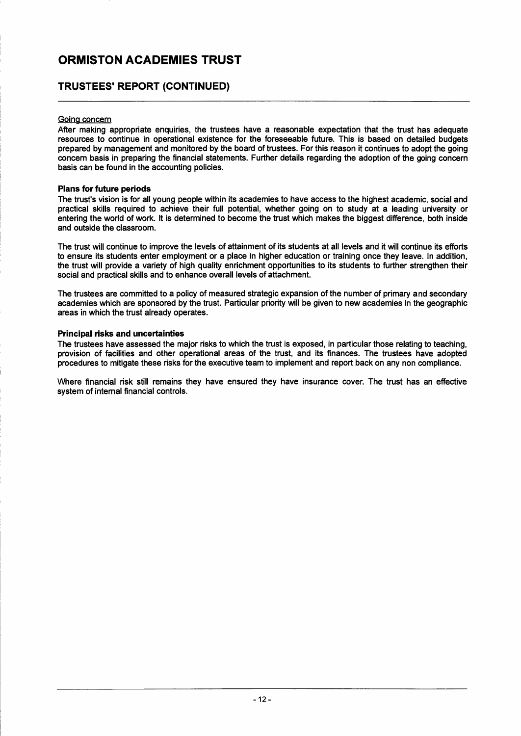# ORMISTON ACADEMIES TRUST

## TRUSTEES' REPORT (CONTINUED)

Going concern

After making appropriate enquiries, the trustees have a reasonable expectation that the trust has adequate resources to continue in operational existence for the foreseeable future. This is based on detailed budgets prepared by management and monitored by the board of trustees. For this reason it continues to adopt the going concern basis in preparing the financial statements. Further details regarding the adoption of the going concern basis can be found in the accounting policies.

### Plans for future periods

The trust's vision is for all young people within its academies to have access to the highest academic, social and practical skills required to achieve their full potential, whether going on to study at a leading university or entering the world of work. It is determined to become the trust which makes the biggest difference, both inside and outside the classroom.

The trust will continue to improve the levels of attainment of its students at all levels and it will continue its efforts to ensure its students enter employment or a place in higher education or training once they leave. In addition, the trust will provide a variety of high quality enrichment opportunities to its students to further strengthen their social and practical skills and to enhance overall levels of attachment.

The trustees are committed to a policy of measured strategic expansion of the number of primary and secondary academies which are sponsored by the trust. Particular priority will be given to new academies in the geographic areas in which the trust already operates.

### Principal risks and uncertainties

The trustees have assessed the major risks to which the trust is exposed, in particular those relating to teaching, provision of facilities and other operational areas of the trust, and its finances. The trustees have adopted procedures to mitigate these risks for the executive team to implement and report back on any non compliance.

Where financial risk still remains they have ensured they have insurance cover. The trust has an effective system of internal financial controls.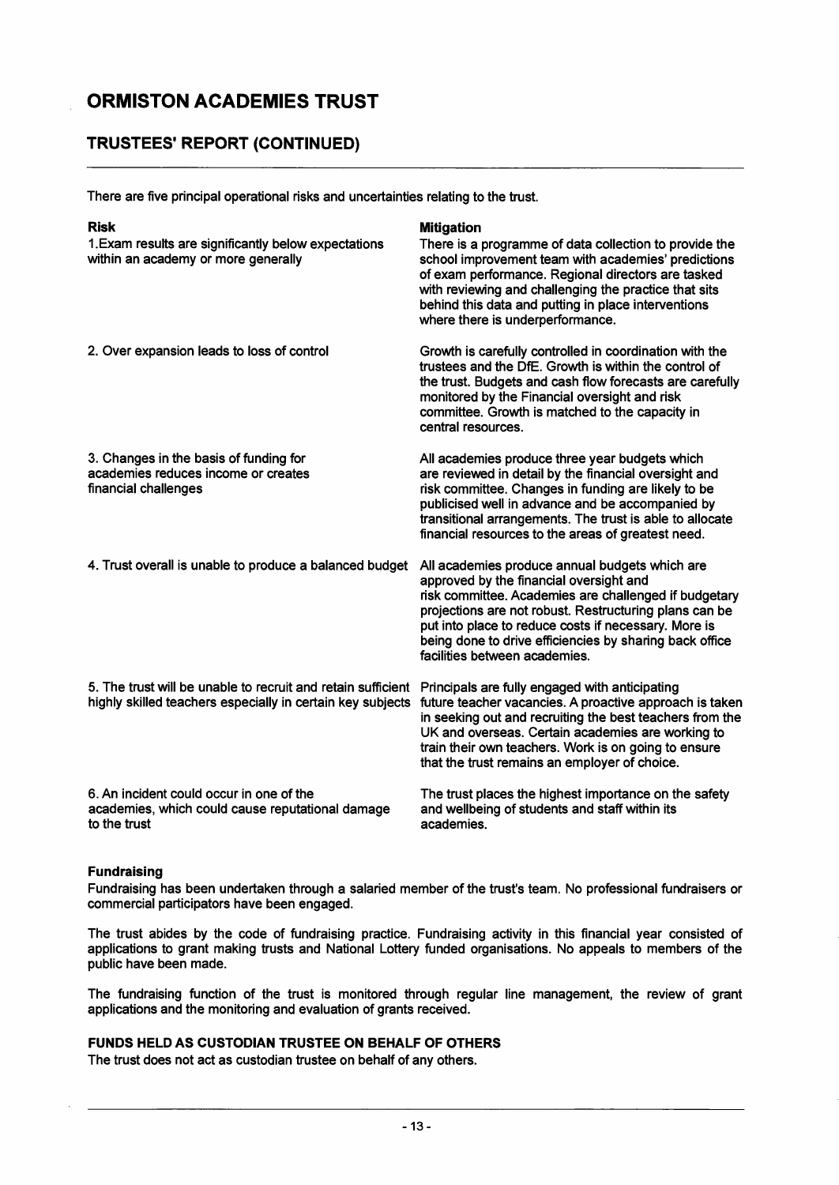# ORMISTON ACADEMIES TRUST

## TRUSTEES' REPORT (CONTINUED)

There are five principal operational risks and uncertainties relating to the trust.

| Risk | Mitigation |
|---|---|
| 1.Exam results are significantly below expectations within an academy or more generally | There is a programme of data collection to provide the school improvement team with academies' predictions of exam performance. Regional directors are tasked with reviewing and challenging the practice that sits behind this data and putting in place interventions where there is underperformance. |
| 2. Over expansion leads to loss of control | Growth is carefully controlled in coordination with the trustees and the DfE. Growth is within the control of the trust. Budgets and cash flow forecasts are carefully monitored by the Financial oversight and risk committee. Growth is matched to the capacity in central resources. |
| 3. Changes in the basis of funding for academies reduces income or creates financial challenges | All academies produce three year budgets which are reviewed in detail by the financial oversight and risk committee. Changes in funding are likely to be publicised well in advance and be accompanied by transitional arrangements. The trust is able to allocate financial resources to the areas of greatest need. |
| 4. Trust overall is unable to produce a balanced budget | All academies produce annual budgets which are approved by the financial oversight and risk committee. Academies are challenged if budgetary projections are not robust. Restructuring plans can be put into place to reduce costs if necessary. More is being done to drive efficiencies by sharing back office facilities between academies. |
| 5. The trust will be unable to recruit and retain sufficient highly skilled teachers especially in certain key subjects | Principals are fully engaged with anticipating future teacher vacancies. A proactive approach is taken in seeking out and recruiting the best teachers from the UK and overseas. Certain academies are working to train their own teachers. Work is on going to ensure that the trust remains an employer of choice. |
| 6. An incident could occur in one of the academies, which could cause reputational damage to the trust | The trust places the highest importance on the safety and wellbeing of students and staff within its academies. |

### Fundraising

Fundraising has been undertaken through a salaried member of the trust's team. No professional fundraisers or commercial participators have been engaged.

The trust abides by the code of fundraising practice. Fundraising activity in this financial year consisted of applications to grant making trusts and National Lottery funded organisations. No appeals to members of the public have been made.

The fundraising function of the trust is monitored through regular line management, the review of grant applications and the monitoring and evaluation of grants received.

### FUNDS HELD AS CUSTODIAN TRUSTEE ON BEHALF OF OTHERS

The trust does not act as custodian trustee on behalf of any others.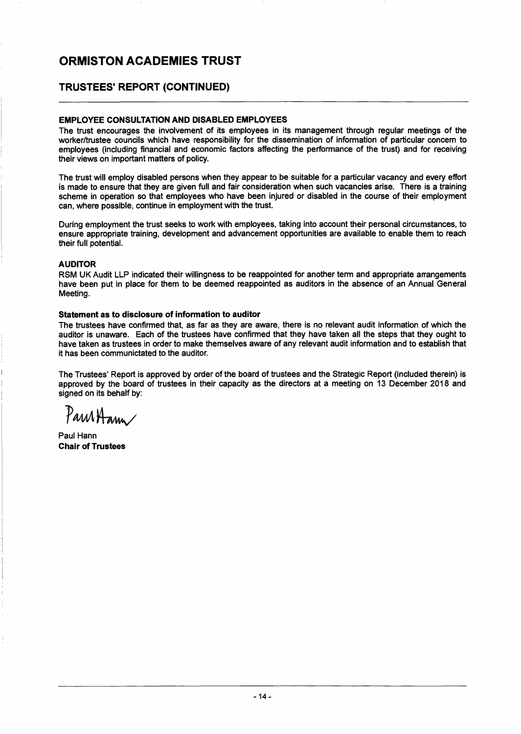# ORMISTON ACADEMIES TRUST

## TRUSTEES' REPORT (CONTINUED)

### EMPLOYEE CONSULTATION AND DISABLED EMPLOYEES

The trust encourages the involvement of its employees in its management through regular meetings of the worker/trustee councils which have responsibility for the dissemination of information of particular concern to employees (including financial and economic factors affecting the performance of the trust) and for receiving their views on important matters of policy.

The trust will employ disabled persons when they appear to be suitable for a particular vacancy and every effort is made to ensure that they are given full and fair consideration when such vacancies arise. There is a training scheme in operation so that employees who have been injured or disabled in the course of their employment can, where possible, continue in employment with the trust.

During employment the trust seeks to work with employees, taking into account their personal circumstances, to ensure appropriate training, development and advancement opportunities are available to enable them to reach their full potential.

### AUDITOR

RSM UK Audit LLP indicated their willingness to be reappointed for another term and appropriate arrangements have been put in place for them to be deemed reappointed as auditors in the absence of an Annual General Meeting.

#### Statement as to disclosure of information to auditor

The trustees have confirmed that, as far as they are aware, there is no relevant audit information of which the auditor is unaware. Each of the trustees have confirmed that they have taken all the steps that they ought to have taken as trustees in order to make themselves aware of any relevant audit information and to establish that it has been communictated to the auditor.

The Trustees' Report is approved by order of the board of trustees and the Strategic Report (included therein) is approved by the board of trustees in their capacity as the directors at a meeting on 13 December 2018 and signed on its behalf by:

Paul Hann

Paul Hann
**Chair of Trustees**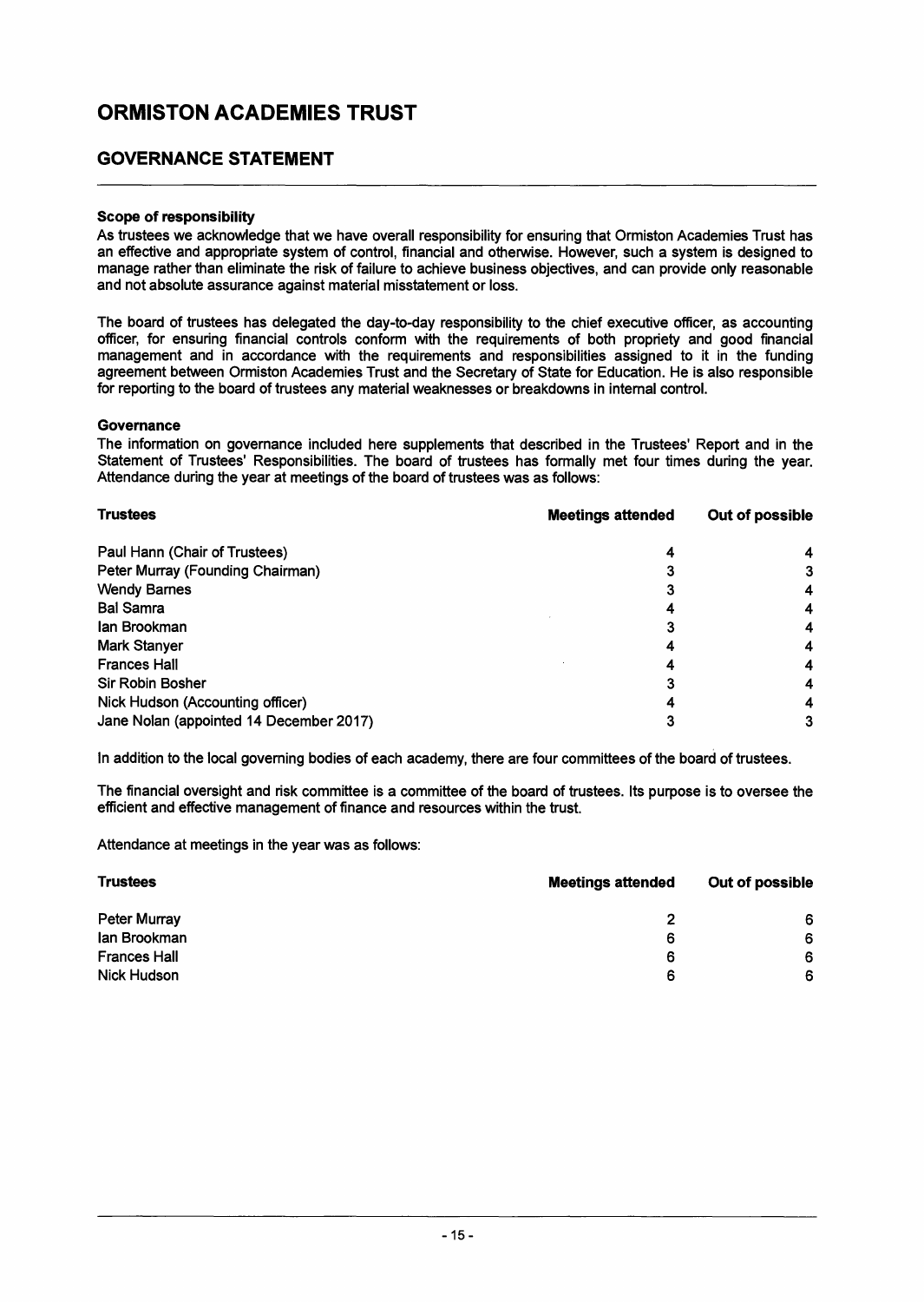# ORMISTON ACADEMIES TRUST

## GOVERNANCE STATEMENT

**Scope of responsibility**

As trustees we acknowledge that we have overall responsibility for ensuring that Ormiston Academies Trust has an effective and appropriate system of control, financial and otherwise. However, such a system is designed to manage rather than eliminate the risk of failure to achieve business objectives, and can provide only reasonable and not absolute assurance against material misstatement or loss.

The board of trustees has delegated the day-to-day responsibility to the chief executive officer, as accounting officer, for ensuring financial controls conform with the requirements of both propriety and good financial management and in accordance with the requirements and responsibilities assigned to it in the funding agreement between Ormiston Academies Trust and the Secretary of State for Education. He is also responsible for reporting to the board of trustees any material weaknesses or breakdowns in internal control.

**Governance**

The information on governance included here supplements that described in the Trustees' Report and in the Statement of Trustees' Responsibilities. The board of trustees has formally met four times during the year. Attendance during the year at meetings of the board of trustees was as follows:

| Trustees | Meetings attended | Out of possible |
|---|---|---|
| Paul Hann (Chair of Trustees) | 4 | 4 |
| Peter Murray (Founding Chairman) | 3 | 3 |
| Wendy Barnes | 3 | 4 |
| Bal Samra | 4 | 4 |
| Ian Brookman | 3 | 4 |
| Mark Stanyer | 4 | 4 |
| Frances Hall | 4 | 4 |
| Sir Robin Bosher | 3 | 4 |
| Nick Hudson (Accounting officer) | 4 | 4 |
| Jane Nolan (appointed 14 December 2017) | 3 | 3 |

In addition to the local governing bodies of each academy, there are four committees of the board of trustees.

The financial oversight and risk committee is a committee of the board of trustees. Its purpose is to oversee the efficient and effective management of finance and resources within the trust.

Attendance at meetings in the year was as follows:

| Trustees | Meetings attended | Out of possible |
|---|---|---|
| Peter Murray | 2 | 6 |
| Ian Brookman | 6 | 6 |
| Frances Hall | 6 | 6 |
| Nick Hudson | 6 | 6 |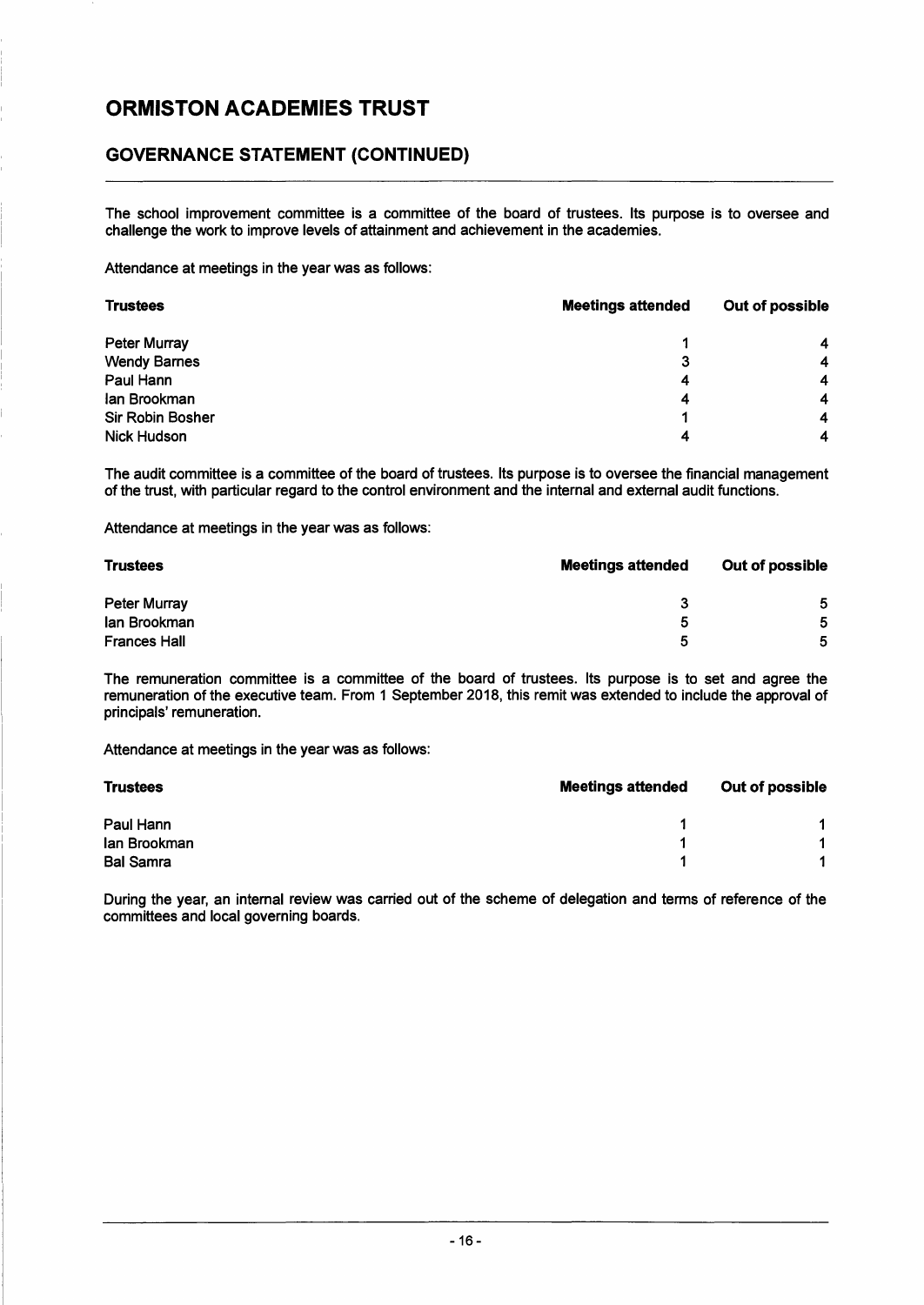# ORMISTON ACADEMIES TRUST

## GOVERNANCE STATEMENT (CONTINUED)

The school improvement committee is a committee of the board of trustees. Its purpose is to oversee and challenge the work to improve levels of attainment and achievement in the academies.

Attendance at meetings in the year was as follows:

| Trustees | Meetings attended | Out of possible |
|---|---|---|
| Peter Murray | 1 | 4 |
| Wendy Barnes | 3 | 4 |
| Paul Hann | 4 | 4 |
| Ian Brookman | 4 | 4 |
| Sir Robin Bosher | 1 | 4 |
| Nick Hudson | 4 | 4 |

The audit committee is a committee of the board of trustees. Its purpose is to oversee the financial management of the trust, with particular regard to the control environment and the internal and external audit functions.

Attendance at meetings in the year was as follows:

| Trustees | Meetings attended | Out of possible |
|---|---|---|
| Peter Murray | 3 | 5 |
| Ian Brookman | 5 | 5 |
| Frances Hall | 5 | 5 |

The remuneration committee is a committee of the board of trustees. Its purpose is to set and agree the remuneration of the executive team. From 1 September 2018, this remit was extended to include the approval of principals' remuneration.

Attendance at meetings in the year was as follows:

| Trustees | Meetings attended | Out of possible |
|---|---|---|
| Paul Hann | 1 | 1 |
| Ian Brookman | 1 | 1 |
| Bal Samra | 1 | 1 |

During the year, an internal review was carried out of the scheme of delegation and terms of reference of the committees and local governing boards.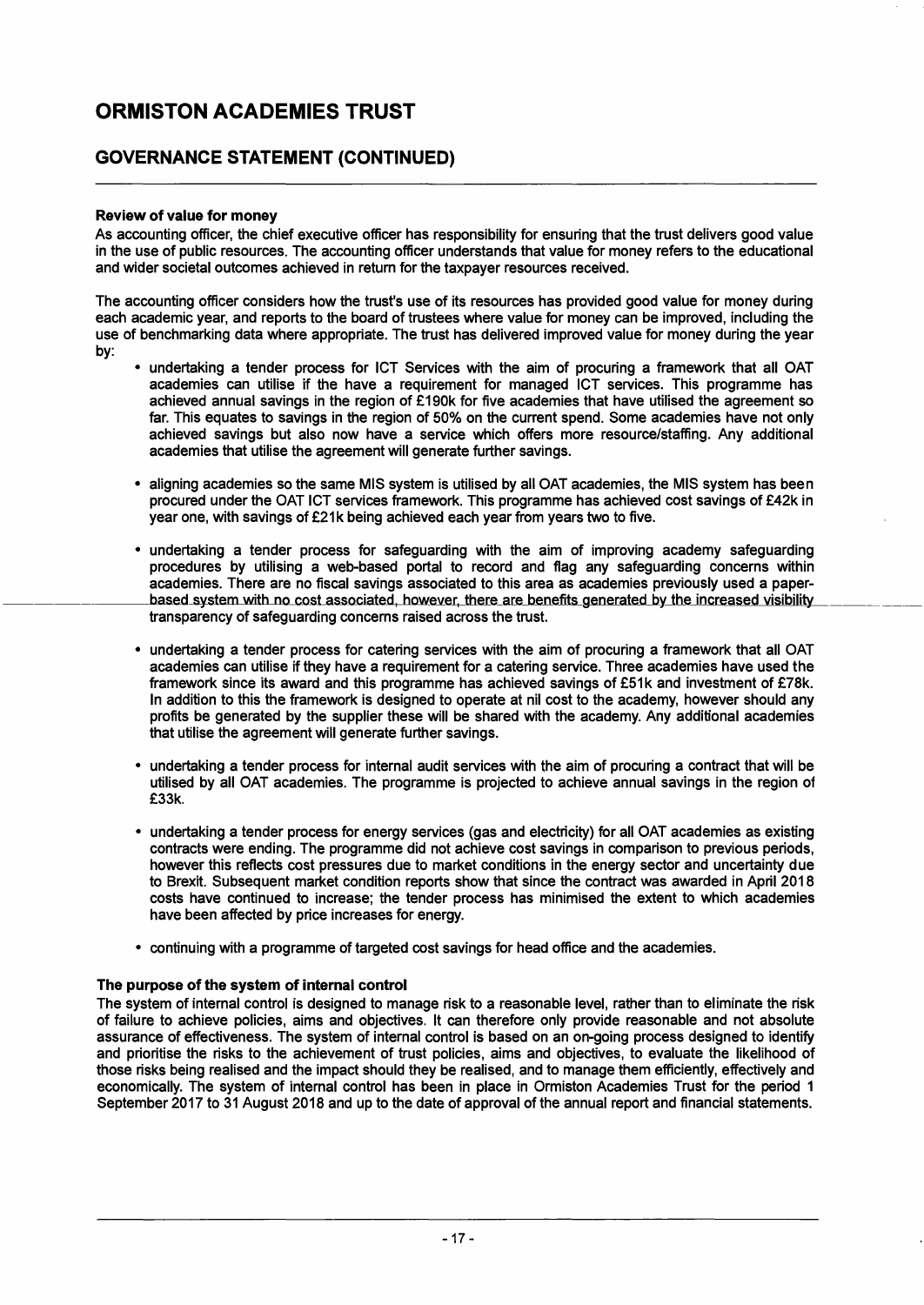# ORMISTON ACADEMIES TRUST

## GOVERNANCE STATEMENT (CONTINUED)

**Review of value for money**

As accounting officer, the chief executive officer has responsibility for ensuring that the trust delivers good value in the use of public resources. The accounting officer understands that value for money refers to the educational and wider societal outcomes achieved in return for the taxpayer resources received.

The accounting officer considers how the trust's use of its resources has provided good value for money during each academic year, and reports to the board of trustees where value for money can be improved, including the use of benchmarking data where appropriate. The trust has delivered improved value for money during the year by:

- undertaking a tender process for ICT Services with the aim of procuring a framework that all OAT academies can utilise if the have a requirement for managed ICT services. This programme has achieved annual savings in the region of £190k for five academies that have utilised the agreement so far. This equates to savings in the region of 50% on the current spend. Some academies have not only achieved savings but also now have a service which offers more resource/staffing. Any additional academies that utilise the agreement will generate further savings.

- aligning academies so the same MIS system is utilised by all OAT academies, the MIS system has been procured under the OAT ICT services framework. This programme has achieved cost savings of £42k in year one, with savings of £21k being achieved each year from years two to five.

- undertaking a tender process for safeguarding with the aim of improving academy safeguarding procedures by utilising a web-based portal to record and flag any safeguarding concerns within academies. There are no fiscal savings associated to this area as academies previously used a paper-based system with no cost associated, however, there are benefits generated by the increased visibility transparency of safeguarding concerns raised across the trust.

- undertaking a tender process for catering services with the aim of procuring a framework that all OAT academies can utilise if they have a requirement for a catering service. Three academies have used the framework since its award and this programme has achieved savings of £51k and investment of £78k. In addition to this the framework is designed to operate at nil cost to the academy, however should any profits be generated by the supplier these will be shared with the academy. Any additional academies that utilise the agreement will generate further savings.

- undertaking a tender process for internal audit services with the aim of procuring a contract that will be utilised by all OAT academies. The programme is projected to achieve annual savings in the region of £33k.

- undertaking a tender process for energy services (gas and electricity) for all OAT academies as existing contracts were ending. The programme did not achieve cost savings in comparison to previous periods, however this reflects cost pressures due to market conditions in the energy sector and uncertainty due to Brexit. Subsequent market condition reports show that since the contract was awarded in April 2018 costs have continued to increase; the tender process has minimised the extent to which academies have been affected by price increases for energy.

- continuing with a programme of targeted cost savings for head office and the academies.

**The purpose of the system of internal control**

The system of internal control is designed to manage risk to a reasonable level, rather than to eliminate the risk of failure to achieve policies, aims and objectives. It can therefore only provide reasonable and not absolute assurance of effectiveness. The system of internal control is based on an on-going process designed to identify and prioritise the risks to the achievement of trust policies, aims and objectives, to evaluate the likelihood of those risks being realised and the impact should they be realised, and to manage them efficiently, effectively and economically. The system of internal control has been in place in Ormiston Academies Trust for the period 1 September 2017 to 31 August 2018 and up to the date of approval of the annual report and financial statements.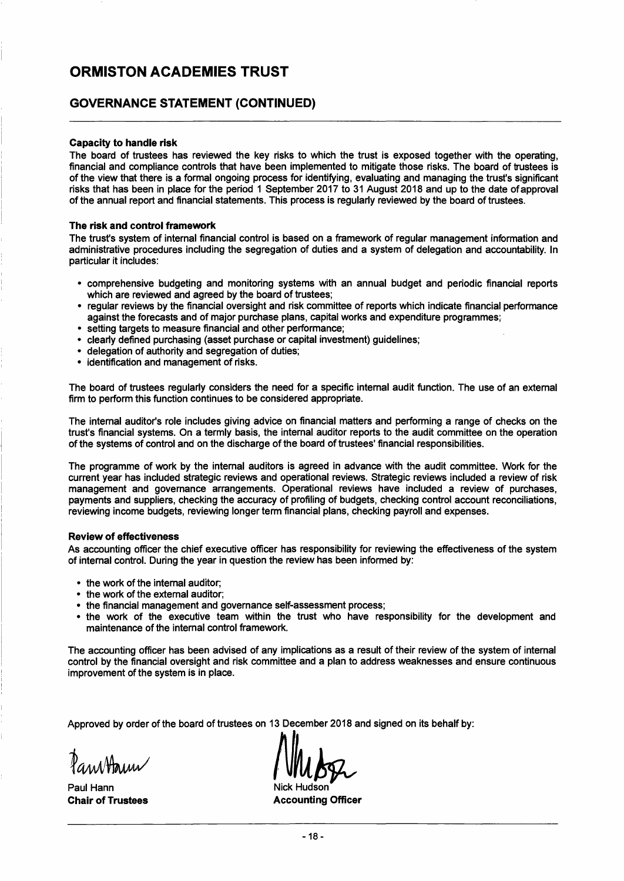# ORMISTON ACADEMIES TRUST

## GOVERNANCE STATEMENT (CONTINUED)

### Capacity to handle risk

The board of trustees has reviewed the key risks to which the trust is exposed together with the operating, financial and compliance controls that have been implemented to mitigate those risks. The board of trustees is of the view that there is a formal ongoing process for identifying, evaluating and managing the trust's significant risks that has been in place for the period 1 September 2017 to 31 August 2018 and up to the date of approval of the annual report and financial statements. This process is regularly reviewed by the board of trustees.

### The risk and control framework

The trust's system of internal financial control is based on a framework of regular management information and administrative procedures including the segregation of duties and a system of delegation and accountability. In particular it includes:

- comprehensive budgeting and monitoring systems with an annual budget and periodic financial reports which are reviewed and agreed by the board of trustees;
- regular reviews by the financial oversight and risk committee of reports which indicate financial performance against the forecasts and of major purchase plans, capital works and expenditure programmes;
- setting targets to measure financial and other performance;
- clearly defined purchasing (asset purchase or capital investment) guidelines;
- delegation of authority and segregation of duties;
- identification and management of risks.

The board of trustees regularly considers the need for a specific internal audit function. The use of an external firm to perform this function continues to be considered appropriate.

The internal auditor's role includes giving advice on financial matters and performing a range of checks on the trust's financial systems. On a termly basis, the internal auditor reports to the audit committee on the operation of the systems of control and on the discharge of the board of trustees' financial responsibilities.

The programme of work by the internal auditors is agreed in advance with the audit committee. Work for the current year has included strategic reviews and operational reviews. Strategic reviews included a review of risk management and governance arrangements. Operational reviews have included a review of purchases, payments and suppliers, checking the accuracy of profiling of budgets, checking control account reconciliations, reviewing income budgets, reviewing longer term financial plans, checking payroll and expenses.

### Review of effectiveness

As accounting officer the chief executive officer has responsibility for reviewing the effectiveness of the system of internal control. During the year in question the review has been informed by:

- the work of the internal auditor;
- the work of the external auditor;
- the financial management and governance self-assessment process;
- the work of the executive team within the trust who have responsibility for the development and maintenance of the internal control framework.

The accounting officer has been advised of any implications as a result of their review of the system of internal control by the financial oversight and risk committee and a plan to address weaknesses and ensure continuous improvement of the system is in place.

Approved by order of the board of trustees on 13 December 2018 and signed on its behalf by:

Paul Hann
**Chair of Trustees**

Nick Hudson
**Accounting Officer**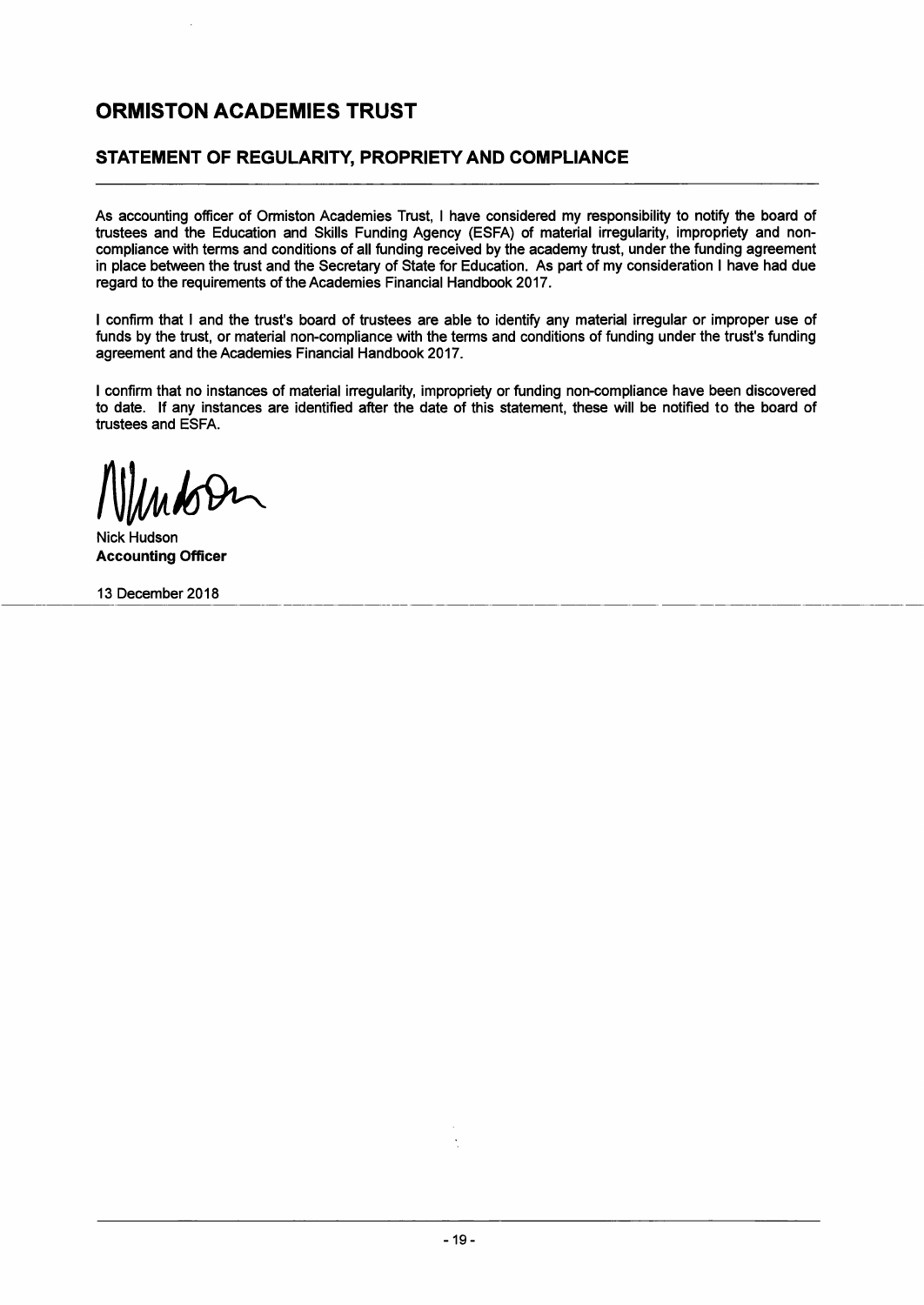# ORMISTON ACADEMIES TRUST

## STATEMENT OF REGULARITY, PROPRIETY AND COMPLIANCE

As accounting officer of Ormiston Academies Trust, I have considered my responsibility to notify the board of trustees and the Education and Skills Funding Agency (ESFA) of material irregularity, impropriety and non-compliance with terms and conditions of all funding received by the academy trust, under the funding agreement in place between the trust and the Secretary of State for Education. As part of my consideration I have had due regard to the requirements of the Academies Financial Handbook 2017.

I confirm that I and the trust's board of trustees are able to identify any material irregular or improper use of funds by the trust, or material non-compliance with the terms and conditions of funding under the trust's funding agreement and the Academies Financial Handbook 2017.

I confirm that no instances of material irregularity, impropriety or funding non-compliance have been discovered to date. If any instances are identified after the date of this statement, these will be notified to the board of trustees and ESFA.

Nick Hudson
**Accounting Officer**

13 December 2018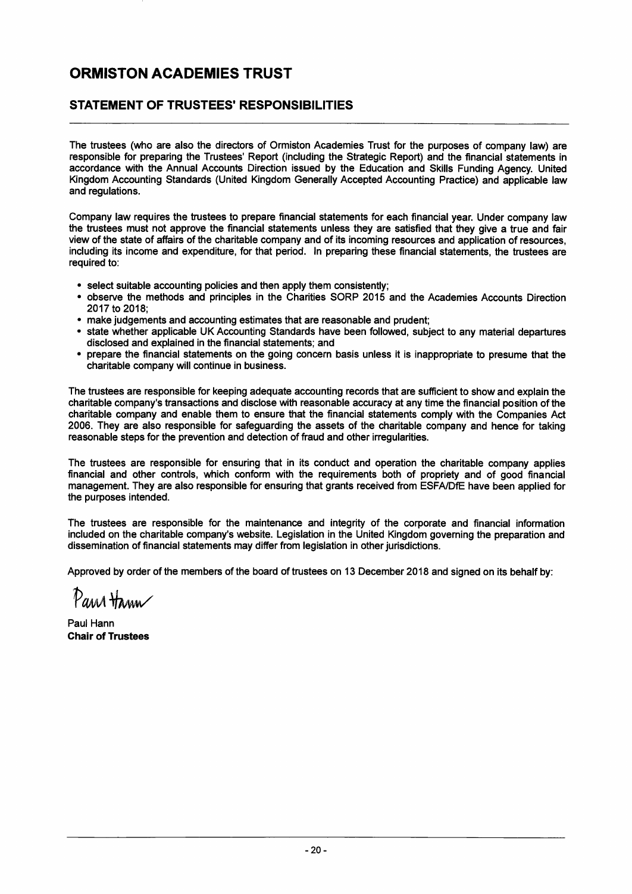# ORMISTON ACADEMIES TRUST

## STATEMENT OF TRUSTEES' RESPONSIBILITIES

The trustees (who are also the directors of Ormiston Academies Trust for the purposes of company law) are responsible for preparing the Trustees' Report (including the Strategic Report) and the financial statements in accordance with the Annual Accounts Direction issued by the Education and Skills Funding Agency. United Kingdom Accounting Standards (United Kingdom Generally Accepted Accounting Practice) and applicable law and regulations.

Company law requires the trustees to prepare financial statements for each financial year. Under company law the trustees must not approve the financial statements unless they are satisfied that they give a true and fair view of the state of affairs of the charitable company and of its incoming resources and application of resources, including its income and expenditure, for that period. In preparing these financial statements, the trustees are required to:

- select suitable accounting policies and then apply them consistently;
- observe the methods and principles in the Charities SORP 2015 and the Academies Accounts Direction 2017 to 2018;
- make judgements and accounting estimates that are reasonable and prudent;
- state whether applicable UK Accounting Standards have been followed, subject to any material departures disclosed and explained in the financial statements; and
- prepare the financial statements on the going concern basis unless it is inappropriate to presume that the charitable company will continue in business.

The trustees are responsible for keeping adequate accounting records that are sufficient to show and explain the charitable company's transactions and disclose with reasonable accuracy at any time the financial position of the charitable company and enable them to ensure that the financial statements comply with the Companies Act 2006. They are also responsible for safeguarding the assets of the charitable company and hence for taking reasonable steps for the prevention and detection of fraud and other irregularities.

The trustees are responsible for ensuring that in its conduct and operation the charitable company applies financial and other controls, which conform with the requirements both of propriety and of good financial management. They are also responsible for ensuring that grants received from ESFA/DfE have been applied for the purposes intended.

The trustees are responsible for the maintenance and integrity of the corporate and financial information included on the charitable company's website. Legislation in the United Kingdom governing the preparation and dissemination of financial statements may differ from legislation in other jurisdictions.

Approved by order of the members of the board of trustees on 13 December 2018 and signed on its behalf by:

Paul Hann

Paul Hann
**Chair of Trustees**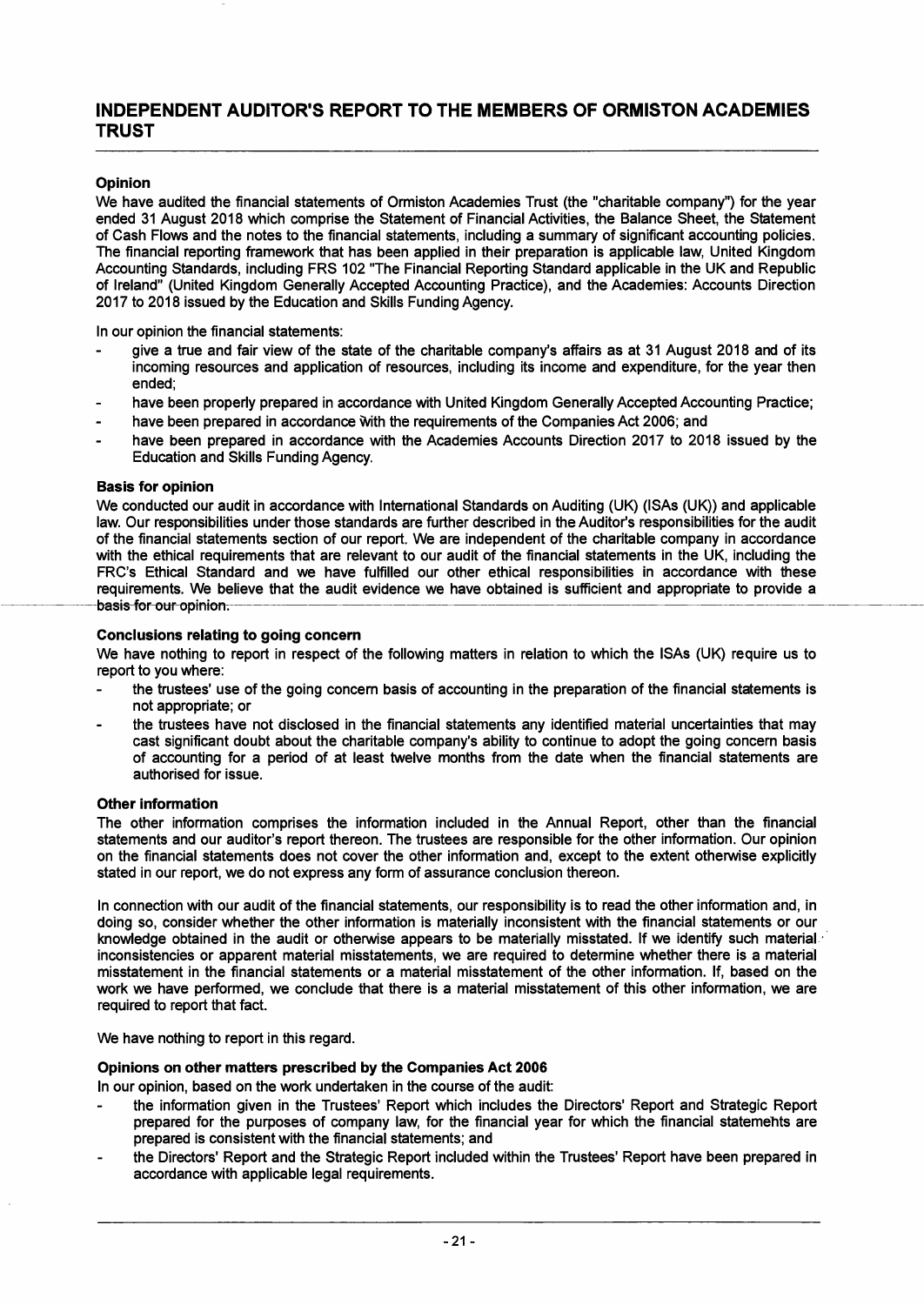# INDEPENDENT AUDITOR'S REPORT TO THE MEMBERS OF ORMISTON ACADEMIES TRUST

### Opinion

We have audited the financial statements of Ormiston Academies Trust (the "charitable company") for the year ended 31 August 2018 which comprise the Statement of Financial Activities, the Balance Sheet, the Statement of Cash Flows and the notes to the financial statements, including a summary of significant accounting policies. The financial reporting framework that has been applied in their preparation is applicable law, United Kingdom Accounting Standards, including FRS 102 "The Financial Reporting Standard applicable in the UK and Republic of Ireland" (United Kingdom Generally Accepted Accounting Practice), and the Academies: Accounts Direction 2017 to 2018 issued by the Education and Skills Funding Agency.

In our opinion the financial statements:

- give a true and fair view of the state of the charitable company's affairs as at 31 August 2018 and of its incoming resources and application of resources, including its income and expenditure, for the year then ended;
- have been properly prepared in accordance with United Kingdom Generally Accepted Accounting Practice;
- have been prepared in accordance with the requirements of the Companies Act 2006; and
- have been prepared in accordance with the Academies Accounts Direction 2017 to 2018 issued by the Education and Skills Funding Agency.

### Basis for opinion

We conducted our audit in accordance with International Standards on Auditing (UK) (ISAs (UK)) and applicable law. Our responsibilities under those standards are further described in the Auditor's responsibilities for the audit of the financial statements section of our report. We are independent of the charitable company in accordance with the ethical requirements that are relevant to our audit of the financial statements in the UK, including the FRC's Ethical Standard and we have fulfilled our other ethical responsibilities in accordance with these requirements. We believe that the audit evidence we have obtained is sufficient and appropriate to provide a basis for our opinion.

### Conclusions relating to going concern

We have nothing to report in respect of the following matters in relation to which the ISAs (UK) require us to report to you where:

- the trustees' use of the going concern basis of accounting in the preparation of the financial statements is not appropriate; or
- the trustees have not disclosed in the financial statements any identified material uncertainties that may cast significant doubt about the charitable company's ability to continue to adopt the going concern basis of accounting for a period of at least twelve months from the date when the financial statements are authorised for issue.

### Other information

The other information comprises the information included in the Annual Report, other than the financial statements and our auditor's report thereon. The trustees are responsible for the other information. Our opinion on the financial statements does not cover the other information and, except to the extent otherwise explicitly stated in our report, we do not express any form of assurance conclusion thereon.

In connection with our audit of the financial statements, our responsibility is to read the other information and, in doing so, consider whether the other information is materially inconsistent with the financial statements or our knowledge obtained in the audit or otherwise appears to be materially misstated. If we identify such material inconsistencies or apparent material misstatements, we are required to determine whether there is a material misstatement in the financial statements or a material misstatement of the other information. If, based on the work we have performed, we conclude that there is a material misstatement of this other information, we are required to report that fact.

We have nothing to report in this regard.

### Opinions on other matters prescribed by the Companies Act 2006

In our opinion, based on the work undertaken in the course of the audit:

- the information given in the Trustees' Report which includes the Directors' Report and Strategic Report prepared for the purposes of company law, for the financial year for which the financial statements are prepared is consistent with the financial statements; and
- the Directors' Report and the Strategic Report included within the Trustees' Report have been prepared in accordance with applicable legal requirements.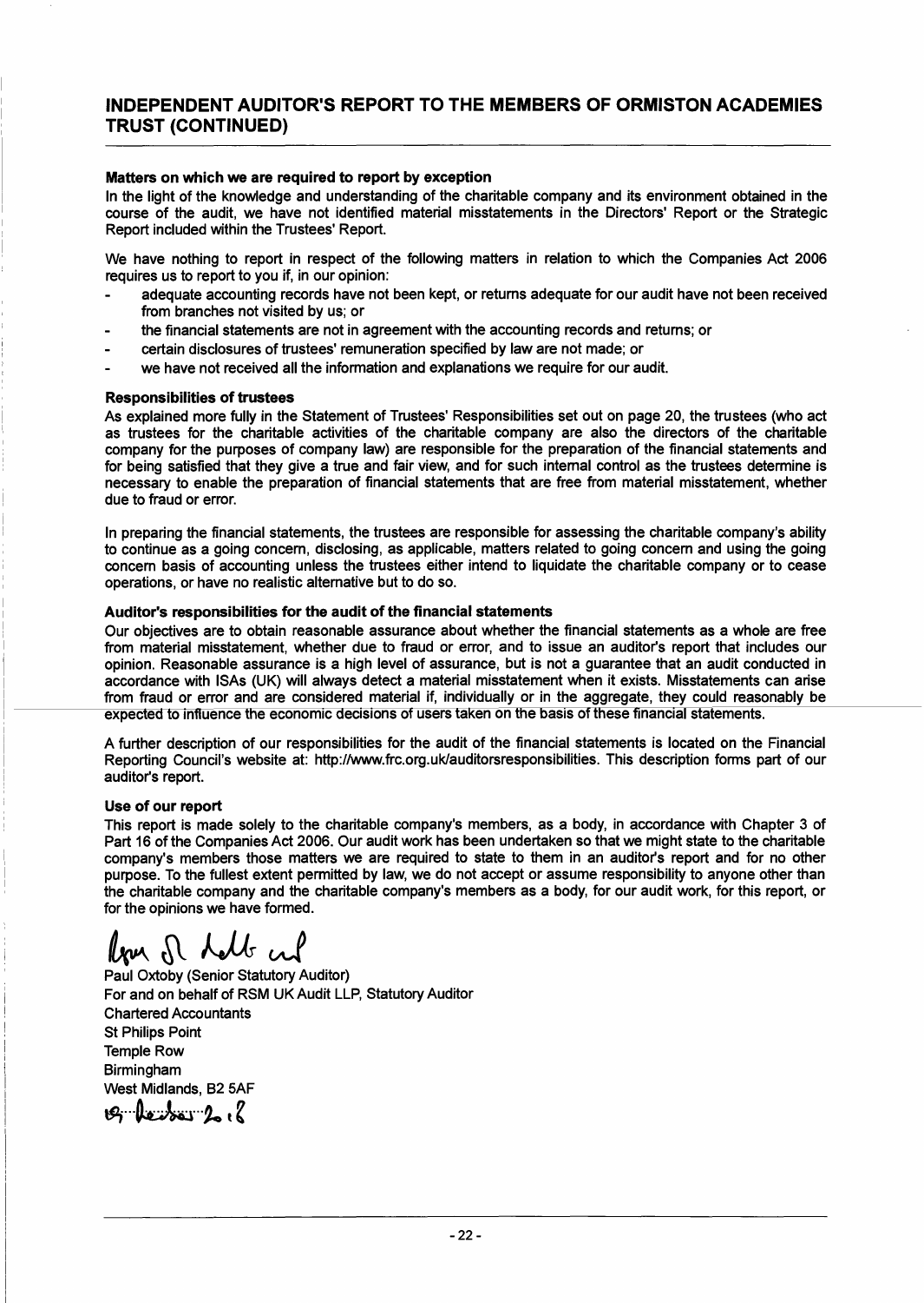## INDEPENDENT AUDITOR'S REPORT TO THE MEMBERS OF ORMISTON ACADEMIES TRUST (CONTINUED)

**Matters on which we are required to report by exception**

In the light of the knowledge and understanding of the charitable company and its environment obtained in the course of the audit, we have not identified material misstatements in the Directors' Report or the Strategic Report included within the Trustees' Report.

We have nothing to report in respect of the following matters in relation to which the Companies Act 2006 requires us to report to you if, in our opinion:

- adequate accounting records have not been kept, or returns adequate for our audit have not been received from branches not visited by us; or
- the financial statements are not in agreement with the accounting records and returns; or
- certain disclosures of trustees' remuneration specified by law are not made; or
- we have not received all the information and explanations we require for our audit.

**Responsibilities of trustees**

As explained more fully in the Statement of Trustees' Responsibilities set out on page 20, the trustees (who act as trustees for the charitable activities of the charitable company are also the directors of the charitable company for the purposes of company law) are responsible for the preparation of the financial statements and for being satisfied that they give a true and fair view, and for such internal control as the trustees determine is necessary to enable the preparation of financial statements that are free from material misstatement, whether due to fraud or error.

In preparing the financial statements, the trustees are responsible for assessing the charitable company's ability to continue as a going concern, disclosing, as applicable, matters related to going concern and using the going concern basis of accounting unless the trustees either intend to liquidate the charitable company or to cease operations, or have no realistic alternative but to do so.

**Auditor's responsibilities for the audit of the financial statements**

Our objectives are to obtain reasonable assurance about whether the financial statements as a whole are free from material misstatement, whether due to fraud or error, and to issue an auditor's report that includes our opinion. Reasonable assurance is a high level of assurance, but is not a guarantee that an audit conducted in accordance with ISAs (UK) will always detect a material misstatement when it exists. Misstatements can arise from fraud or error and are considered material if, individually or in the aggregate, they could reasonably be expected to influence the economic decisions of users taken on the basis of these financial statements.

A further description of our responsibilities for the audit of the financial statements is located on the Financial Reporting Council's website at: http://www.frc.org.uk/auditorsresponsibilities. This description forms part of our auditor's report.

**Use of our report**

This report is made solely to the charitable company's members, as a body, in accordance with Chapter 3 of Part 16 of the Companies Act 2006. Our audit work has been undertaken so that we might state to the charitable company's members those matters we are required to state to them in an auditor's report and for no other purpose. To the fullest extent permitted by law, we do not accept or assume responsibility to anyone other than the charitable company and the charitable company's members as a body, for our audit work, for this report, or for the opinions we have formed.

Paul Oxtoby (Senior Statutory Auditor)
For and on behalf of RSM UK Audit LLP, Statutory Auditor
Chartered Accountants
St Philips Point
Temple Row
Birmingham
West Midlands, B2 5AF

19 December 2018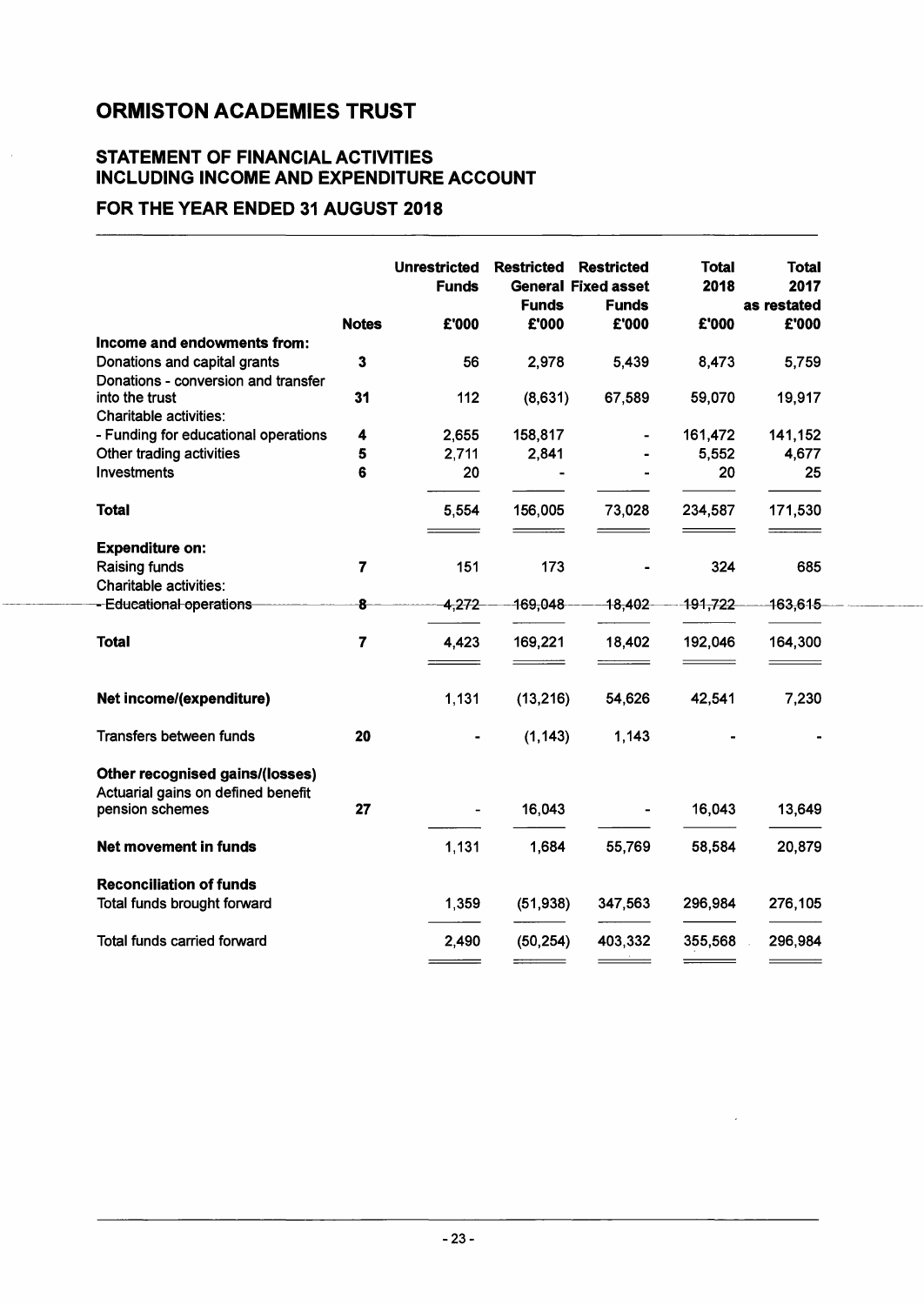# ORMISTON ACADEMIES TRUST

## STATEMENT OF FINANCIAL ACTIVITIES INCLUDING INCOME AND EXPENDITURE ACCOUNT

## FOR THE YEAR ENDED 31 AUGUST 2018

| | Notes | Unrestricted Funds £'000 | Restricted General Funds £'000 | Restricted Fixed asset Funds £'000 | Total 2018 £'000 | Total 2017 as restated £'000 |
|---|---|---|---|---|---|---|
| **Income and endowments from:** | | | | | | |
| Donations and capital grants | 3 | 56 | 2,978 | 5,439 | 8,473 | 5,759 |
| Donations - conversion and transfer into the trust | 31 | 112 | (8,631) | 67,589 | 59,070 | 19,917 |
| Charitable activities: | | | | | | |
| - Funding for educational operations | 4 | 2,655 | 158,817 | - | 161,472 | 141,152 |
| Other trading activities | 5 | 2,711 | 2,841 | - | 5,552 | 4,677 |
| Investments | 6 | 20 | - | - | 20 | 25 |
| **Total** | | 5,554 | 156,005 | 73,028 | 234,587 | 171,530 |
| **Expenditure on:** | | | | | | |
| Raising funds | 7 | 151 | 173 | - | 324 | 685 |
| Charitable activities: | | | | | | |
| - Educational operations | 8 | 4,272 | 169,048 | 18,402 | 191,722 | 163,615 |
| **Total** | 7 | 4,423 | 169,221 | 18,402 | 192,046 | 164,300 |
| **Net income/(expenditure)** | | 1,131 | (13,216) | 54,626 | 42,541 | 7,230 |
| Transfers between funds | 20 | - | (1,143) | 1,143 | - | - |
| **Other recognised gains/(losses)** | | | | | | |
| Actuarial gains on defined benefit pension schemes | 27 | - | 16,043 | - | 16,043 | 13,649 |
| **Net movement in funds** | | 1,131 | 1,684 | 55,769 | 58,584 | 20,879 |
| **Reconciliation of funds** | | | | | | |
| Total funds brought forward | | 1,359 | (51,938) | 347,563 | 296,984 | 276,105 |
| Total funds carried forward | | 2,490 | (50,254) | 403,332 | 355,568 | 296,984 |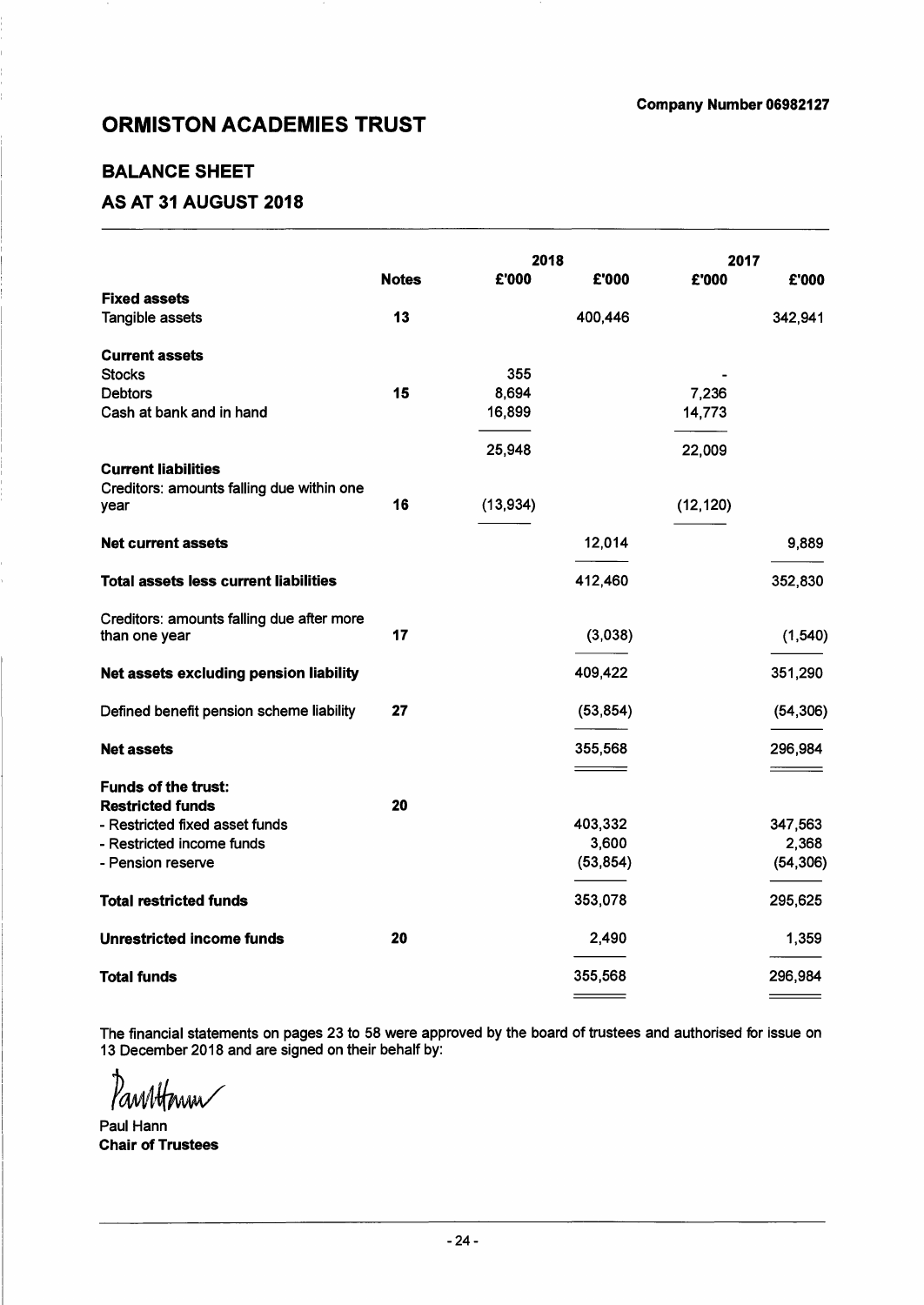Company Number 06982127

# ORMISTON ACADEMIES TRUST

## BALANCE SHEET

## AS AT 31 AUGUST 2018

| | Notes | 2018 £'000 | 2018 £'000 | 2017 £'000 | 2017 £'000 |
|---|---|---|---|---|---|
| **Fixed assets** | | | | | |
| Tangible assets | 13 | | 400,446 | | 342,941 |
| **Current assets** | | | | | |
| Stocks | | 355 | | - | |
| Debtors | 15 | 8,694 | | 7,236 | |
| Cash at bank and in hand | | 16,899 | | 14,773 | |
| | | 25,948 | | 22,009 | |
| **Current liabilities** | | | | | |
| Creditors: amounts falling due within one year | 16 | (13,934) | | (12,120) | |
| **Net current assets** | | | 12,014 | | 9,889 |
| **Total assets less current liabilities** | | | 412,460 | | 352,830 |
| Creditors: amounts falling due after more than one year | 17 | | (3,038) | | (1,540) |
| **Net assets excluding pension liability** | | | 409,422 | | 351,290 |
| Defined benefit pension scheme liability | 27 | | (53,854) | | (54,306) |
| **Net assets** | | | 355,568 | | 296,984 |
| **Funds of the trust:** | | | | | |
| **Restricted funds** | 20 | | | | |
| - Restricted fixed asset funds | | | 403,332 | | 347,563 |
| - Restricted income funds | | | 3,600 | | 2,368 |
| - Pension reserve | | | (53,854) | | (54,306) |
| **Total restricted funds** | | | 353,078 | | 295,625 |
| **Unrestricted income funds** | 20 | | 2,490 | | 1,359 |
| **Total funds** | | | 355,568 | | 296,984 |

The financial statements on pages 23 to 58 were approved by the board of trustees and authorised for issue on 13 December 2018 and are signed on their behalf by:

Paul Hann
**Chair of Trustees**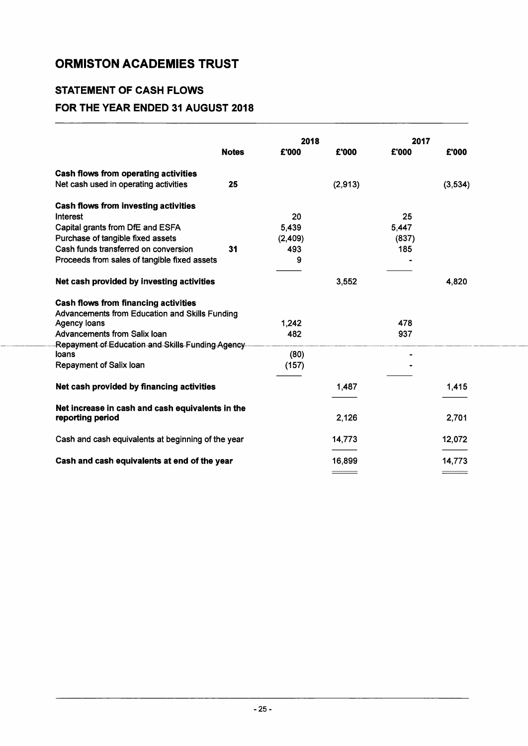# ORMISTON ACADEMIES TRUST

## STATEMENT OF CASH FLOWS

## FOR THE YEAR ENDED 31 AUGUST 2018

| | Notes | 2018 £'000 | 2018 £'000 | 2017 £'000 | 2017 £'000 |
|---|---|---|---|---|---|
| **Cash flows from operating activities** | | | | | |
| Net cash used in operating activities | 25 | | (2,913) | | (3,534) |
| **Cash flows from investing activities** | | | | | |
| Interest | | 20 | | 25 | |
| Capital grants from DfE and ESFA | | 5,439 | | 5,447 | |
| Purchase of tangible fixed assets | | (2,409) | | (837) | |
| Cash funds transferred on conversion | 31 | 493 | | 185 | |
| Proceeds from sales of tangible fixed assets | | 9 | | - | |
| **Net cash provided by investing activities** | | | 3,552 | | 4,820 |
| **Cash flows from financing activities** | | | | | |
| Advancements from Education and Skills Funding Agency loans | | 1,242 | | 478 | |
| Advancements from Salix loan | | 482 | | 937 | |
| Repayment of Education and Skills Funding Agency loans | | (80) | | - | |
| Repayment of Salix loan | | (157) | | - | |
| **Net cash provided by financing activities** | | | 1,487 | | 1,415 |
| **Net increase in cash and cash equivalents in the reporting period** | | | 2,126 | | 2,701 |
| Cash and cash equivalents at beginning of the year | | | 14,773 | | 12,072 |
| **Cash and cash equivalents at end of the year** | | | 16,899 | | 14,773 |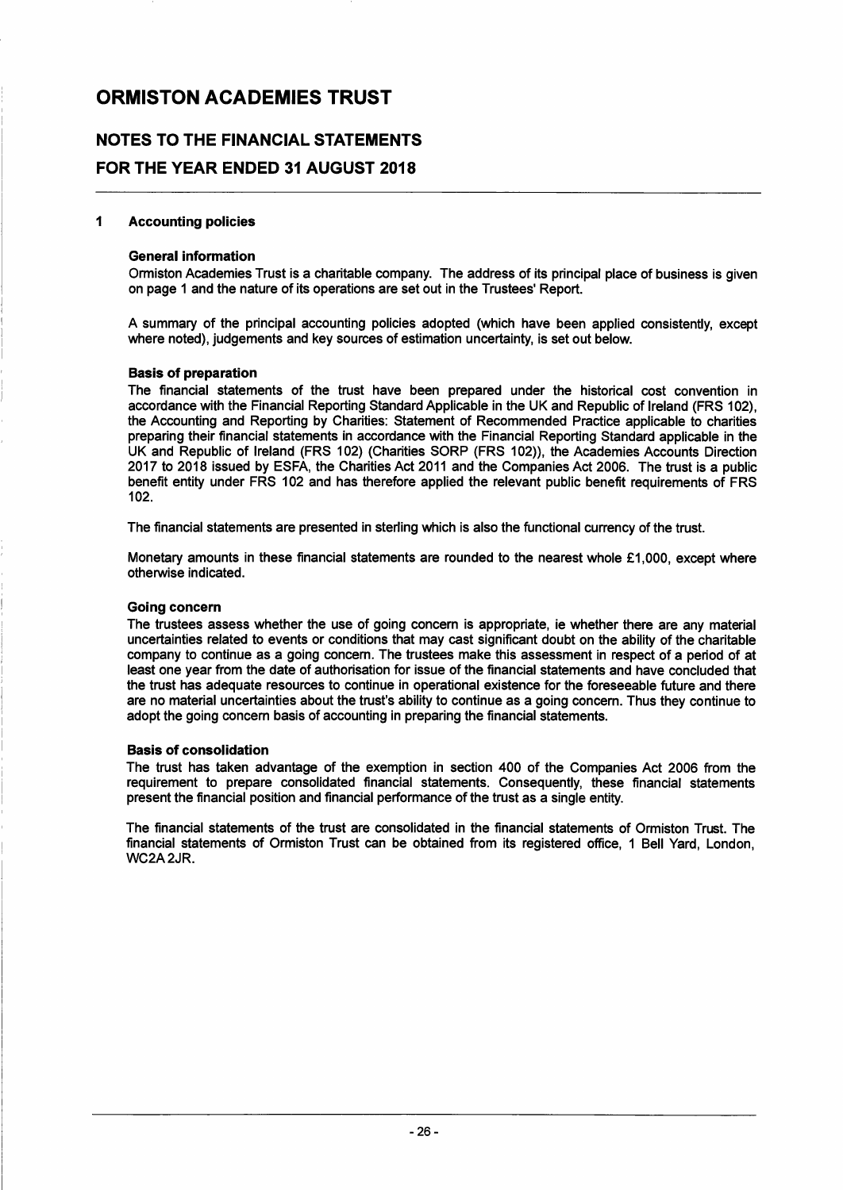# ORMISTON ACADEMIES TRUST

## NOTES TO THE FINANCIAL STATEMENTS

## FOR THE YEAR ENDED 31 AUGUST 2018

### 1 Accounting policies

**General information**

Ormiston Academies Trust is a charitable company. The address of its principal place of business is given on page 1 and the nature of its operations are set out in the Trustees' Report.

A summary of the principal accounting policies adopted (which have been applied consistently, except where noted), judgements and key sources of estimation uncertainty, is set out below.

**Basis of preparation**

The financial statements of the trust have been prepared under the historical cost convention in accordance with the Financial Reporting Standard Applicable in the UK and Republic of Ireland (FRS 102), the Accounting and Reporting by Charities: Statement of Recommended Practice applicable to charities preparing their financial statements in accordance with the Financial Reporting Standard applicable in the UK and Republic of Ireland (FRS 102) (Charities SORP (FRS 102)), the Academies Accounts Direction 2017 to 2018 issued by ESFA, the Charities Act 2011 and the Companies Act 2006. The trust is a public benefit entity under FRS 102 and has therefore applied the relevant public benefit requirements of FRS 102.

The financial statements are presented in sterling which is also the functional currency of the trust.

Monetary amounts in these financial statements are rounded to the nearest whole £1,000, except where otherwise indicated.

**Going concern**

The trustees assess whether the use of going concern is appropriate, ie whether there are any material uncertainties related to events or conditions that may cast significant doubt on the ability of the charitable company to continue as a going concern. The trustees make this assessment in respect of a period of at least one year from the date of authorisation for issue of the financial statements and have concluded that the trust has adequate resources to continue in operational existence for the foreseeable future and there are no material uncertainties about the trust's ability to continue as a going concern. Thus they continue to adopt the going concern basis of accounting in preparing the financial statements.

**Basis of consolidation**

The trust has taken advantage of the exemption in section 400 of the Companies Act 2006 from the requirement to prepare consolidated financial statements. Consequently, these financial statements present the financial position and financial performance of the trust as a single entity.

The financial statements of the trust are consolidated in the financial statements of Ormiston Trust. The financial statements of Ormiston Trust can be obtained from its registered office, 1 Bell Yard, London, WC2A 2JR.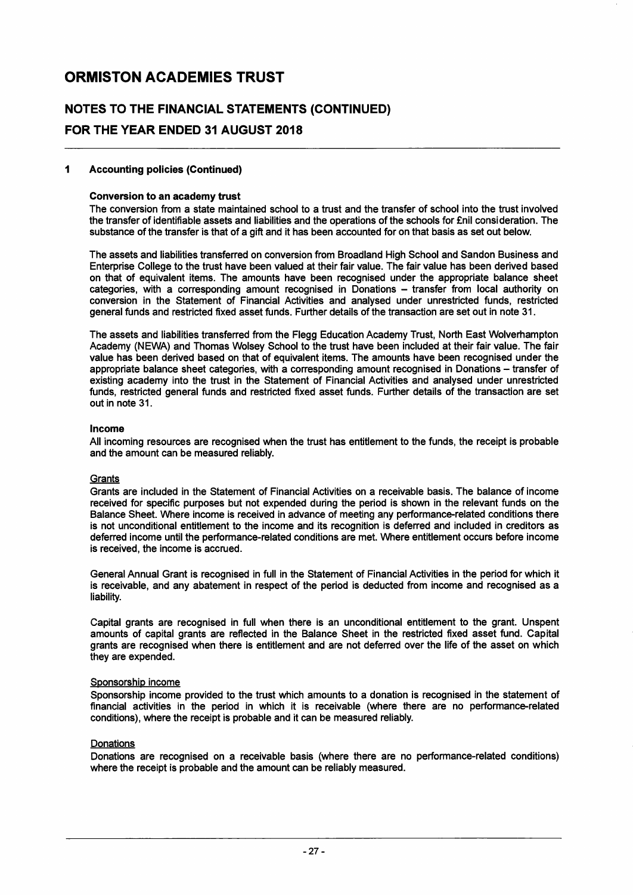# ORMISTON ACADEMIES TRUST

## NOTES TO THE FINANCIAL STATEMENTS (CONTINUED)

## FOR THE YEAR ENDED 31 AUGUST 2018

### 1 Accounting policies (Continued)

**Conversion to an academy trust**

The conversion from a state maintained school to a trust and the transfer of school into the trust involved the transfer of identifiable assets and liabilities and the operations of the schools for £nil consideration. The substance of the transfer is that of a gift and it has been accounted for on that basis as set out below.

The assets and liabilities transferred on conversion from Broadland High School and Sandon Business and Enterprise College to the trust have been valued at their fair value. The fair value has been derived based on that of equivalent items. The amounts have been recognised under the appropriate balance sheet categories, with a corresponding amount recognised in Donations – transfer from local authority on conversion in the Statement of Financial Activities and analysed under unrestricted funds, restricted general funds and restricted fixed asset funds. Further details of the transaction are set out in note 31.

The assets and liabilities transferred from the Flegg Education Academy Trust, North East Wolverhampton Academy (NEWA) and Thomas Wolsey School to the trust have been included at their fair value. The fair value has been derived based on that of equivalent items. The amounts have been recognised under the appropriate balance sheet categories, with a corresponding amount recognised in Donations – transfer of existing academy into the trust in the Statement of Financial Activities and analysed under unrestricted funds, restricted general funds and restricted fixed asset funds. Further details of the transaction are set out in note 31.

**Income**

All incoming resources are recognised when the trust has entitlement to the funds, the receipt is probable and the amount can be measured reliably.

Grants

Grants are included in the Statement of Financial Activities on a receivable basis. The balance of income received for specific purposes but not expended during the period is shown in the relevant funds on the Balance Sheet. Where income is received in advance of meeting any performance-related conditions there is not unconditional entitlement to the income and its recognition is deferred and included in creditors as deferred income until the performance-related conditions are met. Where entitlement occurs before income is received, the income is accrued.

General Annual Grant is recognised in full in the Statement of Financial Activities in the period for which it is receivable, and any abatement in respect of the period is deducted from income and recognised as a liability.

Capital grants are recognised in full when there is an unconditional entitlement to the grant. Unspent amounts of capital grants are reflected in the Balance Sheet in the restricted fixed asset fund. Capital grants are recognised when there is entitlement and are not deferred over the life of the asset on which they are expended.

Sponsorship income

Sponsorship income provided to the trust which amounts to a donation is recognised in the statement of financial activities in the period in which it is receivable (where there are no performance-related conditions), where the receipt is probable and it can be measured reliably.

Donations

Donations are recognised on a receivable basis (where there are no performance-related conditions) where the receipt is probable and the amount can be reliably measured.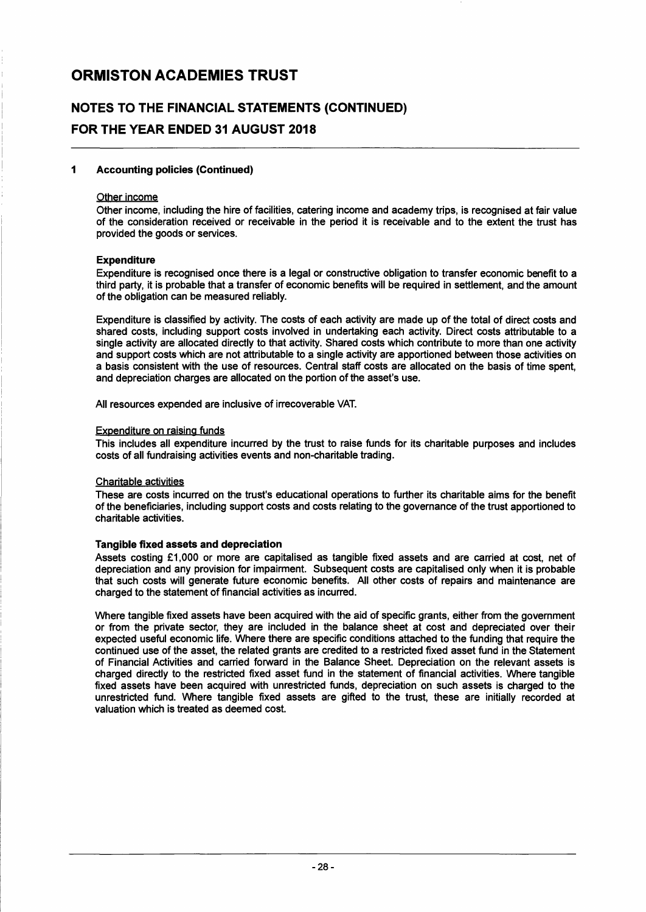## 1 Accounting policies (Continued)

Other income

Other income, including the hire of facilities, catering income and academy trips, is recognised at fair value of the consideration received or receivable in the period it is receivable and to the extent the trust has provided the goods or services.

**Expenditure**

Expenditure is recognised once there is a legal or constructive obligation to transfer economic benefit to a third party, it is probable that a transfer of economic benefits will be required in settlement, and the amount of the obligation can be measured reliably.

Expenditure is classified by activity. The costs of each activity are made up of the total of direct costs and shared costs, including support costs involved in undertaking each activity. Direct costs attributable to a single activity are allocated directly to that activity. Shared costs which contribute to more than one activity and support costs which are not attributable to a single activity are apportioned between those activities on a basis consistent with the use of resources. Central staff costs are allocated on the basis of time spent, and depreciation charges are allocated on the portion of the asset's use.

All resources expended are inclusive of irrecoverable VAT.

Expenditure on raising funds

This includes all expenditure incurred by the trust to raise funds for its charitable purposes and includes costs of all fundraising activities events and non-charitable trading.

Charitable activities

These are costs incurred on the trust's educational operations to further its charitable aims for the benefit of the beneficiaries, including support costs and costs relating to the governance of the trust apportioned to charitable activities.

**Tangible fixed assets and depreciation**

Assets costing £1,000 or more are capitalised as tangible fixed assets and are carried at cost, net of depreciation and any provision for impairment. Subsequent costs are capitalised only when it is probable that such costs will generate future economic benefits. All other costs of repairs and maintenance are charged to the statement of financial activities as incurred.

Where tangible fixed assets have been acquired with the aid of specific grants, either from the government or from the private sector, they are included in the balance sheet at cost and depreciated over their expected useful economic life. Where there are specific conditions attached to the funding that require the continued use of the asset, the related grants are credited to a restricted fixed asset fund in the Statement of Financial Activities and carried forward in the Balance Sheet. Depreciation on the relevant assets is charged directly to the restricted fixed asset fund in the statement of financial activities. Where tangible fixed assets have been acquired with unrestricted funds, depreciation on such assets is charged to the unrestricted fund. Where tangible fixed assets are gifted to the trust, these are initially recorded at valuation which is treated as deemed cost.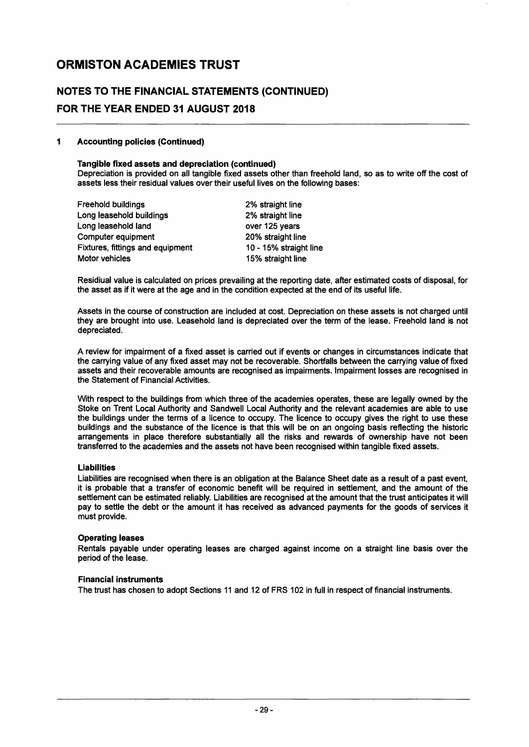# ORMISTON ACADEMIES TRUST

## NOTES TO THE FINANCIAL STATEMENTS (CONTINUED)

## FOR THE YEAR ENDED 31 AUGUST 2018

### 1 Accounting policies (Continued)

**Tangible fixed assets and depreciation (continued)**

Depreciation is provided on all tangible fixed assets other than freehold land, so as to write off the cost of assets less their residual values over their useful lives on the following bases:

| | |
|---|---|
| Freehold buildings | 2% straight line |
| Long leasehold buildings | 2% straight line |
| Long leasehold land | over 125 years |
| Computer equipment | 20% straight line |
| Fixtures, fittings and equipment | 10 - 15% straight line |
| Motor vehicles | 15% straight line |

Residiual value is calculated on prices prevailing at the reporting date, after estimated costs of disposal, for the asset as if it were at the age and in the condition expected at the end of its useful life.

Assets in the course of construction are included at cost. Depreciation on these assets is not charged until they are brought into use. Leasehold land is depreciated over the term of the lease. Freehold land is not depreciated.

A review for impairment of a fixed asset is carried out if events or changes in circumstances indicate that the carrying value of any fixed asset may not be recoverable. Shortfalls between the carrying value of fixed assets and their recoverable amounts are recognised as impairments. Impairment losses are recognised in the Statement of Financial Activities.

With respect to the buildings from which three of the academies operates, these are legally owned by the Stoke on Trent Local Authority and Sandwell Local Authority and the relevant academies are able to use the buildings under the terms of a licence to occupy. The licence to occupy gives the right to use these buildings and the substance of the licence is that this will be on an ongoing basis reflecting the historic arrangements in place therefore substantially all the risks and rewards of ownership have not been transferred to the academies and the assets not have been recognised within tangible fixed assets.

**Liabilities**

Liabilities are recognised when there is an obligation at the Balance Sheet date as a result of a past event, it is probable that a transfer of economic benefit will be required in settlement, and the amount of the settlement can be estimated reliably. Liabilities are recognised at the amount that the trust anticipates it will pay to settle the debt or the amount it has received as advanced payments for the goods of services it must provide.

**Operating leases**

Rentals payable under operating leases are charged against income on a straight line basis over the period of the lease.

**Financial instruments**

The trust has chosen to adopt Sections 11 and 12 of FRS 102 in full in respect of financial instruments.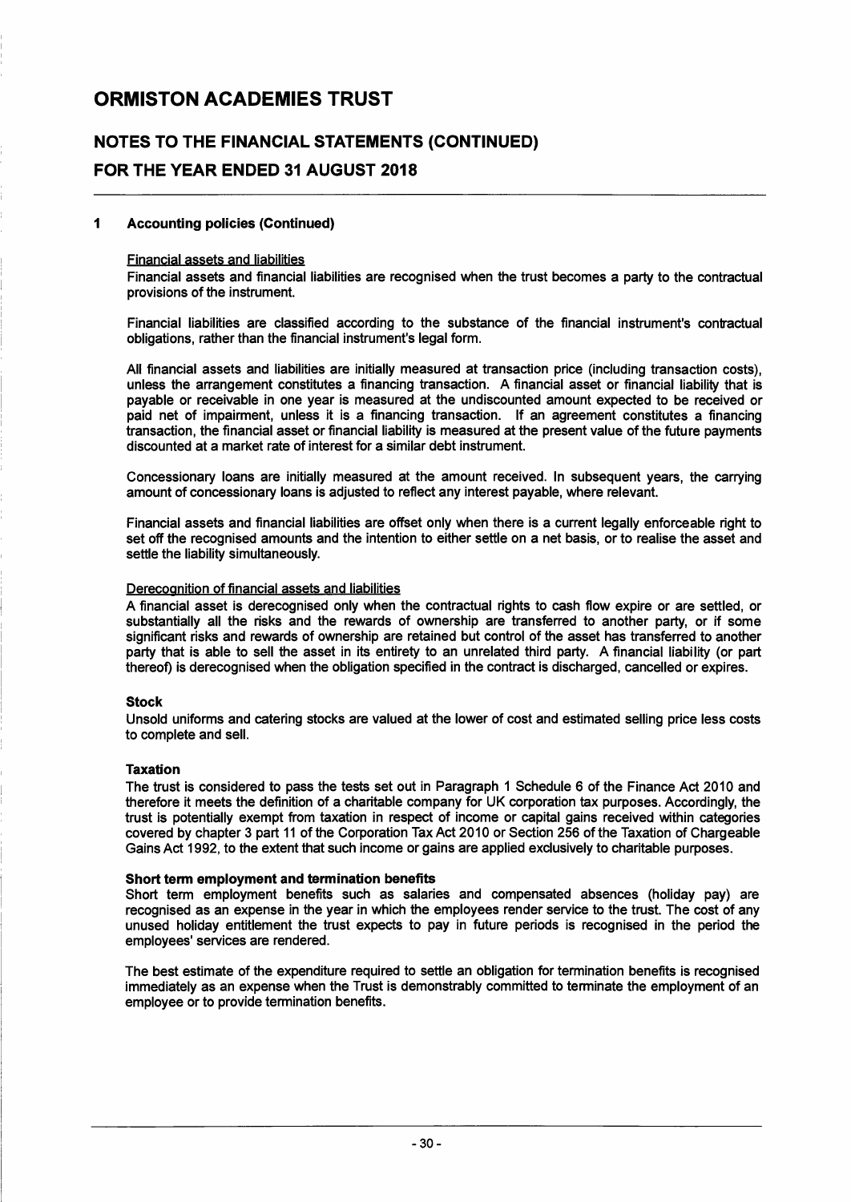## 1 Accounting policies (Continued)

Financial assets and liabilities

Financial assets and financial liabilities are recognised when the trust becomes a party to the contractual provisions of the instrument.

Financial liabilities are classified according to the substance of the financial instrument's contractual obligations, rather than the financial instrument's legal form.

All financial assets and liabilities are initially measured at transaction price (including transaction costs), unless the arrangement constitutes a financing transaction. A financial asset or financial liability that is payable or receivable in one year is measured at the undiscounted amount expected to be received or paid net of impairment, unless it is a financing transaction. If an agreement constitutes a financing transaction, the financial asset or financial liability is measured at the present value of the future payments discounted at a market rate of interest for a similar debt instrument.

Concessionary loans are initially measured at the amount received. In subsequent years, the carrying amount of concessionary loans is adjusted to reflect any interest payable, where relevant.

Financial assets and financial liabilities are offset only when there is a current legally enforceable right to set off the recognised amounts and the intention to either settle on a net basis, or to realise the asset and settle the liability simultaneously.

Derecognition of financial assets and liabilities

A financial asset is derecognised only when the contractual rights to cash flow expire or are settled, or substantially all the risks and the rewards of ownership are transferred to another party, or if some significant risks and rewards of ownership are retained but control of the asset has transferred to another party that is able to sell the asset in its entirety to an unrelated third party. A financial liability (or part thereof) is derecognised when the obligation specified in the contract is discharged, cancelled or expires.

**Stock**

Unsold uniforms and catering stocks are valued at the lower of cost and estimated selling price less costs to complete and sell.

**Taxation**

The trust is considered to pass the tests set out in Paragraph 1 Schedule 6 of the Finance Act 2010 and therefore it meets the definition of a charitable company for UK corporation tax purposes. Accordingly, the trust is potentially exempt from taxation in respect of income or capital gains received within categories covered by chapter 3 part 11 of the Corporation Tax Act 2010 or Section 256 of the Taxation of Chargeable Gains Act 1992, to the extent that such income or gains are applied exclusively to charitable purposes.

**Short term employment and termination benefits**

Short term employment benefits such as salaries and compensated absences (holiday pay) are recognised as an expense in the year in which the employees render service to the trust. The cost of any unused holiday entitlement the trust expects to pay in future periods is recognised in the period the employees' services are rendered.

The best estimate of the expenditure required to settle an obligation for termination benefits is recognised immediately as an expense when the Trust is demonstrably committed to terminate the employment of an employee or to provide termination benefits.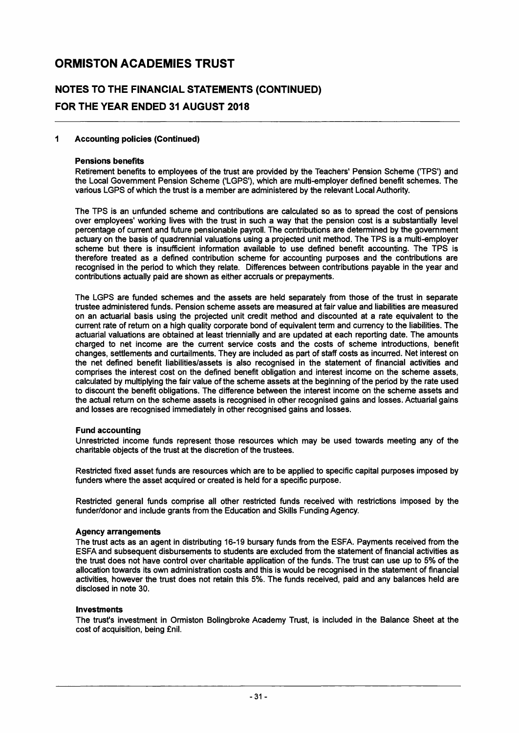## 1 Accounting policies (Continued)

### Pensions benefits

Retirement benefits to employees of the trust are provided by the Teachers' Pension Scheme ('TPS') and the Local Government Pension Scheme ('LGPS'), which are multi-employer defined benefit schemes. The various LGPS of which the trust is a member are administered by the relevant Local Authority.

The TPS is an unfunded scheme and contributions are calculated so as to spread the cost of pensions over employees' working lives with the trust in such a way that the pension cost is a substantially level percentage of current and future pensionable payroll. The contributions are determined by the government actuary on the basis of quadrennial valuations using a projected unit method. The TPS is a multi-employer scheme but there is insufficient information available to use defined benefit accounting. The TPS is therefore treated as a defined contribution scheme for accounting purposes and the contributions are recognised in the period to which they relate. Differences between contributions payable in the year and contributions actually paid are shown as either accruals or prepayments.

The LGPS are funded schemes and the assets are held separately from those of the trust in separate trustee administered funds. Pension scheme assets are measured at fair value and liabilities are measured on an actuarial basis using the projected unit credit method and discounted at a rate equivalent to the current rate of return on a high quality corporate bond of equivalent term and currency to the liabilities. The actuarial valuations are obtained at least triennially and are updated at each reporting date. The amounts charged to net income are the current service costs and the costs of scheme introductions, benefit changes, settlements and curtailments. They are included as part of staff costs as incurred. Net interest on the net defined benefit liabilities/assets is also recognised in the statement of financial activities and comprises the interest cost on the defined benefit obligation and interest income on the scheme assets, calculated by multiplying the fair value of the scheme assets at the beginning of the period by the rate used to discount the benefit obligations. The difference between the interest income on the scheme assets and the actual return on the scheme assets is recognised in other recognised gains and losses. Actuarial gains and losses are recognised immediately in other recognised gains and losses.

### Fund accounting

Unrestricted income funds represent those resources which may be used towards meeting any of the charitable objects of the trust at the discretion of the trustees.

Restricted fixed asset funds are resources which are to be applied to specific capital purposes imposed by funders where the asset acquired or created is held for a specific purpose.

Restricted general funds comprise all other restricted funds received with restrictions imposed by the funder/donor and include grants from the Education and Skills Funding Agency.

### Agency arrangements

The trust acts as an agent in distributing 16-19 bursary funds from the ESFA. Payments received from the ESFA and subsequent disbursements to students are excluded from the statement of financial activities as the trust does not have control over charitable application of the funds. The trust can use up to 5% of the allocation towards its own administration costs and this is would be recognised in the statement of financial activities, however the trust does not retain this 5%. The funds received, paid and any balances held are disclosed in note 30.

### Investments

The trust's investment in Ormiston Bolingbroke Academy Trust, is included in the Balance Sheet at the cost of acquisition, being £nil.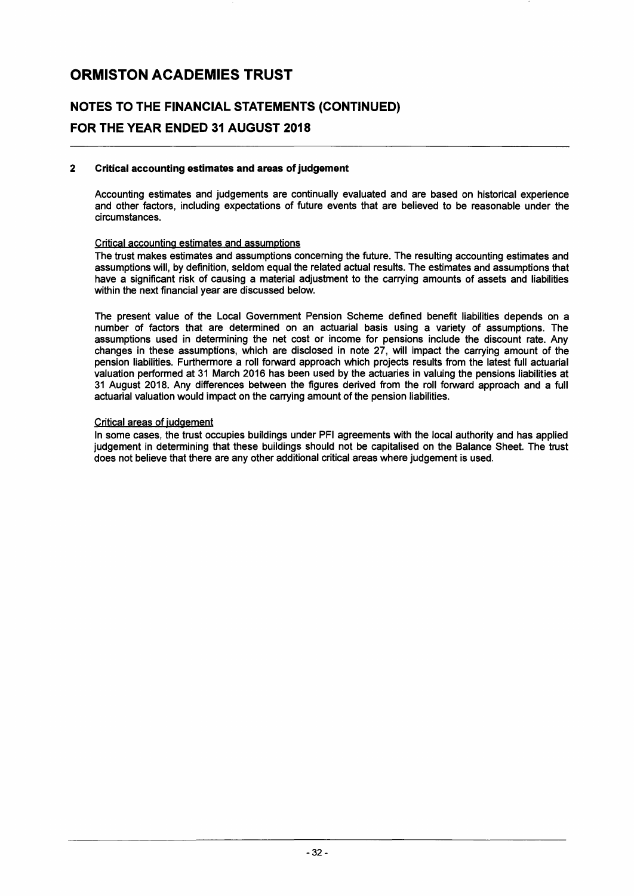# ORMISTON ACADEMIES TRUST

## NOTES TO THE FINANCIAL STATEMENTS (CONTINUED)
## FOR THE YEAR ENDED 31 AUGUST 2018

### 2 Critical accounting estimates and areas of judgement

Accounting estimates and judgements are continually evaluated and are based on historical experience and other factors, including expectations of future events that are believed to be reasonable under the circumstances.

Critical accounting estimates and assumptions

The trust makes estimates and assumptions concerning the future. The resulting accounting estimates and assumptions will, by definition, seldom equal the related actual results. The estimates and assumptions that have a significant risk of causing a material adjustment to the carrying amounts of assets and liabilities within the next financial year are discussed below.

The present value of the Local Government Pension Scheme defined benefit liabilities depends on a number of factors that are determined on an actuarial basis using a variety of assumptions. The assumptions used in determining the net cost or income for pensions include the discount rate. Any changes in these assumptions, which are disclosed in note 27, will impact the carrying amount of the pension liabilities. Furthermore a roll forward approach which projects results from the latest full actuarial valuation performed at 31 March 2016 has been used by the actuaries in valuing the pensions liabilities at 31 August 2018. Any differences between the figures derived from the roll forward approach and a full actuarial valuation would impact on the carrying amount of the pension liabilities.

Critical areas of judgement

In some cases, the trust occupies buildings under PFI agreements with the local authority and has applied judgement in determining that these buildings should not be capitalised on the Balance Sheet. The trust does not believe that there are any other additional critical areas where judgement is used.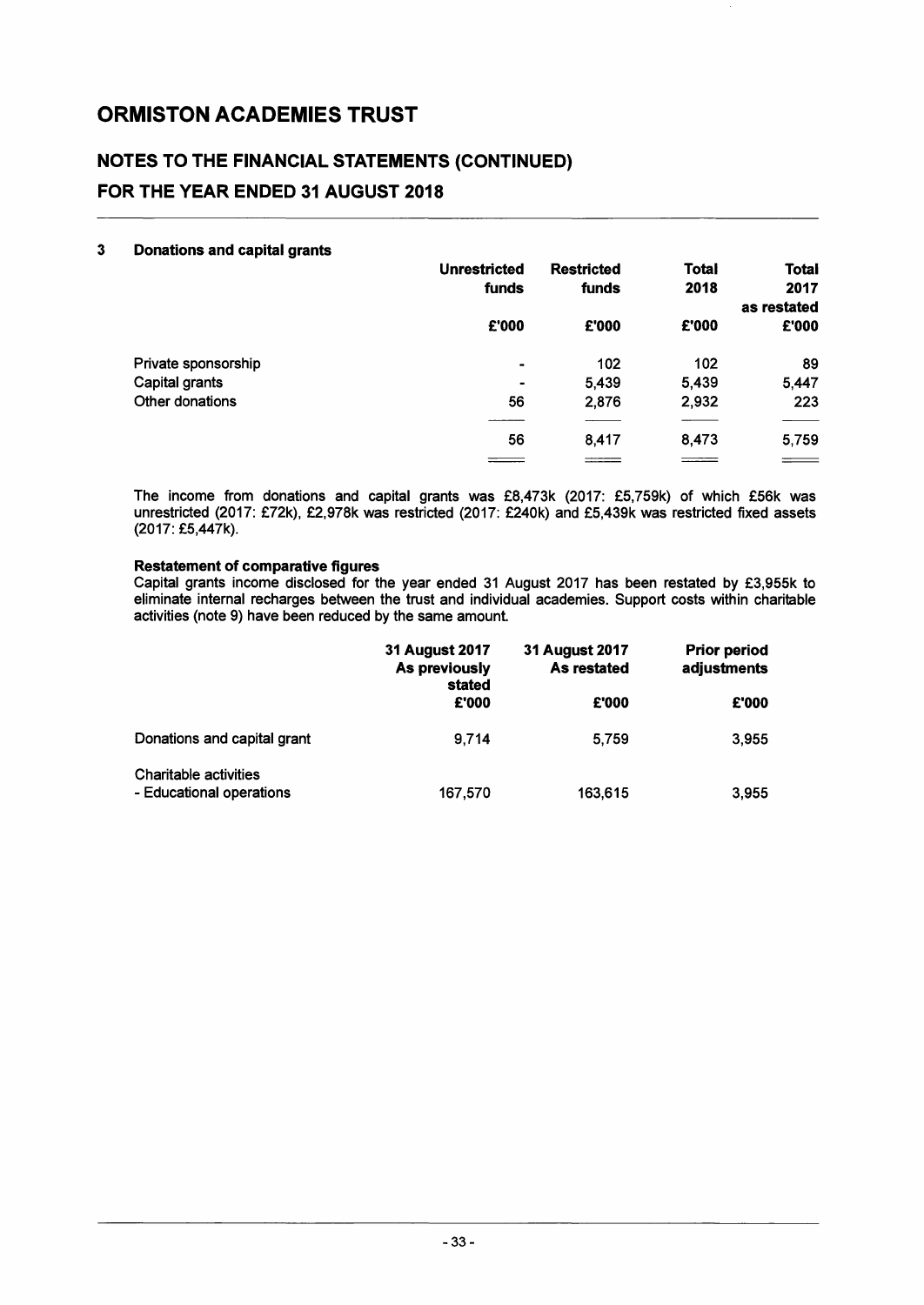# ORMISTON ACADEMIES TRUST

## NOTES TO THE FINANCIAL STATEMENTS (CONTINUED)
## FOR THE YEAR ENDED 31 AUGUST 2018

### 3 Donations and capital grants

| | Unrestricted funds | Restricted funds | Total 2018 | Total 2017 as restated |
|---|---|---|---|---|
| | £'000 | £'000 | £'000 | £'000 |
| Private sponsorship | - | 102 | 102 | 89 |
| Capital grants | - | 5,439 | 5,439 | 5,447 |
| Other donations | 56 | 2,876 | 2,932 | 223 |
| | 56 | 8,417 | 8,473 | 5,759 |

The income from donations and capital grants was £8,473k (2017: £5,759k) of which £56k was unrestricted (2017: £72k), £2,978k was restricted (2017: £240k) and £5,439k was restricted fixed assets (2017: £5,447k).

**Restatement of comparative figures**
Capital grants income disclosed for the year ended 31 August 2017 has been restated by £3,955k to eliminate internal recharges between the trust and individual academies. Support costs within charitable activities (note 9) have been reduced by the same amount.

| | 31 August 2017 As previously stated | 31 August 2017 As restated | Prior period adjustments |
|---|---|---|---|
| | £'000 | £'000 | £'000 |
| Donations and capital grant | 9,714 | 5,759 | 3,955 |
| Charitable activities - Educational operations | 167,570 | 163,615 | 3,955 |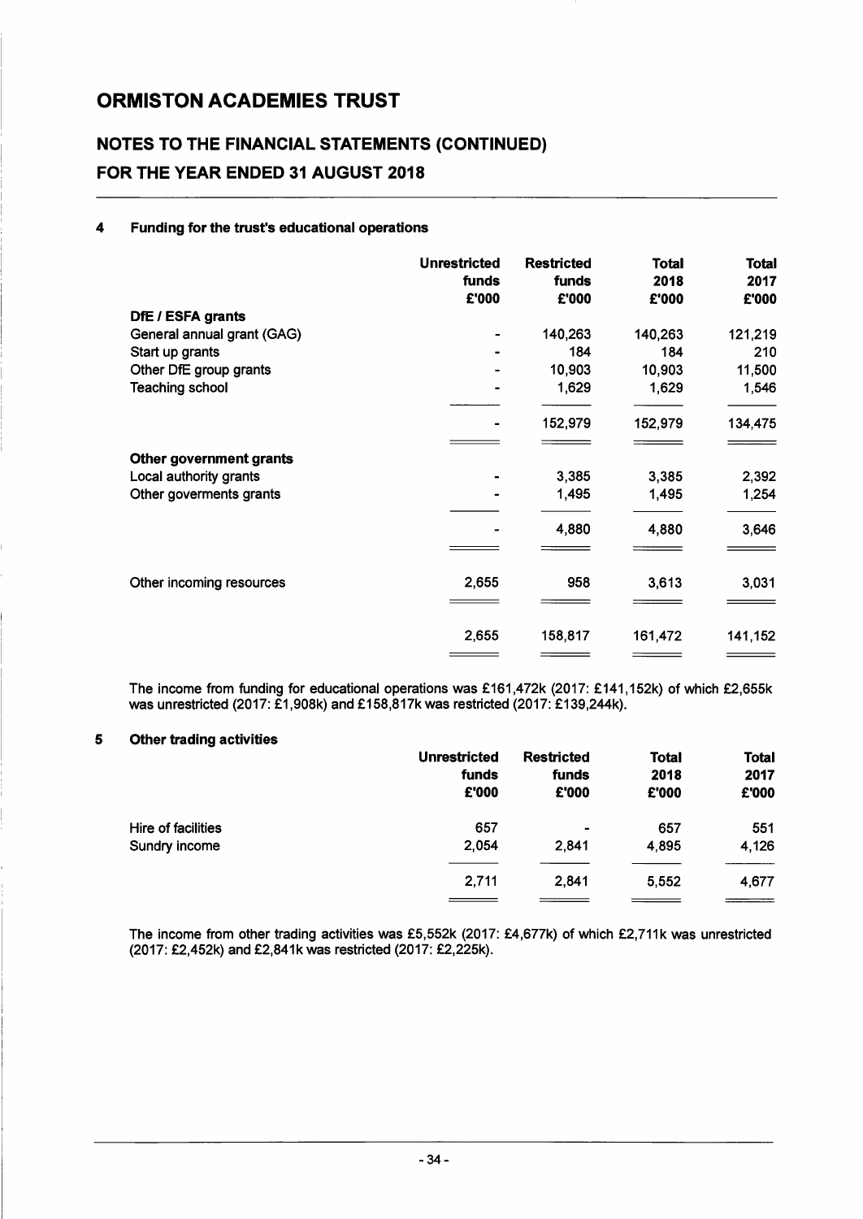# ORMISTON ACADEMIES TRUST

## NOTES TO THE FINANCIAL STATEMENTS (CONTINUED)
## FOR THE YEAR ENDED 31 AUGUST 2018

### 4 Funding for the trust's educational operations

| | Unrestricted funds £'000 | Restricted funds £'000 | Total 2018 £'000 | Total 2017 £'000 |
|---|---|---|---|---|
| **DfE / ESFA grants** | | | | |
| General annual grant (GAG) | - | 140,263 | 140,263 | 121,219 |
| Start up grants | - | 184 | 184 | 210 |
| Other DfE group grants | - | 10,903 | 10,903 | 11,500 |
| Teaching school | - | 1,629 | 1,629 | 1,546 |
| | - | 152,979 | 152,979 | 134,475 |
| **Other government grants** | | | | |
| Local authority grants | - | 3,385 | 3,385 | 2,392 |
| Other goverments grants | - | 1,495 | 1,495 | 1,254 |
| | - | 4,880 | 4,880 | 3,646 |
| Other incoming resources | 2,655 | 958 | 3,613 | 3,031 |
| | 2,655 | 158,817 | 161,472 | 141,152 |

The income from funding for educational operations was £161,472k (2017: £141,152k) of which £2,655k was unrestricted (2017: £1,908k) and £158,817k was restricted (2017: £139,244k).

### 5 Other trading activities

| | Unrestricted funds £'000 | Restricted funds £'000 | Total 2018 £'000 | Total 2017 £'000 |
|---|---|---|---|---|
| Hire of facilities | 657 | - | 657 | 551 |
| Sundry income | 2,054 | 2,841 | 4,895 | 4,126 |
| | 2,711 | 2,841 | 5,552 | 4,677 |

The income from other trading activities was £5,552k (2017: £4,677k) of which £2,711k was unrestricted (2017: £2,452k) and £2,841k was restricted (2017: £2,225k).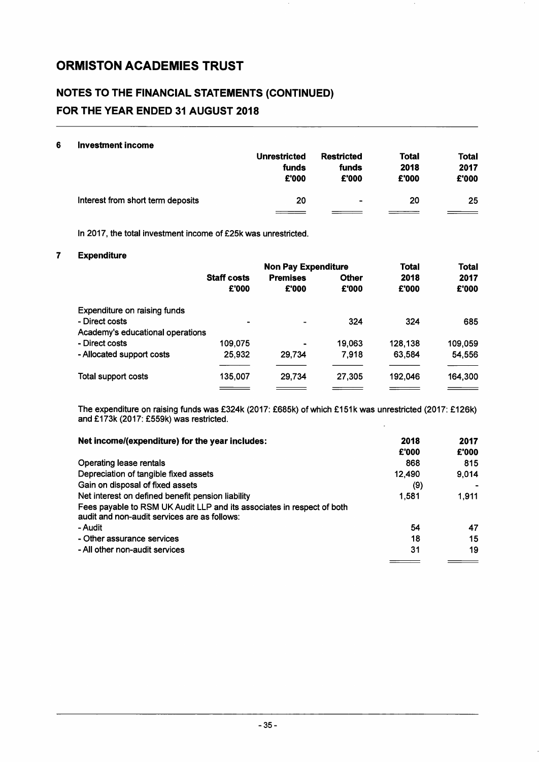# ORMISTON ACADEMIES TRUST

## NOTES TO THE FINANCIAL STATEMENTS (CONTINUED)
## FOR THE YEAR ENDED 31 AUGUST 2018

### 6 Investment income

| | Unrestricted funds £'000 | Restricted funds £'000 | Total 2018 £'000 | Total 2017 £'000 |
|---|---|---|---|---|
| Interest from short term deposits | 20 | - | 20 | 25 |

In 2017, the total investment income of £25k was unrestricted.

### 7 Expenditure

| | | Non Pay Expenditure | | Total | Total |
|---|---|---|---|---|---|
| | Staff costs £'000 | Premises £'000 | Other £'000 | 2018 £'000 | 2017 £'000 |
| Expenditure on raising funds | | | | | |
| - Direct costs | - | - | 324 | 324 | 685 |
| Academy's educational operations | | | | | |
| - Direct costs | 109,075 | - | 19,063 | 128,138 | 109,059 |
| - Allocated support costs | 25,932 | 29,734 | 7,918 | 63,584 | 54,556 |
| Total support costs | 135,007 | 29,734 | 27,305 | 192,046 | 164,300 |

The expenditure on raising funds was £324k (2017: £685k) of which £151k was unrestricted (2017: £126k) and £173k (2017: £559k) was restricted.

| Net income/(expenditure) for the year includes: | 2018 £'000 | 2017 £'000 |
|---|---|---|
| Operating lease rentals | 868 | 815 |
| Depreciation of tangible fixed assets | 12,490 | 9,014 |
| Gain on disposal of fixed assets | (9) | - |
| Net interest on defined benefit pension liability | 1,581 | 1,911 |
| Fees payable to RSM UK Audit LLP and its associates in respect of both audit and non-audit services are as follows: | | |
| - Audit | 54 | 47 |
| - Other assurance services | 18 | 15 |
| - All other non-audit services | 31 | 19 |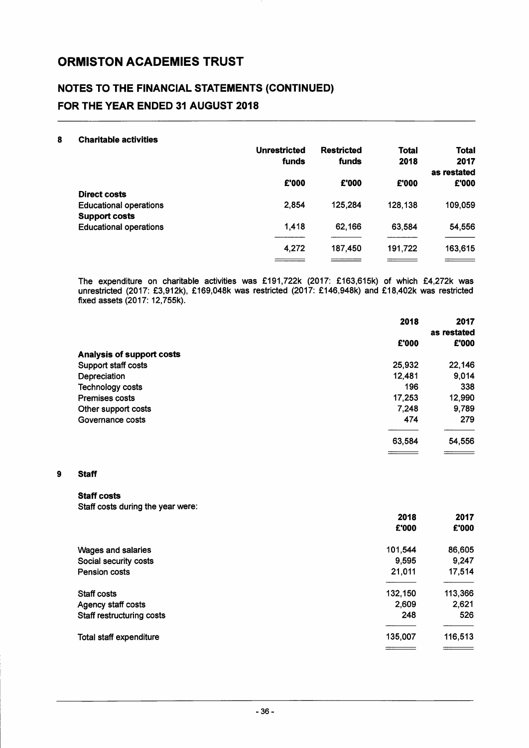# ORMISTON ACADEMIES TRUST

## NOTES TO THE FINANCIAL STATEMENTS (CONTINUED)
## FOR THE YEAR ENDED 31 AUGUST 2018

### 8 Charitable activities

| | Unrestricted funds | Restricted funds | Total 2018 | Total 2017 as restated |
|---|---|---|---|---|
| | £'000 | £'000 | £'000 | £'000 |
| **Direct costs** | | | | |
| Educational operations | 2,854 | 125,284 | 128,138 | 109,059 |
| **Support costs** | | | | |
| Educational operations | 1,418 | 62,166 | 63,584 | 54,556 |
| | 4,272 | 187,450 | 191,722 | 163,615 |

The expenditure on charitable activities was £191,722k (2017: £163,615k) of which £4,272k was unrestricted (2017: £3,912k), £169,048k was restricted (2017: £146,948k) and £18,402k was restricted fixed assets (2017: 12,755k).

| | 2018 | 2017 as restated |
|---|---|---|
| | £'000 | £'000 |
| **Analysis of support costs** | | |
| Support staff costs | 25,932 | 22,146 |
| Depreciation | 12,481 | 9,014 |
| Technology costs | 196 | 338 |
| Premises costs | 17,253 | 12,990 |
| Other support costs | 7,248 | 9,789 |
| Governance costs | 474 | 279 |
| | 63,584 | 54,556 |

### 9 Staff

**Staff costs**

Staff costs during the year were:

| | 2018 | 2017 |
|---|---|---|
| | £'000 | £'000 |
| Wages and salaries | 101,544 | 86,605 |
| Social security costs | 9,595 | 9,247 |
| Pension costs | 21,011 | 17,514 |
| Staff costs | 132,150 | 113,366 |
| Agency staff costs | 2,609 | 2,621 |
| Staff restructuring costs | 248 | 526 |
| Total staff expenditure | 135,007 | 116,513 |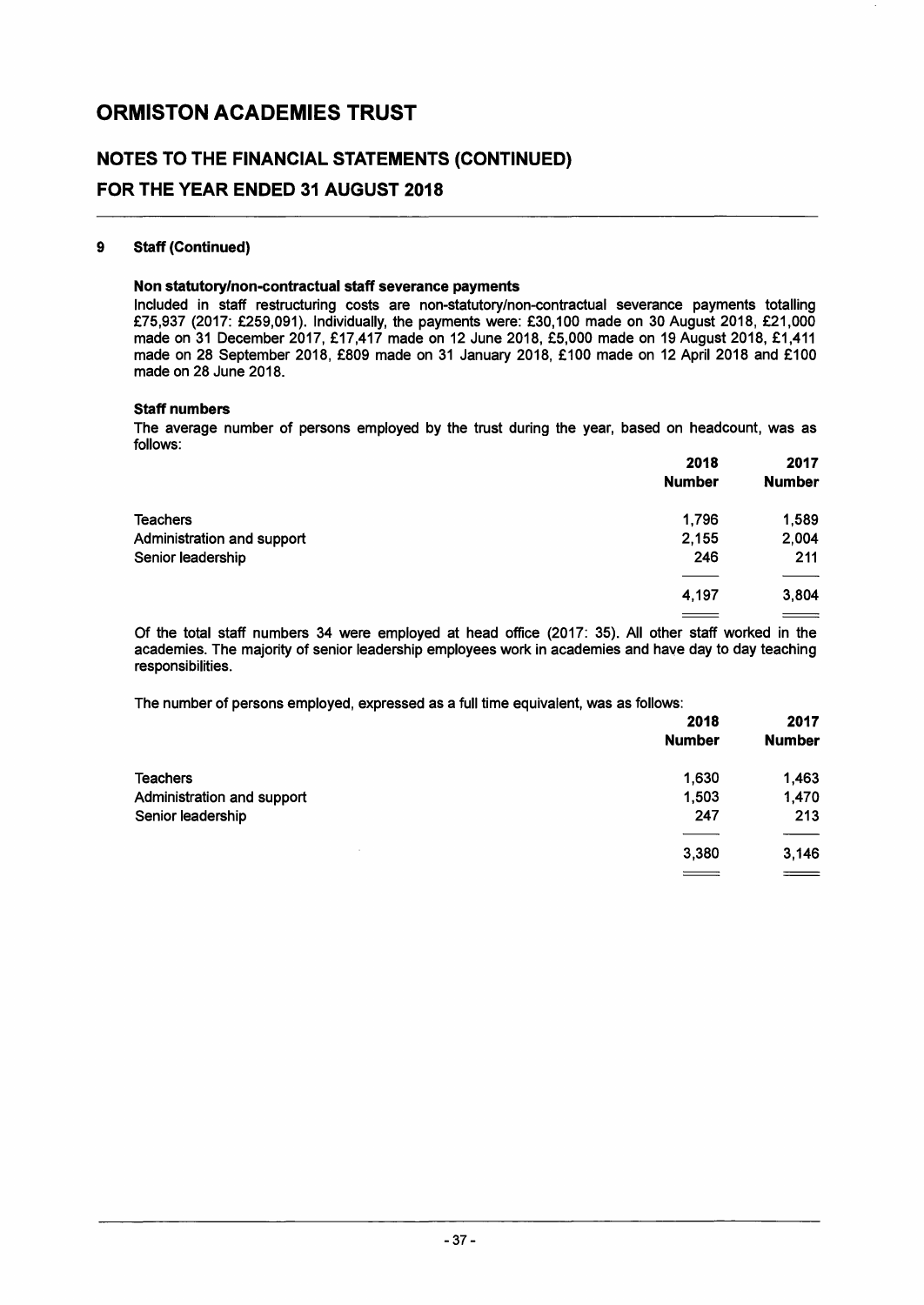# ORMISTON ACADEMIES TRUST

## NOTES TO THE FINANCIAL STATEMENTS (CONTINUED)

## FOR THE YEAR ENDED 31 AUGUST 2018

### 9 Staff (Continued)

**Non statutory/non-contractual staff severance payments**

Included in staff restructuring costs are non-statutory/non-contractual severance payments totalling £75,937 (2017: £259,091). Individually, the payments were: £30,100 made on 30 August 2018, £21,000 made on 31 December 2017, £17,417 made on 12 June 2018, £5,000 made on 19 August 2018, £1,411 made on 28 September 2018, £809 made on 31 January 2018, £100 made on 12 April 2018 and £100 made on 28 June 2018.

**Staff numbers**

The average number of persons employed by the trust during the year, based on headcount, was as follows:

| | 2018 Number | 2017 Number |
|---|---|---|
| Teachers | 1,796 | 1,589 |
| Administration and support | 2,155 | 2,004 |
| Senior leadership | 246 | 211 |
| | 4,197 | 3,804 |

Of the total staff numbers 34 were employed at head office (2017: 35). All other staff worked in the academies. The majority of senior leadership employees work in academies and have day to day teaching responsibilities.

The number of persons employed, expressed as a full time equivalent, was as follows:

| | 2018 Number | 2017 Number |
|---|---|---|
| Teachers | 1,630 | 1,463 |
| Administration and support | 1,503 | 1,470 |
| Senior leadership | 247 | 213 |
| | 3,380 | 3,146 |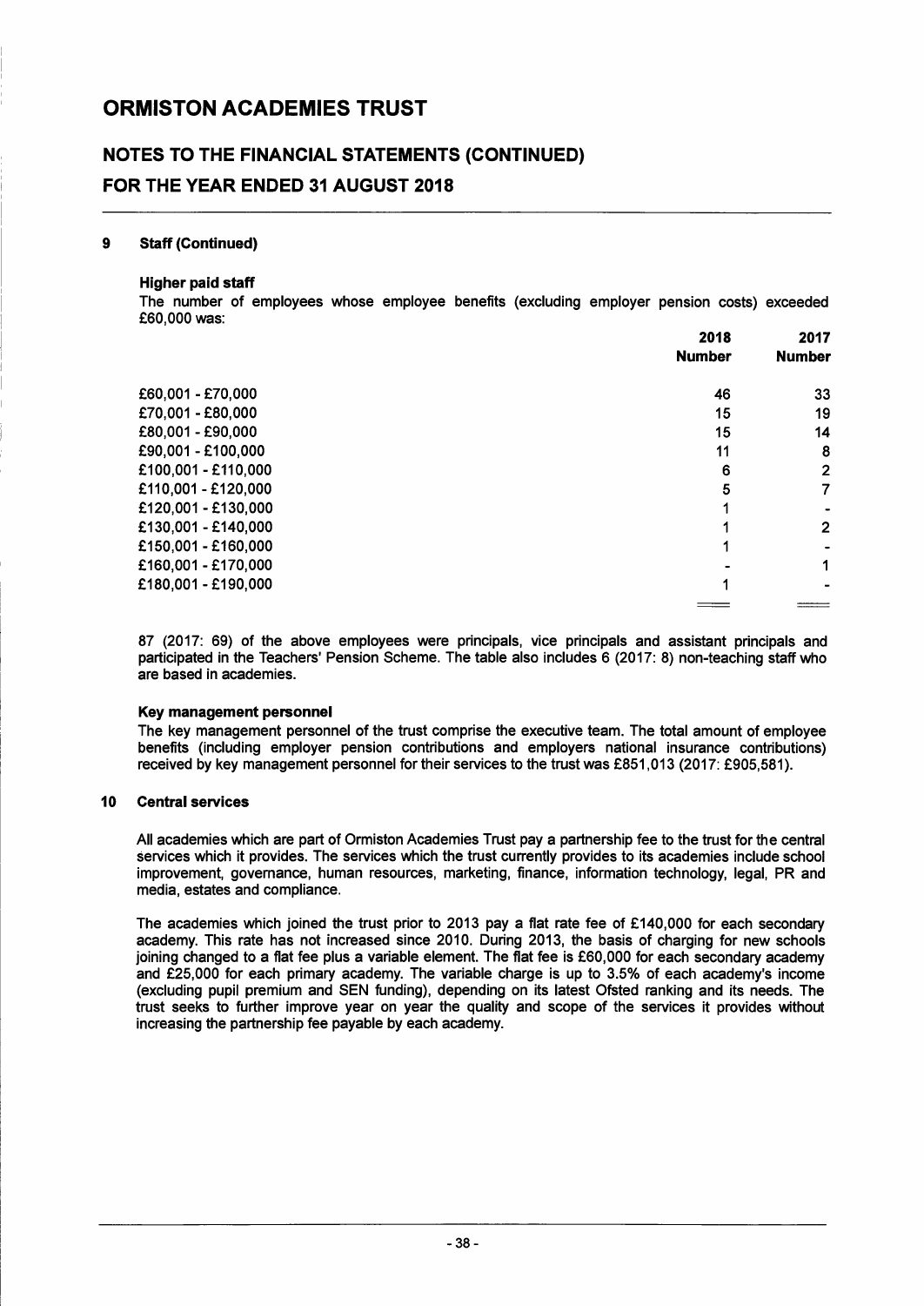# ORMISTON ACADEMIES TRUST

## NOTES TO THE FINANCIAL STATEMENTS (CONTINUED)
## FOR THE YEAR ENDED 31 AUGUST 2018

### 9 Staff (Continued)

**Higher paid staff**

The number of employees whose employee benefits (excluding employer pension costs) exceeded £60,000 was:

| | 2018 Number | 2017 Number |
|---|---|---|
| £60,001 - £70,000 | 46 | 33 |
| £70,001 - £80,000 | 15 | 19 |
| £80,001 - £90,000 | 15 | 14 |
| £90,001 - £100,000 | 11 | 8 |
| £100,001 - £110,000 | 6 | 2 |
| £110,001 - £120,000 | 5 | 7 |
| £120,001 - £130,000 | 1 | - |
| £130,001 - £140,000 | 1 | 2 |
| £150,001 - £160,000 | 1 | - |
| £160,001 - £170,000 | - | 1 |
| £180,001 - £190,000 | 1 | - |

87 (2017: 69) of the above employees were principals, vice principals and assistant principals and participated in the Teachers' Pension Scheme. The table also includes 6 (2017: 8) non-teaching staff who are based in academies.

**Key management personnel**

The key management personnel of the trust comprise the executive team. The total amount of employee benefits (including employer pension contributions and employers national insurance contributions) received by key management personnel for their services to the trust was £851,013 (2017: £905,581).

### 10 Central services

All academies which are part of Ormiston Academies Trust pay a partnership fee to the trust for the central services which it provides. The services which the trust currently provides to its academies include school improvement, governance, human resources, marketing, finance, information technology, legal, PR and media, estates and compliance.

The academies which joined the trust prior to 2013 pay a flat rate fee of £140,000 for each secondary academy. This rate has not increased since 2010. During 2013, the basis of charging for new schools joining changed to a flat fee plus a variable element. The flat fee is £60,000 for each secondary academy and £25,000 for each primary academy. The variable charge is up to 3.5% of each academy's income (excluding pupil premium and SEN funding), depending on its latest Ofsted ranking and its needs. The trust seeks to further improve year on year the quality and scope of the services it provides without increasing the partnership fee payable by each academy.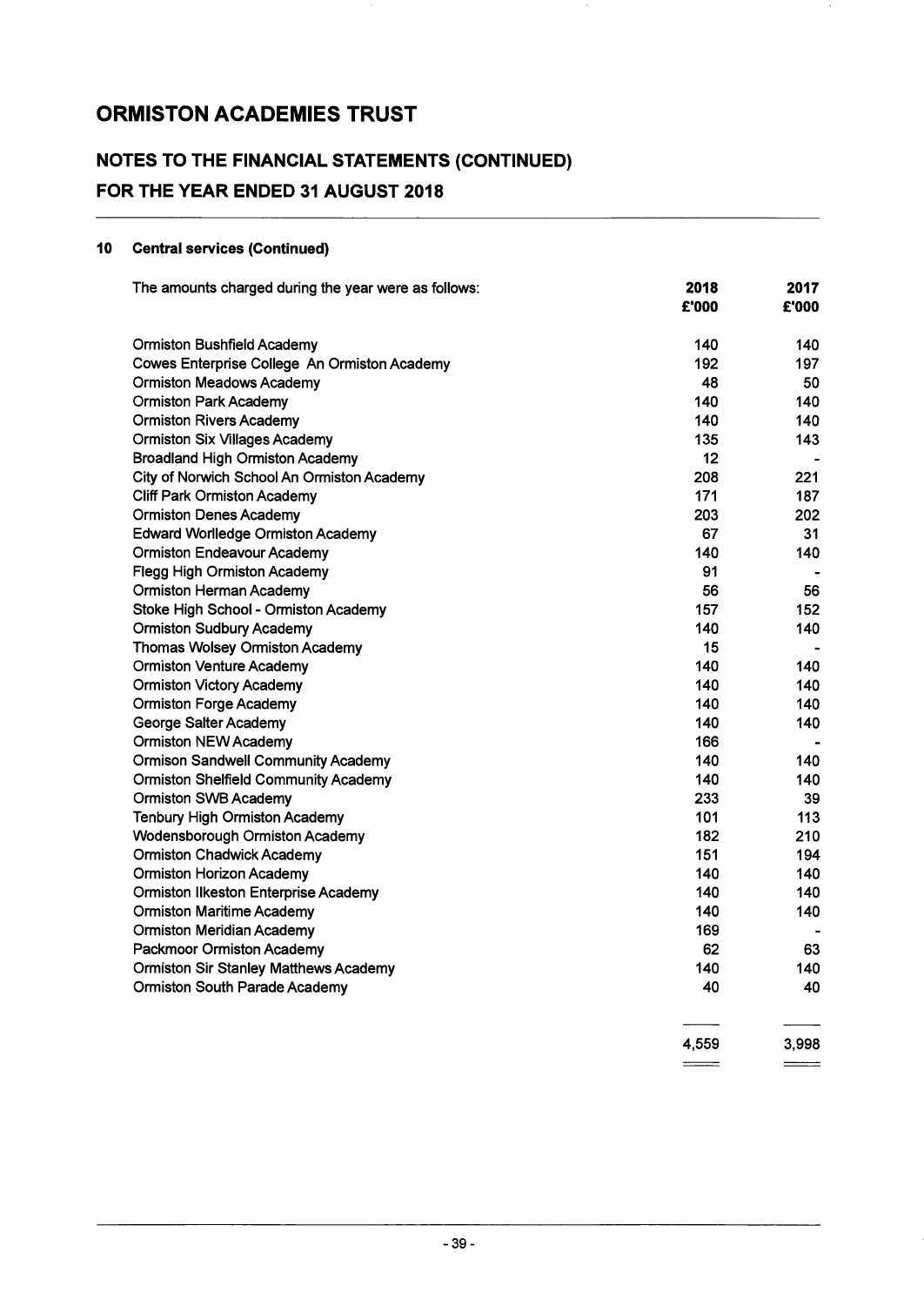# ORMISTON ACADEMIES TRUST

## NOTES TO THE FINANCIAL STATEMENTS (CONTINUED)
## FOR THE YEAR ENDED 31 AUGUST 2018

### 10 Central services (Continued)

| The amounts charged during the year were as follows: | 2018 £'000 | 2017 £'000 |
|---|---|---|
| Ormiston Bushfield Academy | 140 | 140 |
| Cowes Enterprise College An Ormiston Academy | 192 | 197 |
| Ormiston Meadows Academy | 48 | 50 |
| Ormiston Park Academy | 140 | 140 |
| Ormiston Rivers Academy | 140 | 140 |
| Ormiston Six Villages Academy | 135 | 143 |
| Broadland High Ormiston Academy | 12 | - |
| City of Norwich School An Ormiston Academy | 208 | 221 |
| Cliff Park Ormiston Academy | 171 | 187 |
| Ormiston Denes Academy | 203 | 202 |
| Edward Worlledge Ormiston Academy | 67 | 31 |
| Ormiston Endeavour Academy | 140 | 140 |
| Flegg High Ormiston Academy | 91 | - |
| Ormiston Herman Academy | 56 | 56 |
| Stoke High School - Ormiston Academy | 157 | 152 |
| Ormiston Sudbury Academy | 140 | 140 |
| Thomas Wolsey Ormiston Academy | 15 | - |
| Ormiston Venture Academy | 140 | 140 |
| Ormiston Victory Academy | 140 | 140 |
| Ormiston Forge Academy | 140 | 140 |
| George Salter Academy | 140 | 140 |
| Ormiston NEW Academy | 166 | - |
| Ormison Sandwell Community Academy | 140 | 140 |
| Ormiston Shelfield Community Academy | 140 | 140 |
| Ormiston SWB Academy | 233 | 39 |
| Tenbury High Ormiston Academy | 101 | 113 |
| Wodensborough Ormiston Academy | 182 | 210 |
| Ormiston Chadwick Academy | 151 | 194 |
| Ormiston Horizon Academy | 140 | 140 |
| Ormiston Ilkeston Enterprise Academy | 140 | 140 |
| Ormiston Maritime Academy | 140 | 140 |
| Ormiston Meridian Academy | 169 | - |
| Packmoor Ormiston Academy | 62 | 63 |
| Ormiston Sir Stanley Matthews Academy | 140 | 140 |
| Ormiston South Parade Academy | 40 | 40 |
| | 4,559 | 3,998 |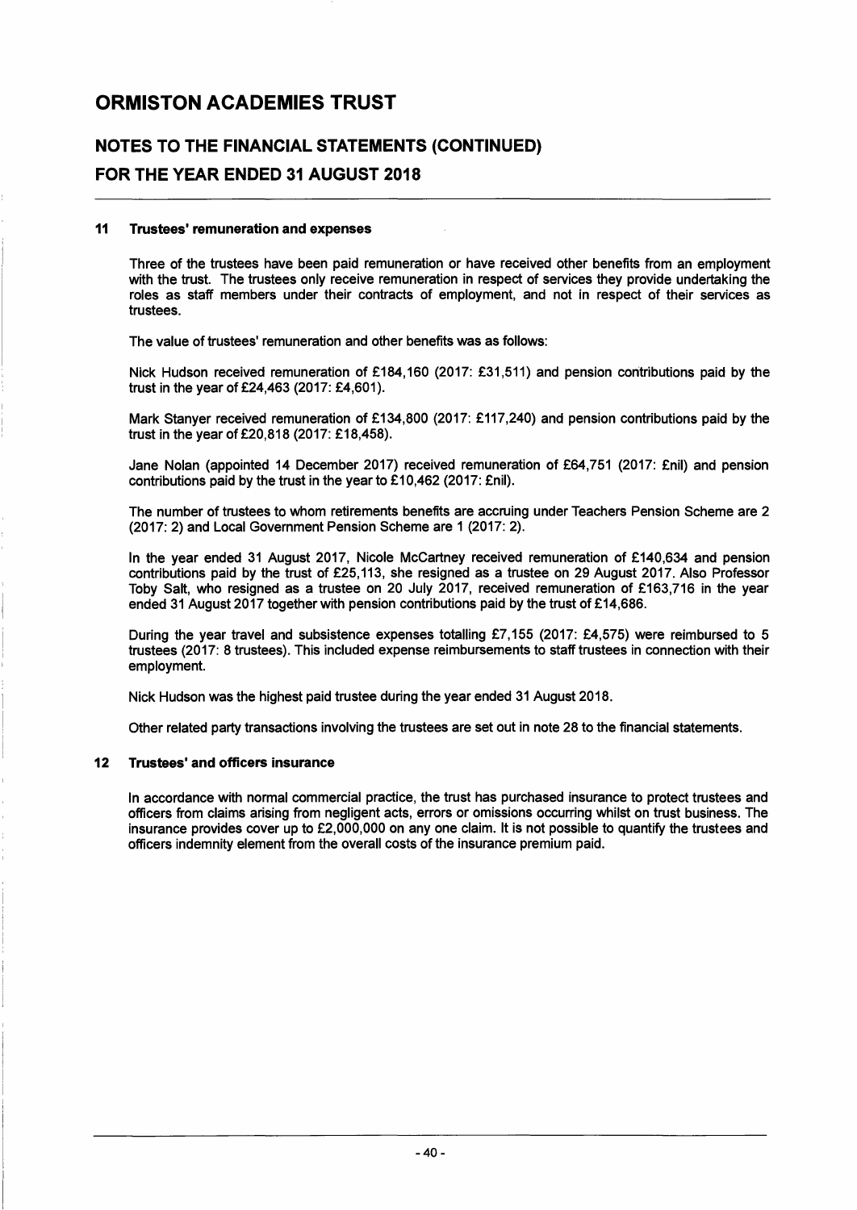# ORMISTON ACADEMIES TRUST

## NOTES TO THE FINANCIAL STATEMENTS (CONTINUED)
## FOR THE YEAR ENDED 31 AUGUST 2018

### 11 Trustees' remuneration and expenses

Three of the trustees have been paid remuneration or have received other benefits from an employment with the trust. The trustees only receive remuneration in respect of services they provide undertaking the roles as staff members under their contracts of employment, and not in respect of their services as trustees.

The value of trustees' remuneration and other benefits was as follows:

Nick Hudson received remuneration of £184,160 (2017: £31,511) and pension contributions paid by the trust in the year of £24,463 (2017: £4,601).

Mark Stanyer received remuneration of £134,800 (2017: £117,240) and pension contributions paid by the trust in the year of £20,818 (2017: £18,458).

Jane Nolan (appointed 14 December 2017) received remuneration of £64,751 (2017: £nil) and pension contributions paid by the trust in the year to £10,462 (2017: £nil).

The number of trustees to whom retirements benefits are accruing under Teachers Pension Scheme are 2 (2017: 2) and Local Government Pension Scheme are 1 (2017: 2).

In the year ended 31 August 2017, Nicole McCartney received remuneration of £140,634 and pension contributions paid by the trust of £25,113, she resigned as a trustee on 29 August 2017. Also Professor Toby Salt, who resigned as a trustee on 20 July 2017, received remuneration of £163,716 in the year ended 31 August 2017 together with pension contributions paid by the trust of £14,686.

During the year travel and subsistence expenses totalling £7,155 (2017: £4,575) were reimbursed to 5 trustees (2017: 8 trustees). This included expense reimbursements to staff trustees in connection with their employment.

Nick Hudson was the highest paid trustee during the year ended 31 August 2018.

Other related party transactions involving the trustees are set out in note 28 to the financial statements.

### 12 Trustees' and officers insurance

In accordance with normal commercial practice, the trust has purchased insurance to protect trustees and officers from claims arising from negligent acts, errors or omissions occurring whilst on trust business. The insurance provides cover up to £2,000,000 on any one claim. It is not possible to quantify the trustees and officers indemnity element from the overall costs of the insurance premium paid.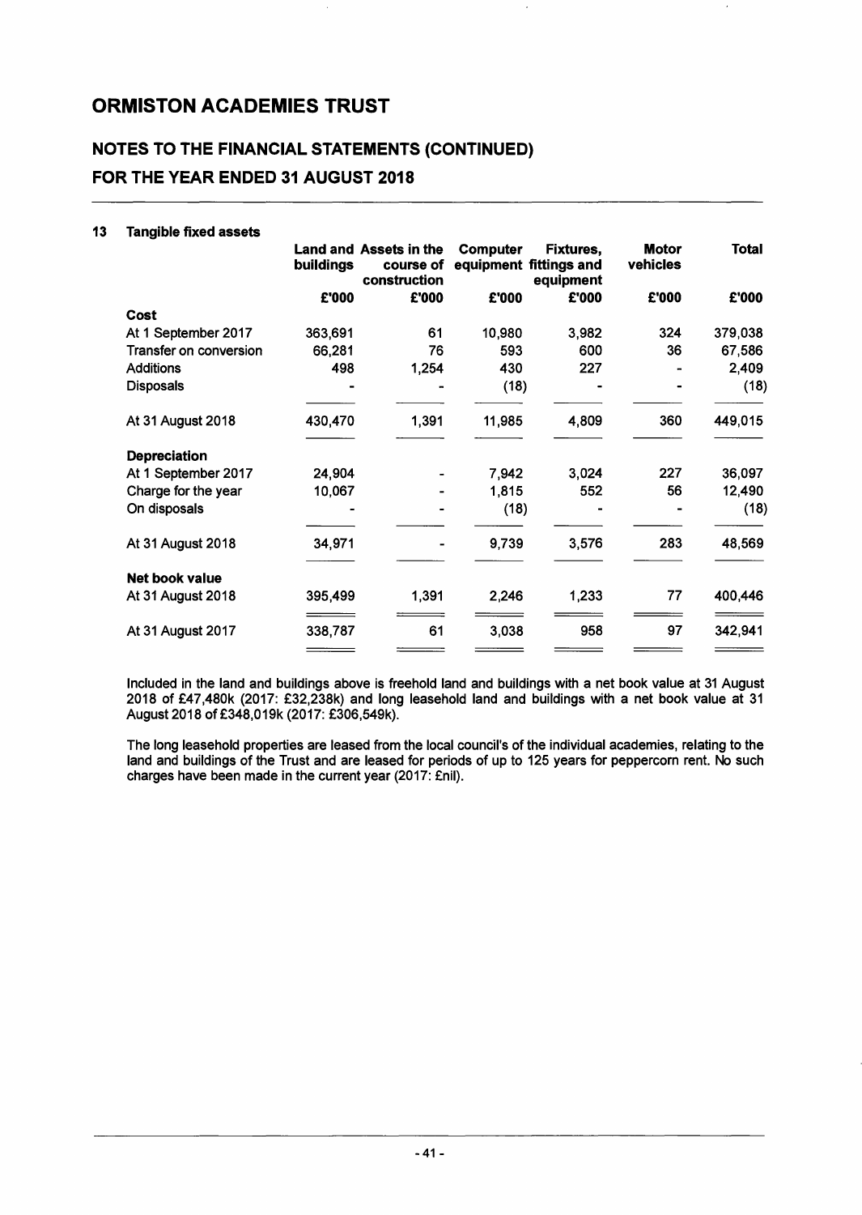# ORMISTON ACADEMIES TRUST

## NOTES TO THE FINANCIAL STATEMENTS (CONTINUED)
## FOR THE YEAR ENDED 31 AUGUST 2018

### 13 Tangible fixed assets

| | Land and buildings | Assets in the course of construction | Computer equipment | Fixtures, fittings and equipment | Motor vehicles | Total |
|---|---|---|---|---|---|---|
| | £'000 | £'000 | £'000 | £'000 | £'000 | £'000 |
| **Cost** | | | | | | |
| At 1 September 2017 | 363,691 | 61 | 10,980 | 3,982 | 324 | 379,038 |
| Transfer on conversion | 66,281 | 76 | 593 | 600 | 36 | 67,586 |
| Additions | 498 | 1,254 | 430 | 227 | - | 2,409 |
| Disposals | - | - | (18) | - | - | (18) |
| At 31 August 2018 | 430,470 | 1,391 | 11,985 | 4,809 | 360 | 449,015 |
| **Depreciation** | | | | | | |
| At 1 September 2017 | 24,904 | - | 7,942 | 3,024 | 227 | 36,097 |
| Charge for the year | 10,067 | - | 1,815 | 552 | 56 | 12,490 |
| On disposals | - | - | (18) | - | - | (18) |
| At 31 August 2018 | 34,971 | - | 9,739 | 3,576 | 283 | 48,569 |
| **Net book value** | | | | | | |
| At 31 August 2018 | 395,499 | 1,391 | 2,246 | 1,233 | 77 | 400,446 |
| At 31 August 2017 | 338,787 | 61 | 3,038 | 958 | 97 | 342,941 |

Included in the land and buildings above is freehold land and buildings with a net book value at 31 August 2018 of £47,480k (2017: £32,238k) and long leasehold land and buildings with a net book value at 31 August 2018 of £348,019k (2017: £306,549k).

The long leasehold properties are leased from the local council's of the individual academies, relating to the land and buildings of the Trust and are leased for periods of up to 125 years for peppercorn rent. No such charges have been made in the current year (2017: £nil).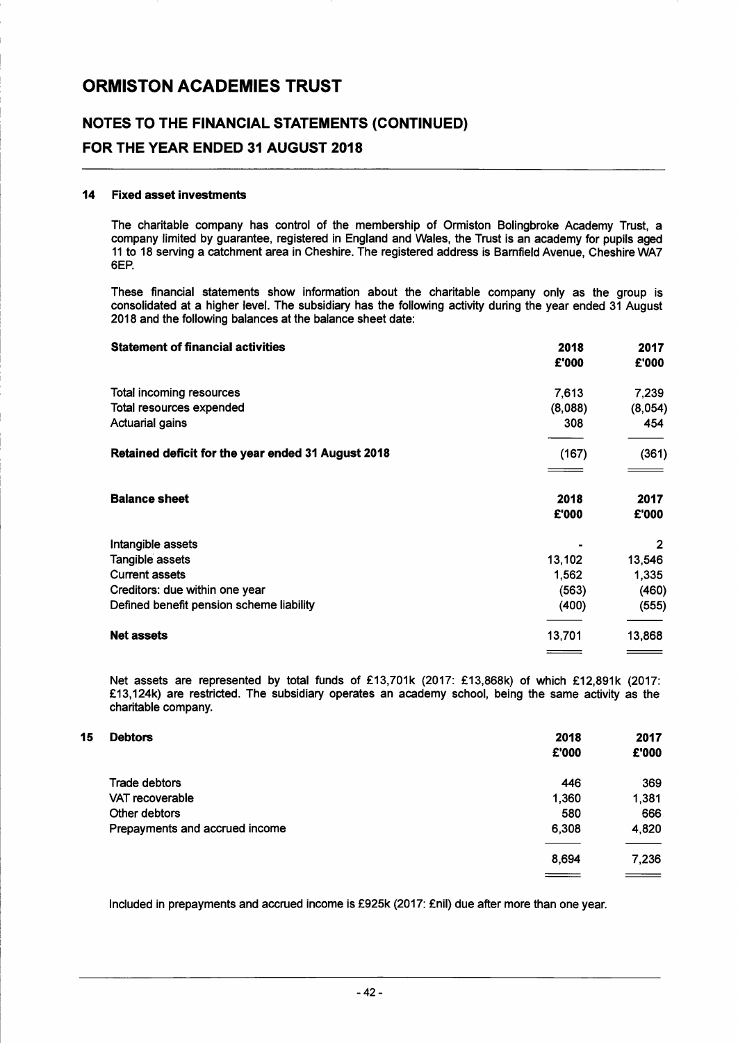# ORMISTON ACADEMIES TRUST

## NOTES TO THE FINANCIAL STATEMENTS (CONTINUED)

## FOR THE YEAR ENDED 31 AUGUST 2018

### 14 Fixed asset investments

The charitable company has control of the membership of Ormiston Bolingbroke Academy Trust, a company limited by guarantee, registered in England and Wales, the Trust is an academy for pupils aged 11 to 18 serving a catchment area in Cheshire. The registered address is Barnfield Avenue, Cheshire WA7 6EP.

These financial statements show information about the charitable company only as the group is consolidated at a higher level. The subsidiary has the following activity during the year ended 31 August 2018 and the following balances at the balance sheet date:

| **Statement of financial activities** | **2018 £'000** | **2017 £'000** |
|---|---|---|
| Total incoming resources | 7,613 | 7,239 |
| Total resources expended | (8,088) | (8,054) |
| Actuarial gains | 308 | 454 |
| **Retained deficit for the year ended 31 August 2018** | (167) | (361) |

| **Balance sheet** | **2018 £'000** | **2017 £'000** |
|---|---|---|
| Intangible assets | - | 2 |
| Tangible assets | 13,102 | 13,546 |
| Current assets | 1,562 | 1,335 |
| Creditors: due within one year | (563) | (460) |
| Defined benefit pension scheme liability | (400) | (555) |
| **Net assets** | 13,701 | 13,868 |

Net assets are represented by total funds of £13,701k (2017: £13,868k) of which £12,891k (2017: £13,124k) are restricted. The subsidiary operates an academy school, being the same activity as the charitable company.

### 15 Debtors

| | **2018 £'000** | **2017 £'000** |
|---|---|---|
| Trade debtors | 446 | 369 |
| VAT recoverable | 1,360 | 1,381 |
| Other debtors | 580 | 666 |
| Prepayments and accrued income | 6,308 | 4,820 |
| | 8,694 | 7,236 |

Included in prepayments and accrued income is £925k (2017: £nil) due after more than one year.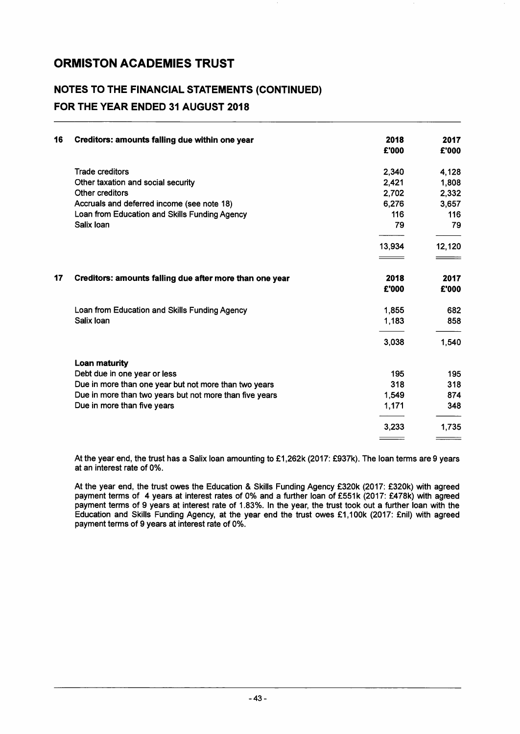# ORMISTON ACADEMIES TRUST

## NOTES TO THE FINANCIAL STATEMENTS (CONTINUED)

## FOR THE YEAR ENDED 31 AUGUST 2018

| 16 Creditors: amounts falling due within one year | 2018 £'000 | 2017 £'000 |
|---|---|---|
| Trade creditors | 2,340 | 4,128 |
| Other taxation and social security | 2,421 | 1,808 |
| Other creditors | 2,702 | 2,332 |
| Accruals and deferred income (see note 18) | 6,276 | 3,657 |
| Loan from Education and Skills Funding Agency | 116 | 116 |
| Salix loan | 79 | 79 |
| | 13,934 | 12,120 |

| 17 Creditors: amounts falling due after more than one year | 2018 £'000 | 2017 £'000 |
|---|---|---|
| Loan from Education and Skills Funding Agency | 1,855 | 682 |
| Salix loan | 1,183 | 858 |
| | 3,038 | 1,540 |
| **Loan maturity** | | |
| Debt due in one year or less | 195 | 195 |
| Due in more than one year but not more than two years | 318 | 318 |
| Due in more than two years but not more than five years | 1,549 | 874 |
| Due in more than five years | 1,171 | 348 |
| | 3,233 | 1,735 |

At the year end, the trust has a Salix loan amounting to £1,262k (2017: £937k). The loan terms are 9 years at an interest rate of 0%.

At the year end, the trust owes the Education & Skills Funding Agency £320k (2017: £320k) with agreed payment terms of 4 years at interest rates of 0% and a further loan of £551k (2017: £478k) with agreed payment terms of 9 years at interest rate of 1.83%. In the year, the trust took out a further loan with the Education and Skills Funding Agency, at the year end the trust owes £1,100k (2017: £nil) with agreed payment terms of 9 years at interest rate of 0%.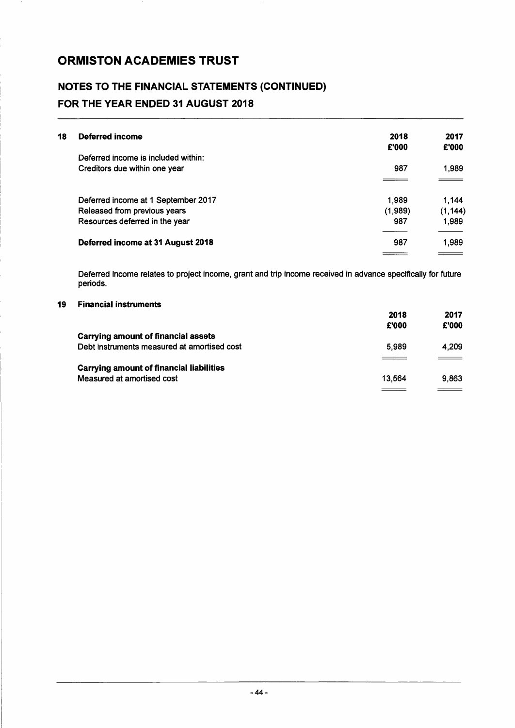# ORMISTON ACADEMIES TRUST

## NOTES TO THE FINANCIAL STATEMENTS (CONTINUED)
## FOR THE YEAR ENDED 31 AUGUST 2018

### 18 Deferred income

| | 2018 £'000 | 2017 £'000 |
|---|---|---|
| Deferred income is included within: | | |
| Creditors due within one year | 987 | 1,989 |
| Deferred income at 1 September 2017 | 1,989 | 1,144 |
| Released from previous years | (1,989) | (1,144) |
| Resources deferred in the year | 987 | 1,989 |
| **Deferred income at 31 August 2018** | 987 | 1,989 |

Deferred income relates to project income, grant and trip income received in advance specifically for future periods.

### 19 Financial instruments

| | 2018 £'000 | 2017 £'000 |
|---|---|---|
| **Carrying amount of financial assets** | | |
| Debt instruments measured at amortised cost | 5,989 | 4,209 |
| **Carrying amount of financial liabilities** | | |
| Measured at amortised cost | 13,564 | 9,863 |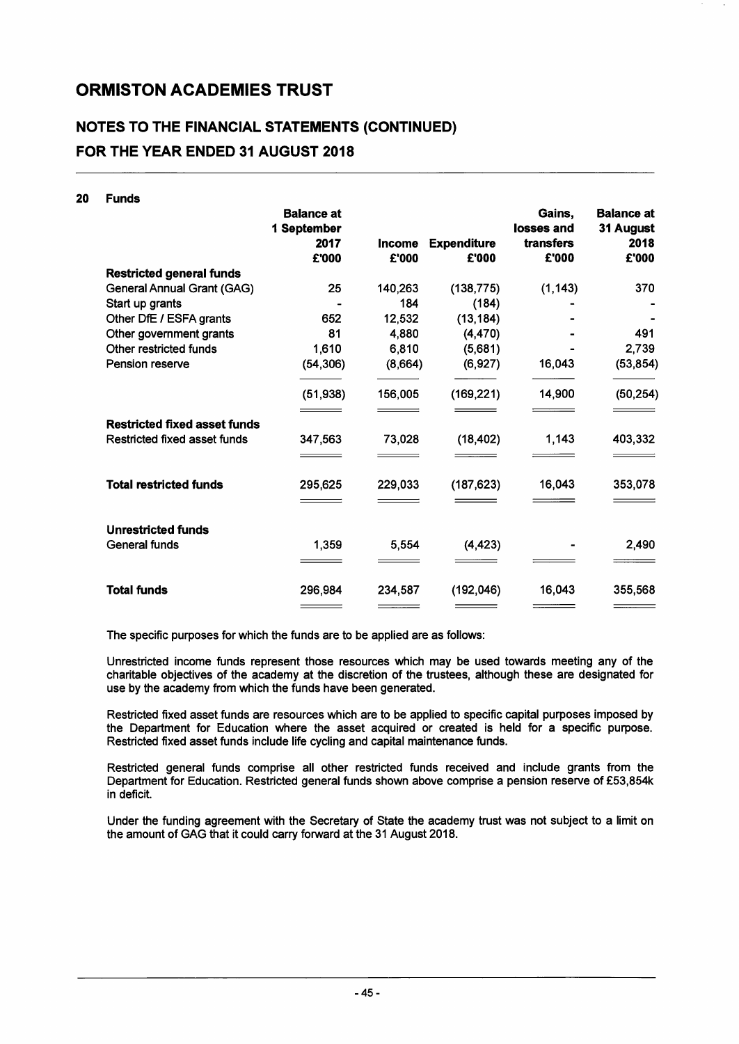# ORMISTON ACADEMIES TRUST

## NOTES TO THE FINANCIAL STATEMENTS (CONTINUED)

## FOR THE YEAR ENDED 31 AUGUST 2018

### 20 Funds

| | Balance at 1 September 2017 £'000 | Income £'000 | Expenditure £'000 | Gains, losses and transfers £'000 | Balance at 31 August 2018 £'000 |
|---|---|---|---|---|---|
| **Restricted general funds** | | | | | |
| General Annual Grant (GAG) | 25 | 140,263 | (138,775) | (1,143) | 370 |
| Start up grants | - | 184 | (184) | - | - |
| Other DfE / ESFA grants | 652 | 12,532 | (13,184) | - | - |
| Other government grants | 81 | 4,880 | (4,470) | - | 491 |
| Other restricted funds | 1,610 | 6,810 | (5,681) | - | 2,739 |
| Pension reserve | (54,306) | (8,664) | (6,927) | 16,043 | (53,854) |
| | (51,938) | 156,005 | (169,221) | 14,900 | (50,254) |
| **Restricted fixed asset funds** | | | | | |
| Restricted fixed asset funds | 347,563 | 73,028 | (18,402) | 1,143 | 403,332 |
| **Total restricted funds** | 295,625 | 229,033 | (187,623) | 16,043 | 353,078 |
| **Unrestricted funds** | | | | | |
| General funds | 1,359 | 5,554 | (4,423) | - | 2,490 |
| **Total funds** | 296,984 | 234,587 | (192,046) | 16,043 | 355,568 |

The specific purposes for which the funds are to be applied are as follows:

Unrestricted income funds represent those resources which may be used towards meeting any of the charitable objectives of the academy at the discretion of the trustees, although these are designated for use by the academy from which the funds have been generated.

Restricted fixed asset funds are resources which are to be applied to specific capital purposes imposed by the Department for Education where the asset acquired or created is held for a specific purpose. Restricted fixed asset funds include life cycling and capital maintenance funds.

Restricted general funds comprise all other restricted funds received and include grants from the Department for Education. Restricted general funds shown above comprise a pension reserve of £53,854k in deficit.

Under the funding agreement with the Secretary of State the academy trust was not subject to a limit on the amount of GAG that it could carry forward at the 31 August 2018.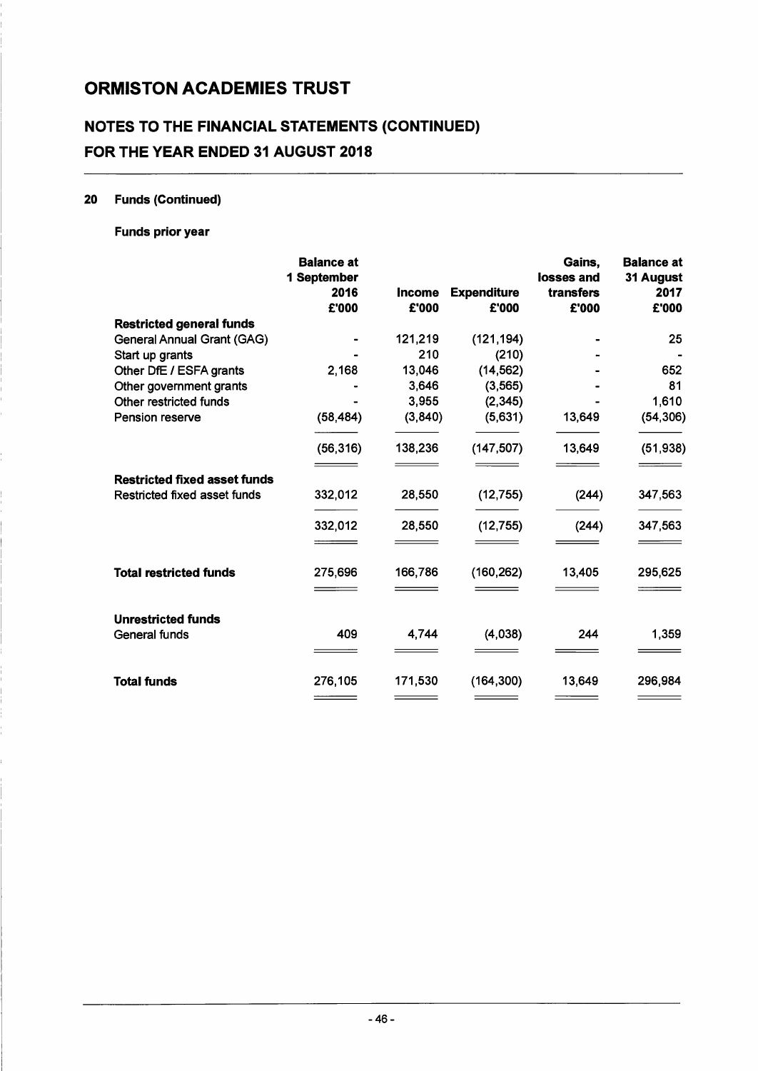# ORMISTON ACADEMIES TRUST

## NOTES TO THE FINANCIAL STATEMENTS (CONTINUED)
## FOR THE YEAR ENDED 31 AUGUST 2018

### 20 Funds (Continued)

**Funds prior year**

| | Balance at 1 September 2016 £'000 | Income £'000 | Expenditure £'000 | Gains, losses and transfers £'000 | Balance at 31 August 2017 £'000 |
|---|---|---|---|---|---|
| **Restricted general funds** | | | | | |
| General Annual Grant (GAG) | - | 121,219 | (121,194) | - | 25 |
| Start up grants | - | 210 | (210) | - | - |
| Other DfE / ESFA grants | 2,168 | 13,046 | (14,562) | - | 652 |
| Other government grants | - | 3,646 | (3,565) | - | 81 |
| Other restricted funds | - | 3,955 | (2,345) | - | 1,610 |
| Pension reserve | (58,484) | (3,840) | (5,631) | 13,649 | (54,306) |
| | (56,316) | 138,236 | (147,507) | 13,649 | (51,938) |
| **Restricted fixed asset funds** | | | | | |
| Restricted fixed asset funds | 332,012 | 28,550 | (12,755) | (244) | 347,563 |
| | 332,012 | 28,550 | (12,755) | (244) | 347,563 |
| **Total restricted funds** | 275,696 | 166,786 | (160,262) | 13,405 | 295,625 |
| **Unrestricted funds** | | | | | |
| General funds | 409 | 4,744 | (4,038) | 244 | 1,359 |
| **Total funds** | 276,105 | 171,530 | (164,300) | 13,649 | 296,984 |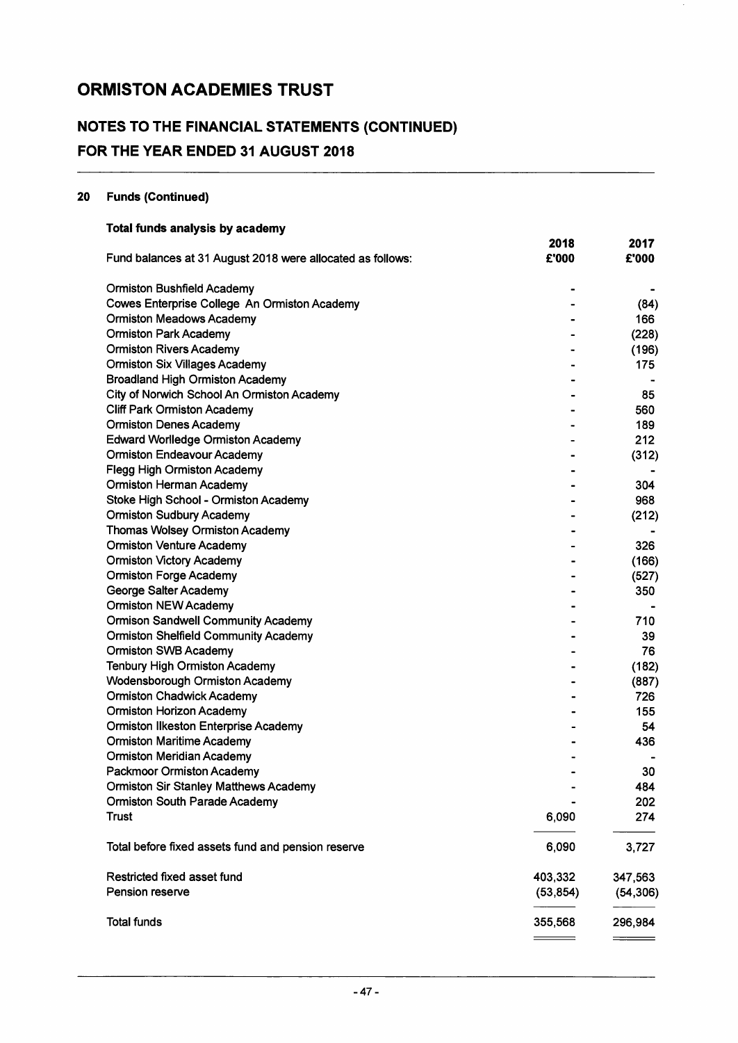# ORMISTON ACADEMIES TRUST

## NOTES TO THE FINANCIAL STATEMENTS (CONTINUED)
## FOR THE YEAR ENDED 31 AUGUST 2018

### 20 Funds (Continued)

**Total funds analysis by academy**

| Fund balances at 31 August 2018 were allocated as follows: | 2018 £'000 | 2017 £'000 |
|---|---|---|
| Ormiston Bushfield Academy | - | - |
| Cowes Enterprise College An Ormiston Academy | - | (84) |
| Ormiston Meadows Academy | - | 166 |
| Ormiston Park Academy | - | (228) |
| Ormiston Rivers Academy | - | (196) |
| Ormiston Six Villages Academy | - | 175 |
| Broadland High Ormiston Academy | - | - |
| City of Norwich School An Ormiston Academy | - | 85 |
| Cliff Park Ormiston Academy | - | 560 |
| Ormiston Denes Academy | - | 189 |
| Edward Worlledge Ormiston Academy | - | 212 |
| Ormiston Endeavour Academy | - | (312) |
| Flegg High Ormiston Academy | - | - |
| Ormiston Herman Academy | - | 304 |
| Stoke High School - Ormiston Academy | - | 968 |
| Ormiston Sudbury Academy | - | (212) |
| Thomas Wolsey Ormiston Academy | - | - |
| Ormiston Venture Academy | - | 326 |
| Ormiston Victory Academy | - | (166) |
| Ormiston Forge Academy | - | (527) |
| George Salter Academy | - | 350 |
| Ormiston NEW Academy | - | - |
| Ormison Sandwell Community Academy | - | 710 |
| Ormiston Shelfield Community Academy | - | 39 |
| Ormiston SWB Academy | - | 76 |
| Tenbury High Ormiston Academy | - | (182) |
| Wodensborough Ormiston Academy | - | (887) |
| Ormiston Chadwick Academy | - | 726 |
| Ormiston Horizon Academy | - | 155 |
| Ormiston Ilkeston Enterprise Academy | - | 54 |
| Ormiston Maritime Academy | - | 436 |
| Ormiston Meridian Academy | - | - |
| Packmoor Ormiston Academy | - | 30 |
| Ormiston Sir Stanley Matthews Academy | - | 484 |
| Ormiston South Parade Academy | - | 202 |
| Trust | 6,090 | 274 |
| Total before fixed assets fund and pension reserve | 6,090 | 3,727 |
| Restricted fixed asset fund | 403,332 | 347,563 |
| Pension reserve | (53,854) | (54,306) |
| Total funds | 355,568 | 296,984 |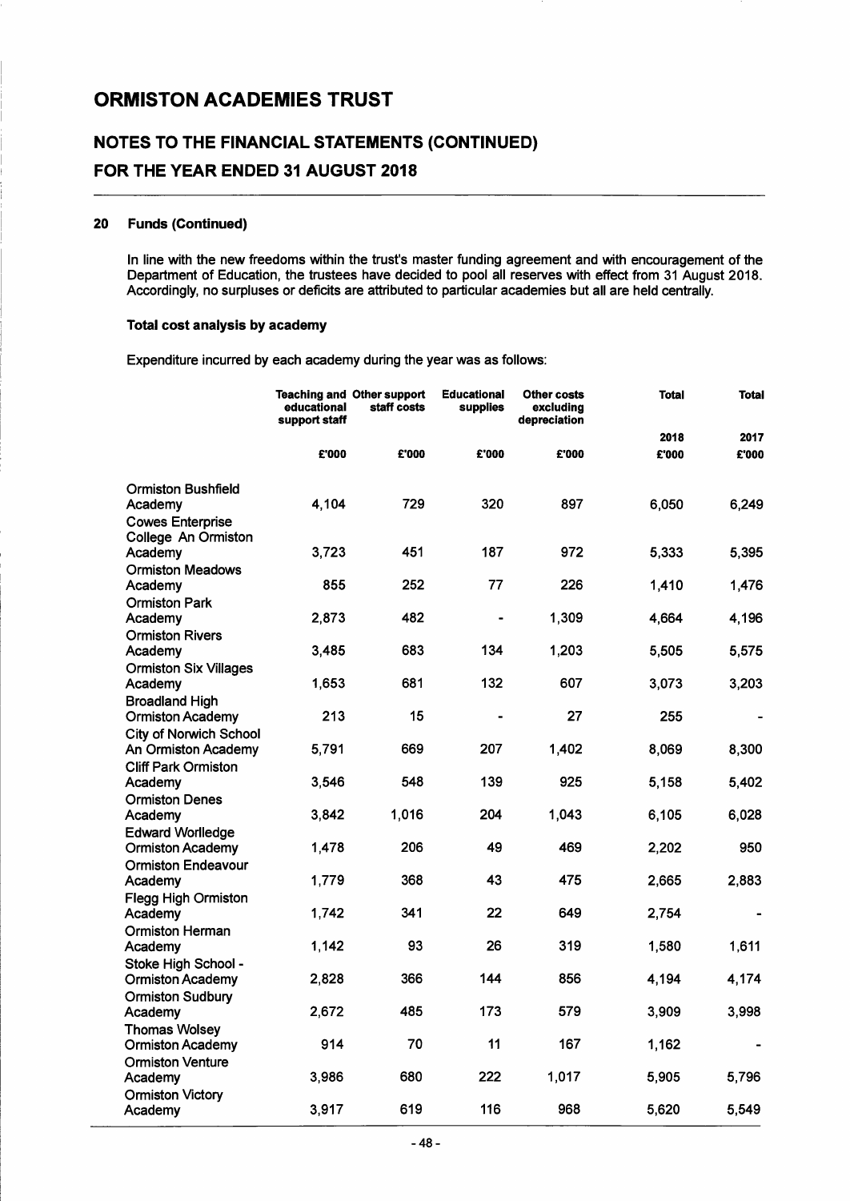# ORMISTON ACADEMIES TRUST

## NOTES TO THE FINANCIAL STATEMENTS (CONTINUED)

## FOR THE YEAR ENDED 31 AUGUST 2018

### 20 Funds (Continued)

In line with the new freedoms within the trust's master funding agreement and with encouragement of the Department of Education, the trustees have decided to pool all reserves with effect from 31 August 2018. Accordingly, no surpluses or deficits are attributed to particular academies but all are held centrally.

**Total cost analysis by academy**

Expenditure incurred by each academy during the year was as follows:

| | Teaching and educational support staff | Other support staff costs | Educational supplies | Other costs excluding depreciation | Total 2018 | Total 2017 |
|---|---|---|---|---|---|---|
| | £'000 | £'000 | £'000 | £'000 | £'000 | £'000 |
| Ormiston Bushfield Academy | 4,104 | 729 | 320 | 897 | 6,050 | 6,249 |
| Cowes Enterprise College An Ormiston Academy | 3,723 | 451 | 187 | 972 | 5,333 | 5,395 |
| Ormiston Meadows Academy | 855 | 252 | 77 | 226 | 1,410 | 1,476 |
| Ormiston Park Academy | 2,873 | 482 | - | 1,309 | 4,664 | 4,196 |
| Ormiston Rivers Academy | 3,485 | 683 | 134 | 1,203 | 5,505 | 5,575 |
| Ormiston Six Villages Academy | 1,653 | 681 | 132 | 607 | 3,073 | 3,203 |
| Broadland High Ormiston Academy | 213 | 15 | - | 27 | 255 | - |
| City of Norwich School An Ormiston Academy | 5,791 | 669 | 207 | 1,402 | 8,069 | 8,300 |
| Cliff Park Ormiston Academy | 3,546 | 548 | 139 | 925 | 5,158 | 5,402 |
| Ormiston Denes Academy | 3,842 | 1,016 | 204 | 1,043 | 6,105 | 6,028 |
| Edward Worlledge Ormiston Academy | 1,478 | 206 | 49 | 469 | 2,202 | 950 |
| Ormiston Endeavour Academy | 1,779 | 368 | 43 | 475 | 2,665 | 2,883 |
| Flegg High Ormiston Academy | 1,742 | 341 | 22 | 649 | 2,754 | - |
| Ormiston Herman Academy | 1,142 | 93 | 26 | 319 | 1,580 | 1,611 |
| Stoke High School - Ormiston Academy | 2,828 | 366 | 144 | 856 | 4,194 | 4,174 |
| Ormiston Sudbury Academy | 2,672 | 485 | 173 | 579 | 3,909 | 3,998 |
| Thomas Wolsey Ormiston Academy | 914 | 70 | 11 | 167 | 1,162 | - |
| Ormiston Venture Academy | 3,986 | 680 | 222 | 1,017 | 5,905 | 5,796 |
| Ormiston Victory Academy | 3,917 | 619 | 116 | 968 | 5,620 | 5,549 |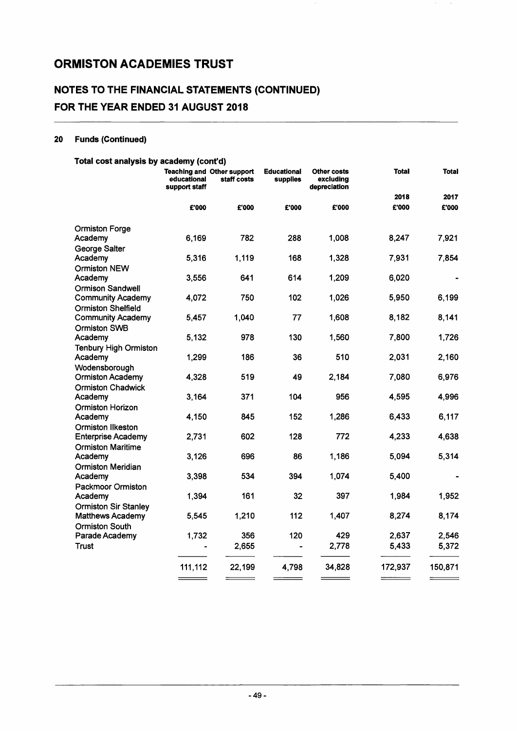# ORMISTON ACADEMIES TRUST

## NOTES TO THE FINANCIAL STATEMENTS (CONTINUED)
## FOR THE YEAR ENDED 31 AUGUST 2018

### 20 Funds (Continued)

**Total cost analysis by academy (cont'd)**

| | Teaching and educational support staff | Other support staff costs | Educational supplies | Other costs excluding depreciation | Total 2018 | Total 2017 |
|---|---|---|---|---|---|---|
| | £'000 | £'000 | £'000 | £'000 | £'000 | £'000 |
| Ormiston Forge Academy | 6,169 | 782 | 288 | 1,008 | 8,247 | 7,921 |
| George Salter Academy | 5,316 | 1,119 | 168 | 1,328 | 7,931 | 7,854 |
| Ormiston NEW Academy | 3,556 | 641 | 614 | 1,209 | 6,020 | - |
| Ormison Sandwell Community Academy | 4,072 | 750 | 102 | 1,026 | 5,950 | 6,199 |
| Ormiston Shelfield Community Academy | 5,457 | 1,040 | 77 | 1,608 | 8,182 | 8,141 |
| Ormiston SWB Academy | 5,132 | 978 | 130 | 1,560 | 7,800 | 1,726 |
| Tenbury High Ormiston Academy | 1,299 | 186 | 36 | 510 | 2,031 | 2,160 |
| Wodensborough Ormiston Academy | 4,328 | 519 | 49 | 2,184 | 7,080 | 6,976 |
| Ormiston Chadwick Academy | 3,164 | 371 | 104 | 956 | 4,595 | 4,996 |
| Ormiston Horizon Academy | 4,150 | 845 | 152 | 1,286 | 6,433 | 6,117 |
| Ormiston Ilkeston Enterprise Academy | 2,731 | 602 | 128 | 772 | 4,233 | 4,638 |
| Ormiston Maritime Academy | 3,126 | 696 | 86 | 1,186 | 5,094 | 5,314 |
| Ormiston Meridian Academy | 3,398 | 534 | 394 | 1,074 | 5,400 | - |
| Packmoor Ormiston Academy | 1,394 | 161 | 32 | 397 | 1,984 | 1,952 |
| Ormiston Sir Stanley Matthews Academy | 5,545 | 1,210 | 112 | 1,407 | 8,274 | 8,174 |
| Ormiston South Parade Academy | 1,732 | 356 | 120 | 429 | 2,637 | 2,546 |
| Trust | - | 2,655 | - | 2,778 | 5,433 | 5,372 |
| | 111,112 | 22,199 | 4,798 | 34,828 | 172,937 | 150,871 |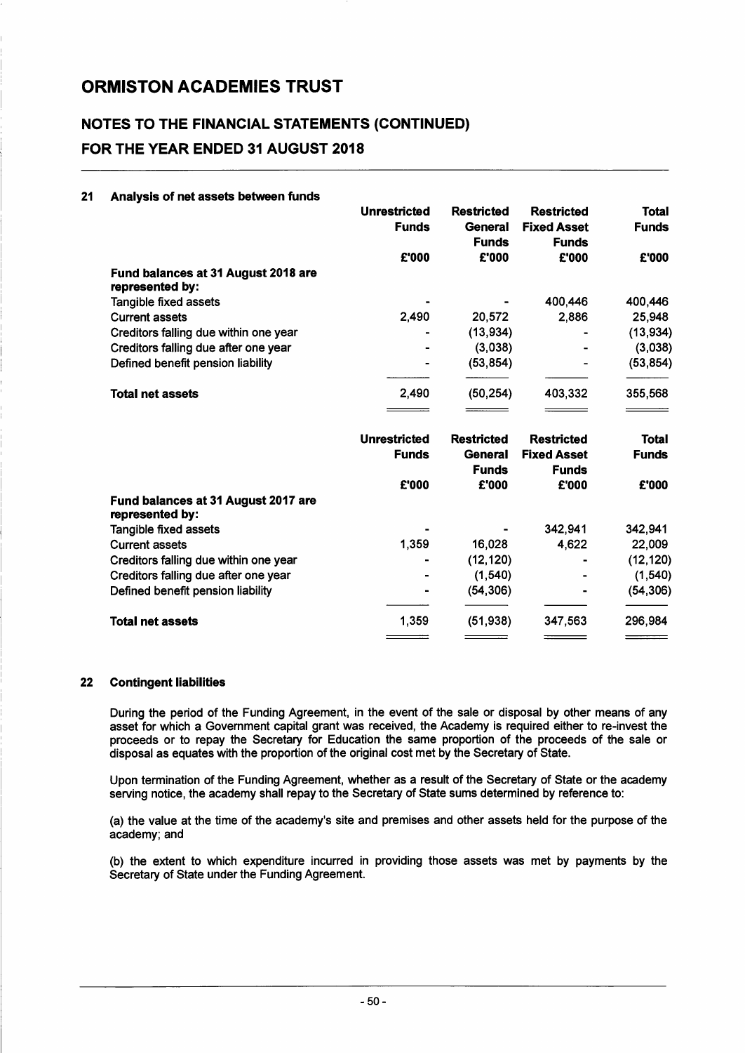# ORMISTON ACADEMIES TRUST

## NOTES TO THE FINANCIAL STATEMENTS (CONTINUED)

## FOR THE YEAR ENDED 31 AUGUST 2018

### 21 Analysis of net assets between funds

| | Unrestricted Funds | Restricted General Funds | Restricted Fixed Asset Funds | Total Funds |
|---|---|---|---|---|
| | £'000 | £'000 | £'000 | £'000 |
| **Fund balances at 31 August 2018 are represented by:** | | | | |
| Tangible fixed assets | - | - | 400,446 | 400,446 |
| Current assets | 2,490 | 20,572 | 2,886 | 25,948 |
| Creditors falling due within one year | - | (13,934) | - | (13,934) |
| Creditors falling due after one year | - | (3,038) | - | (3,038) |
| Defined benefit pension liability | - | (53,854) | - | (53,854) |
| **Total net assets** | 2,490 | (50,254) | 403,332 | 355,568 |

| | Unrestricted Funds | Restricted General Funds | Restricted Fixed Asset Funds | Total Funds |
|---|---|---|---|---|
| | £'000 | £'000 | £'000 | £'000 |
| **Fund balances at 31 August 2017 are represented by:** | | | | |
| Tangible fixed assets | - | - | 342,941 | 342,941 |
| Current assets | 1,359 | 16,028 | 4,622 | 22,009 |
| Creditors falling due within one year | - | (12,120) | - | (12,120) |
| Creditors falling due after one year | - | (1,540) | - | (1,540) |
| Defined benefit pension liability | - | (54,306) | - | (54,306) |
| **Total net assets** | 1,359 | (51,938) | 347,563 | 296,984 |

### 22 Contingent liabilities

During the period of the Funding Agreement, in the event of the sale or disposal by other means of any asset for which a Government capital grant was received, the Academy is required either to re-invest the proceeds or to repay the Secretary for Education the same proportion of the proceeds of the sale or disposal as equates with the proportion of the original cost met by the Secretary of State.

Upon termination of the Funding Agreement, whether as a result of the Secretary of State or the academy serving notice, the academy shall repay to the Secretary of State sums determined by reference to:

(a) the value at the time of the academy's site and premises and other assets held for the purpose of the academy; and

(b) the extent to which expenditure incurred in providing those assets was met by payments by the Secretary of State under the Funding Agreement.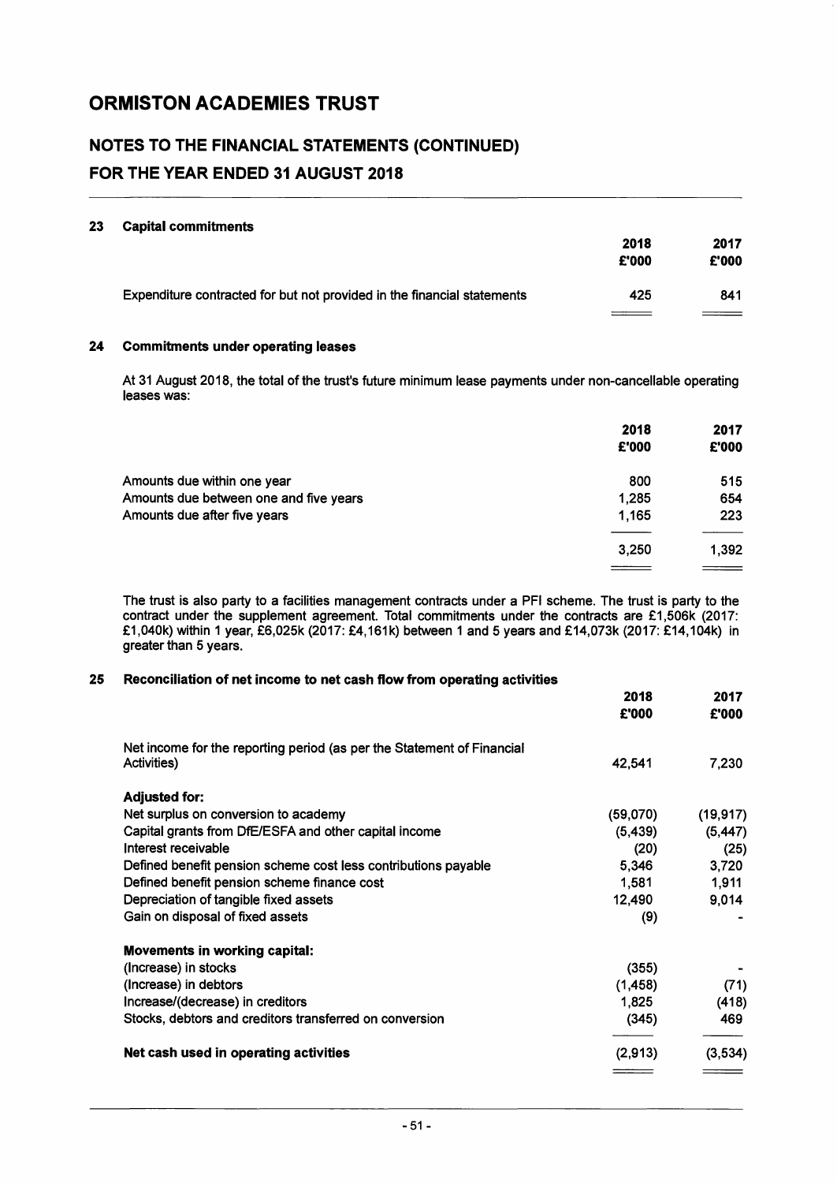# ORMISTON ACADEMIES TRUST

## NOTES TO THE FINANCIAL STATEMENTS (CONTINUED)

## FOR THE YEAR ENDED 31 AUGUST 2018

### 23 Capital commitments

| | 2018 £'000 | 2017 £'000 |
|---|---|---|
| Expenditure contracted for but not provided in the financial statements | 425 | 841 |

### 24 Commitments under operating leases

At 31 August 2018, the total of the trust's future minimum lease payments under non-cancellable operating leases was:

| | 2018 £'000 | 2017 £'000 |
|---|---|---|
| Amounts due within one year | 800 | 515 |
| Amounts due between one and five years | 1,285 | 654 |
| Amounts due after five years | 1,165 | 223 |
| | 3,250 | 1,392 |

The trust is also party to a facilities management contracts under a PFI scheme. The trust is party to the contract under the supplement agreement. Total commitments under the contracts are £1,506k (2017: £1,040k) within 1 year, £6,025k (2017: £4,161k) between 1 and 5 years and £14,073k (2017: £14,104k) in greater than 5 years.

### 25 Reconciliation of net income to net cash flow from operating activities

| | 2018 £'000 | 2017 £'000 |
|---|---|---|
| Net income for the reporting period (as per the Statement of Financial Activities) | 42,541 | 7,230 |
| **Adjusted for:** | | |
| Net surplus on conversion to academy | (59,070) | (19,917) |
| Capital grants from DfE/ESFA and other capital income | (5,439) | (5,447) |
| Interest receivable | (20) | (25) |
| Defined benefit pension scheme cost less contributions payable | 5,346 | 3,720 |
| Defined benefit pension scheme finance cost | 1,581 | 1,911 |
| Depreciation of tangible fixed assets | 12,490 | 9,014 |
| Gain on disposal of fixed assets | (9) | - |
| **Movements in working capital:** | | |
| (Increase) in stocks | (355) | - |
| (Increase) in debtors | (1,458) | (71) |
| Increase/(decrease) in creditors | 1,825 | (418) |
| Stocks, debtors and creditors transferred on conversion | (345) | 469 |
| **Net cash used in operating activities** | (2,913) | (3,534) |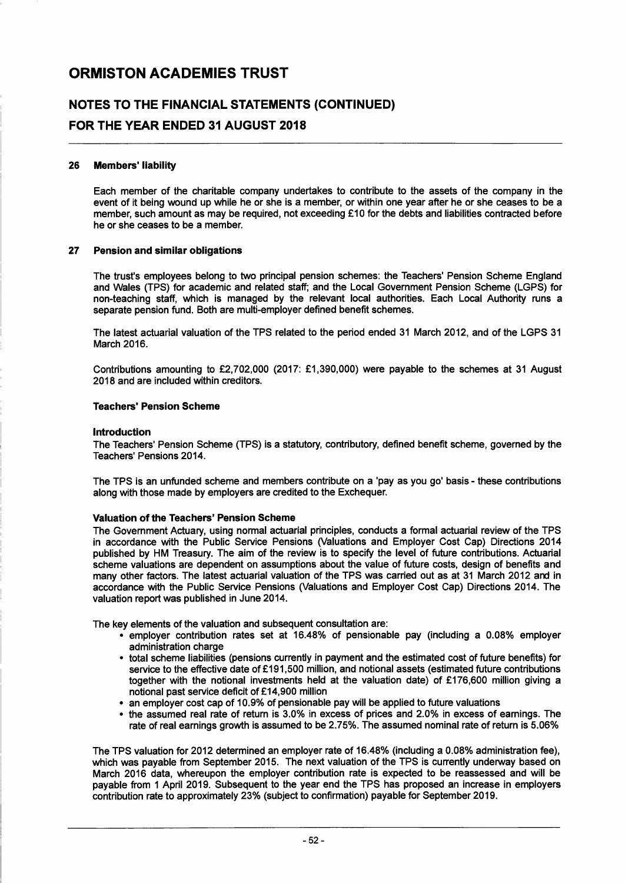# ORMISTON ACADEMIES TRUST

## NOTES TO THE FINANCIAL STATEMENTS (CONTINUED)

## FOR THE YEAR ENDED 31 AUGUST 2018

### 26 Members' liability

Each member of the charitable company undertakes to contribute to the assets of the company in the event of it being wound up while he or she is a member, or within one year after he or she ceases to be a member, such amount as may be required, not exceeding £10 for the debts and liabilities contracted before he or she ceases to be a member.

### 27 Pension and similar obligations

The trust's employees belong to two principal pension schemes: the Teachers' Pension Scheme England and Wales (TPS) for academic and related staff; and the Local Government Pension Scheme (LGPS) for non-teaching staff, which is managed by the relevant local authorities. Each Local Authority runs a separate pension fund. Both are multi-employer defined benefit schemes.

The latest actuarial valuation of the TPS related to the period ended 31 March 2012, and of the LGPS 31 March 2016.

Contributions amounting to £2,702,000 (2017: £1,390,000) were payable to the schemes at 31 August 2018 and are included within creditors.

**Teachers' Pension Scheme**

**Introduction**

The Teachers' Pension Scheme (TPS) is a statutory, contributory, defined benefit scheme, governed by the Teachers' Pensions 2014.

The TPS is an unfunded scheme and members contribute on a 'pay as you go' basis - these contributions along with those made by employers are credited to the Exchequer.

**Valuation of the Teachers' Pension Scheme**

The Government Actuary, using normal actuarial principles, conducts a formal actuarial review of the TPS in accordance with the Public Service Pensions (Valuations and Employer Cost Cap) Directions 2014 published by HM Treasury. The aim of the review is to specify the level of future contributions. Actuarial scheme valuations are dependent on assumptions about the value of future costs, design of benefits and many other factors. The latest actuarial valuation of the TPS was carried out as at 31 March 2012 and in accordance with the Public Service Pensions (Valuations and Employer Cost Cap) Directions 2014. The valuation report was published in June 2014.

The key elements of the valuation and subsequent consultation are:

- employer contribution rates set at 16.48% of pensionable pay (including a 0.08% employer administration charge
- total scheme liabilities (pensions currently in payment and the estimated cost of future benefits) for service to the effective date of £191,500 million, and notional assets (estimated future contributions together with the notional investments held at the valuation date) of £176,600 million giving a notional past service deficit of £14,900 million
- an employer cost cap of 10.9% of pensionable pay will be applied to future valuations
- the assumed real rate of return is 3.0% in excess of prices and 2.0% in excess of earnings. The rate of real earnings growth is assumed to be 2.75%. The assumed nominal rate of return is 5.06%

The TPS valuation for 2012 determined an employer rate of 16.48% (including a 0.08% administration fee), which was payable from September 2015. The next valuation of the TPS is currently underway based on March 2016 data, whereupon the employer contribution rate is expected to be reassessed and will be payable from 1 April 2019. Subsequent to the year end the TPS has proposed an increase in employers contribution rate to approximately 23% (subject to confirmation) payable for September 2019.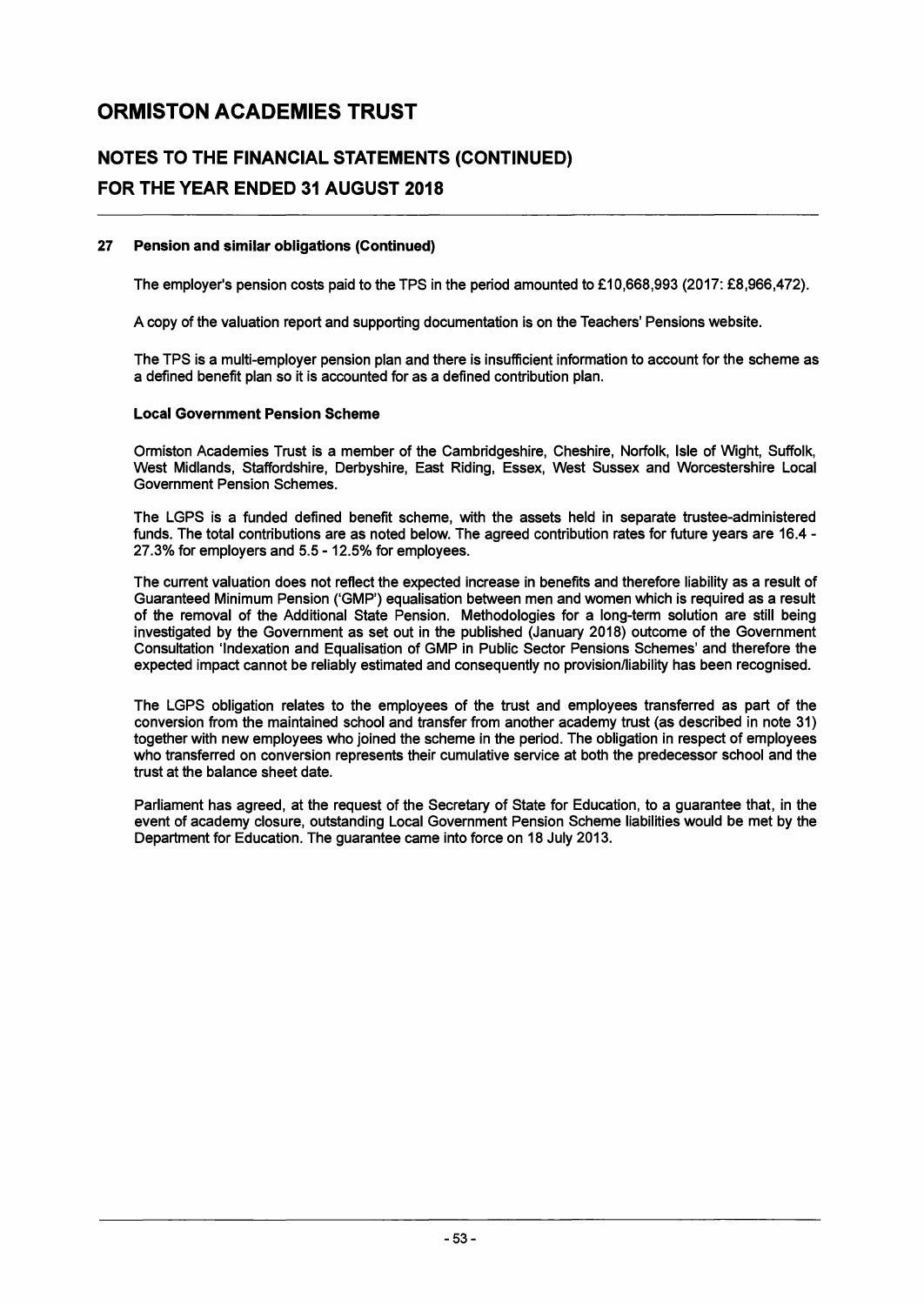### 27 Pension and similar obligations (Continued)

The employer's pension costs paid to the TPS in the period amounted to £10,668,993 (2017: £8,966,472).

A copy of the valuation report and supporting documentation is on the Teachers' Pensions website.

The TPS is a multi-employer pension plan and there is insufficient information to account for the scheme as a defined benefit plan so it is accounted for as a defined contribution plan.

**Local Government Pension Scheme**

Ormiston Academies Trust is a member of the Cambridgeshire, Cheshire, Norfolk, Isle of Wight, Suffolk, West Midlands, Staffordshire, Derbyshire, East Riding, Essex, West Sussex and Worcestershire Local Government Pension Schemes.

The LGPS is a funded defined benefit scheme, with the assets held in separate trustee-administered funds. The total contributions are as noted below. The agreed contribution rates for future years are 16.4 - 27.3% for employers and 5.5 - 12.5% for employees.

The current valuation does not reflect the expected increase in benefits and therefore liability as a result of Guaranteed Minimum Pension ('GMP') equalisation between men and women which is required as a result of the removal of the Additional State Pension. Methodologies for a long-term solution are still being investigated by the Government as set out in the published (January 2018) outcome of the Government Consultation 'Indexation and Equalisation of GMP in Public Sector Pensions Schemes' and therefore the expected impact cannot be reliably estimated and consequently no provision/liability has been recognised.

The LGPS obligation relates to the employees of the trust and employees transferred as part of the conversion from the maintained school and transfer from another academy trust (as described in note 31) together with new employees who joined the scheme in the period. The obligation in respect of employees who transferred on conversion represents their cumulative service at both the predecessor school and the trust at the balance sheet date.

Parliament has agreed, at the request of the Secretary of State for Education, to a guarantee that, in the event of academy closure, outstanding Local Government Pension Scheme liabilities would be met by the Department for Education. The guarantee came into force on 18 July 2013.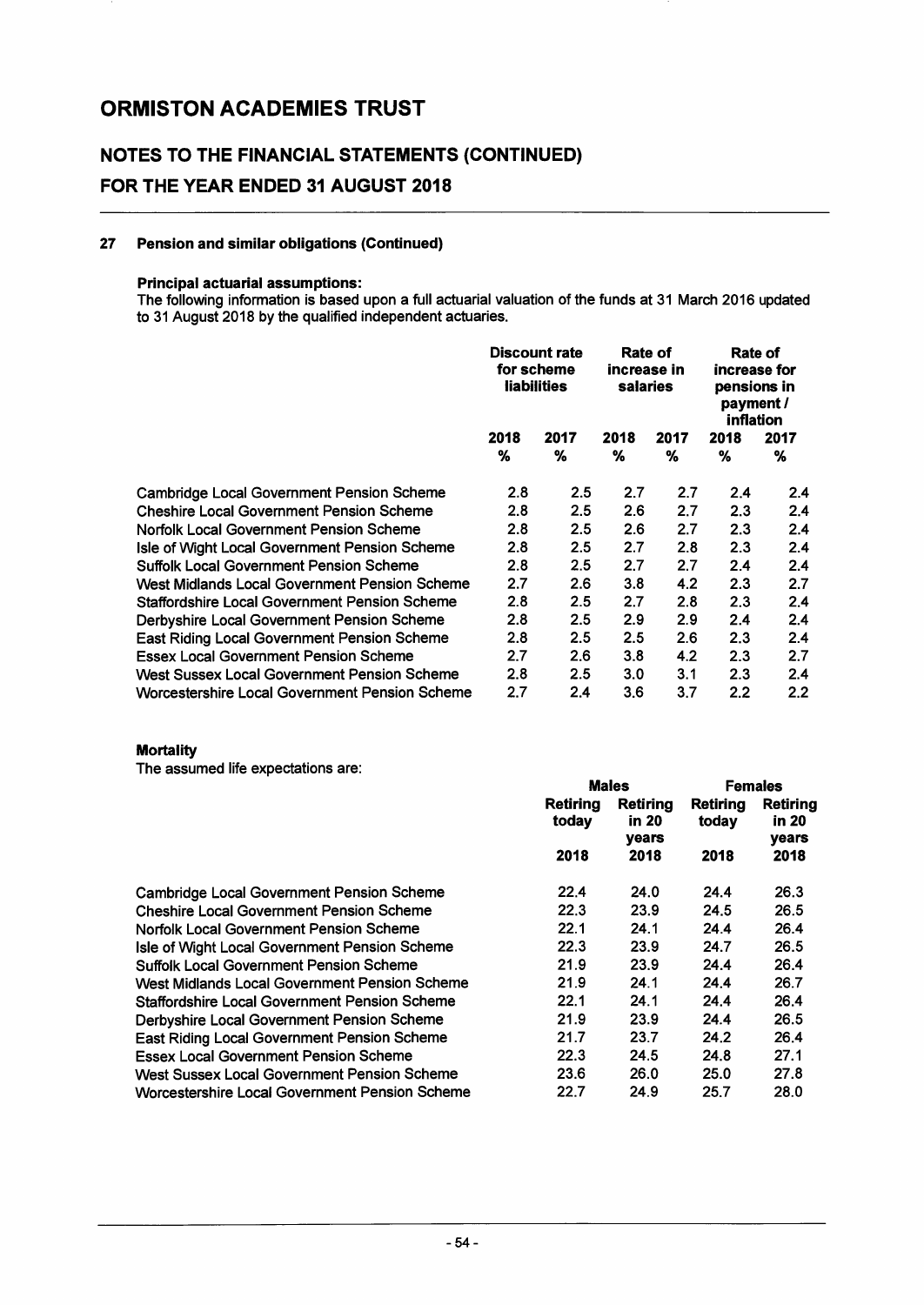# ORMISTON ACADEMIES TRUST

## NOTES TO THE FINANCIAL STATEMENTS (CONTINUED)
## FOR THE YEAR ENDED 31 AUGUST 2018

### 27 Pension and similar obligations (Continued)

**Principal actuarial assumptions:**

The following information is based upon a full actuarial valuation of the funds at 31 March 2016 updated to 31 August 2018 by the qualified independent actuaries.

| | Discount rate for scheme liabilities | | Rate of increase in salaries | | Rate of increase for pensions in payment / inflation | |
|---|---|---|---|---|---|---|
| | 2018 % | 2017 % | 2018 % | 2017 % | 2018 % | 2017 % |
| Cambridge Local Government Pension Scheme | 2.8 | 2.5 | 2.7 | 2.7 | 2.4 | 2.4 |
| Cheshire Local Government Pension Scheme | 2.8 | 2.5 | 2.6 | 2.7 | 2.3 | 2.4 |
| Norfolk Local Government Pension Scheme | 2.8 | 2.5 | 2.6 | 2.7 | 2.3 | 2.4 |
| Isle of Wight Local Government Pension Scheme | 2.8 | 2.5 | 2.7 | 2.8 | 2.3 | 2.4 |
| Suffolk Local Government Pension Scheme | 2.8 | 2.5 | 2.7 | 2.7 | 2.4 | 2.4 |
| West Midlands Local Government Pension Scheme | 2.7 | 2.6 | 3.8 | 4.2 | 2.3 | 2.7 |
| Staffordshire Local Government Pension Scheme | 2.8 | 2.5 | 2.7 | 2.8 | 2.3 | 2.4 |
| Derbyshire Local Government Pension Scheme | 2.8 | 2.5 | 2.9 | 2.9 | 2.4 | 2.4 |
| East Riding Local Government Pension Scheme | 2.8 | 2.5 | 2.5 | 2.6 | 2.3 | 2.4 |
| Essex Local Government Pension Scheme | 2.7 | 2.6 | 3.8 | 4.2 | 2.3 | 2.7 |
| West Sussex Local Government Pension Scheme | 2.8 | 2.5 | 3.0 | 3.1 | 2.3 | 2.4 |
| Worcestershire Local Government Pension Scheme | 2.7 | 2.4 | 3.6 | 3.7 | 2.2 | 2.2 |

**Mortality**

The assumed life expectations are:

| | Males | | Females | |
|---|---|---|---|---|
| | Retiring today 2018 | Retiring in 20 years 2018 | Retiring today 2018 | Retiring in 20 years 2018 |
| Cambridge Local Government Pension Scheme | 22.4 | 24.0 | 24.4 | 26.3 |
| Cheshire Local Government Pension Scheme | 22.3 | 23.9 | 24.5 | 26.5 |
| Norfolk Local Government Pension Scheme | 22.1 | 24.1 | 24.4 | 26.4 |
| Isle of Wight Local Government Pension Scheme | 22.3 | 23.9 | 24.7 | 26.5 |
| Suffolk Local Government Pension Scheme | 21.9 | 23.9 | 24.4 | 26.4 |
| West Midlands Local Government Pension Scheme | 21.9 | 24.1 | 24.4 | 26.7 |
| Staffordshire Local Government Pension Scheme | 22.1 | 24.1 | 24.4 | 26.4 |
| Derbyshire Local Government Pension Scheme | 21.9 | 23.9 | 24.4 | 26.5 |
| East Riding Local Government Pension Scheme | 21.7 | 23.7 | 24.2 | 26.4 |
| Essex Local Government Pension Scheme | 22.3 | 24.5 | 24.8 | 27.1 |
| West Sussex Local Government Pension Scheme | 23.6 | 26.0 | 25.0 | 27.8 |
| Worcestershire Local Government Pension Scheme | 22.7 | 24.9 | 25.7 | 28.0 |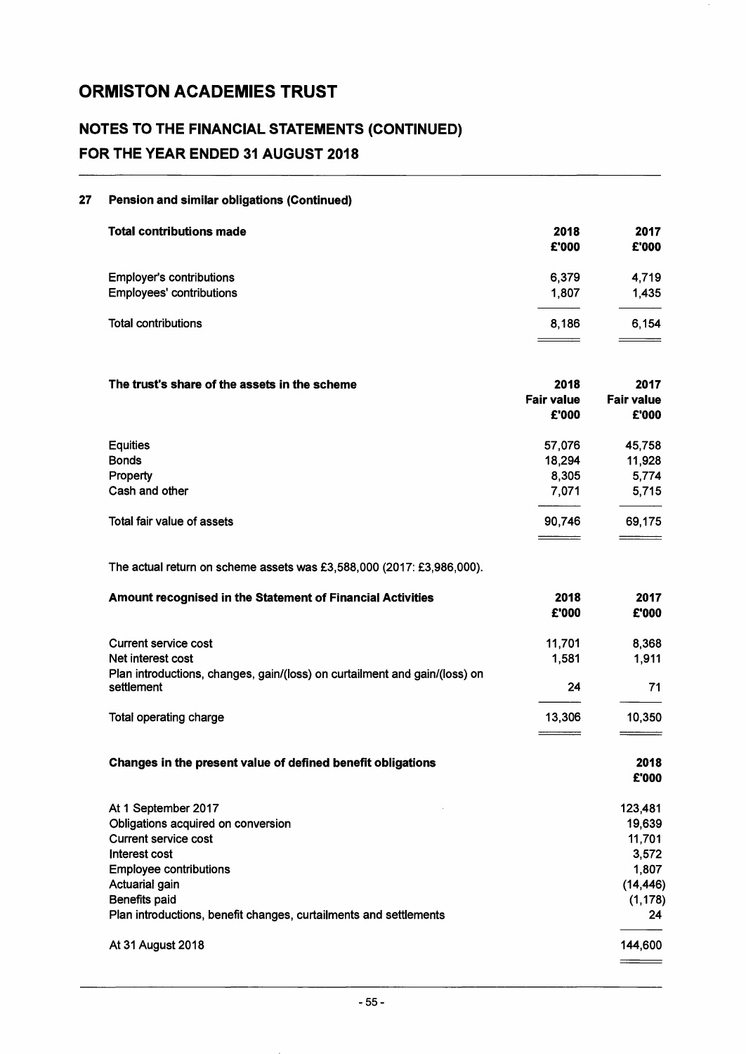# ORMISTON ACADEMIES TRUST

## NOTES TO THE FINANCIAL STATEMENTS (CONTINUED)
## FOR THE YEAR ENDED 31 AUGUST 2018

### 27 Pension and similar obligations (Continued)

| **Total contributions made** | **2018 £'000** | **2017 £'000** |
|---|---|---|
| Employer's contributions | 6,379 | 4,719 |
| Employees' contributions | 1,807 | 1,435 |
| Total contributions | 8,186 | 6,154 |

| **The trust's share of the assets in the scheme** | **2018 Fair value £'000** | **2017 Fair value £'000** |
|---|---|---|
| Equities | 57,076 | 45,758 |
| Bonds | 18,294 | 11,928 |
| Property | 8,305 | 5,774 |
| Cash and other | 7,071 | 5,715 |
| Total fair value of assets | 90,746 | 69,175 |

The actual return on scheme assets was £3,588,000 (2017: £3,986,000).

| **Amount recognised in the Statement of Financial Activities** | **2018 £'000** | **2017 £'000** |
|---|---|---|
| Current service cost | 11,701 | 8,368 |
| Net interest cost | 1,581 | 1,911 |
| Plan introductions, changes, gain/(loss) on curtailment and gain/(loss) on settlement | 24 | 71 |
| Total operating charge | 13,306 | 10,350 |

| **Changes in the present value of defined benefit obligations** | **2018 £'000** |
|---|---|
| At 1 September 2017 | 123,481 |
| Obligations acquired on conversion | 19,639 |
| Current service cost | 11,701 |
| Interest cost | 3,572 |
| Employee contributions | 1,807 |
| Actuarial gain | (14,446) |
| Benefits paid | (1,178) |
| Plan introductions, benefit changes, curtailments and settlements | 24 |
| At 31 August 2018 | 144,600 |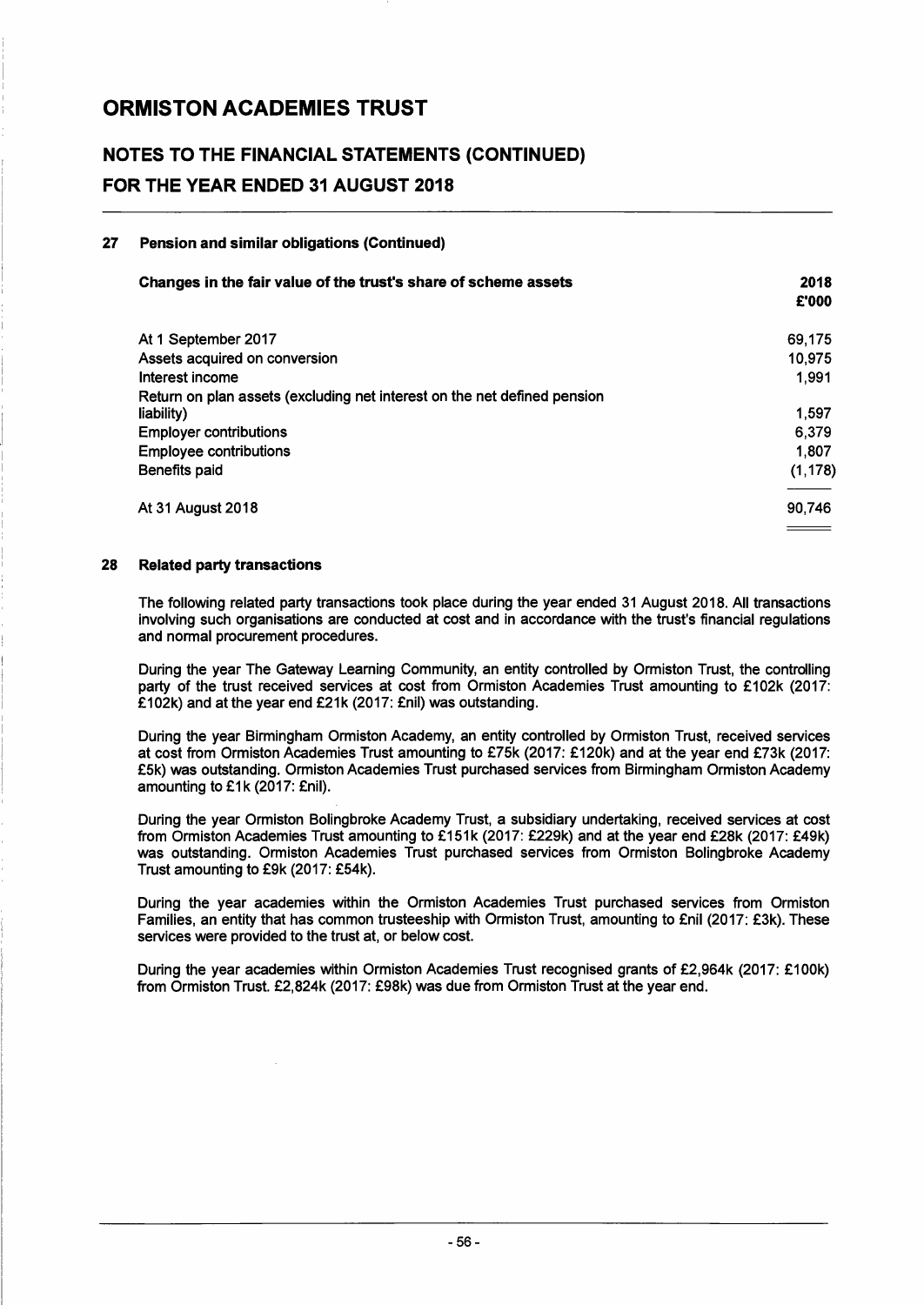# ORMISTON ACADEMIES TRUST

## NOTES TO THE FINANCIAL STATEMENTS (CONTINUED)
## FOR THE YEAR ENDED 31 AUGUST 2018

### 27 Pension and similar obligations (Continued)

| Changes in the fair value of the trust's share of scheme assets | 2018<br>£'000 |
|---|---|
| At 1 September 2017 | 69,175 |
| Assets acquired on conversion | 10,975 |
| Interest income | 1,991 |
| Return on plan assets (excluding net interest on the net defined pension liability) | 1,597 |
| Employer contributions | 6,379 |
| Employee contributions | 1,807 |
| Benefits paid | (1,178) |
| At 31 August 2018 | 90,746 |

### 28 Related party transactions

The following related party transactions took place during the year ended 31 August 2018. All transactions involving such organisations are conducted at cost and in accordance with the trust's financial regulations and normal procurement procedures.

During the year The Gateway Learning Community, an entity controlled by Ormiston Trust, the controlling party of the trust received services at cost from Ormiston Academies Trust amounting to £102k (2017: £102k) and at the year end £21k (2017: £nil) was outstanding.

During the year Birmingham Ormiston Academy, an entity controlled by Ormiston Trust, received services at cost from Ormiston Academies Trust amounting to £75k (2017: £120k) and at the year end £73k (2017: £5k) was outstanding. Ormiston Academies Trust purchased services from Birmingham Ormiston Academy amounting to £1k (2017: £nil).

During the year Ormiston Bolingbroke Academy Trust, a subsidiary undertaking, received services at cost from Ormiston Academies Trust amounting to £151k (2017: £229k) and at the year end £28k (2017: £49k) was outstanding. Ormiston Academies Trust purchased services from Ormiston Bolingbroke Academy Trust amounting to £9k (2017: £54k).

During the year academies within the Ormiston Academies Trust purchased services from Ormiston Families, an entity that has common trusteeship with Ormiston Trust, amounting to £nil (2017: £3k). These services were provided to the trust at, or below cost.

During the year academies within Ormiston Academies Trust recognised grants of £2,964k (2017: £100k) from Ormiston Trust. £2,824k (2017: £98k) was due from Ormiston Trust at the year end.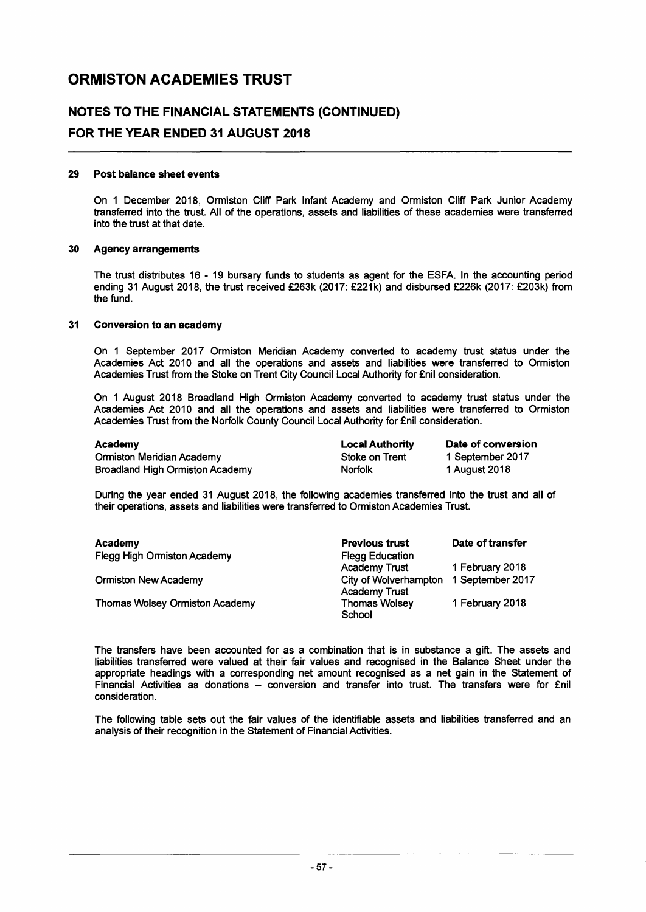# ORMISTON ACADEMIES TRUST

## NOTES TO THE FINANCIAL STATEMENTS (CONTINUED)

## FOR THE YEAR ENDED 31 AUGUST 2018

### 29 Post balance sheet events

On 1 December 2018, Ormiston Cliff Park Infant Academy and Ormiston Cliff Park Junior Academy transferred into the trust. All of the operations, assets and liabilities of these academies were transferred into the trust at that date.

### 30 Agency arrangements

The trust distributes 16 - 19 bursary funds to students as agent for the ESFA. In the accounting period ending 31 August 2018, the trust received £263k (2017: £221k) and disbursed £226k (2017: £203k) from the fund.

### 31 Conversion to an academy

On 1 September 2017 Ormiston Meridian Academy converted to academy trust status under the Academies Act 2010 and all the operations and assets and liabilities were transferred to Ormiston Academies Trust from the Stoke on Trent City Council Local Authority for £nil consideration.

On 1 August 2018 Broadland High Ormiston Academy converted to academy trust status under the Academies Act 2010 and all the operations and assets and liabilities were transferred to Ormiston Academies Trust from the Norfolk County Council Local Authority for £nil consideration.

| Academy | Local Authority | Date of conversion |
|---|---|---|
| Ormiston Meridian Academy | Stoke on Trent | 1 September 2017 |
| Broadland High Ormiston Academy | Norfolk | 1 August 2018 |

During the year ended 31 August 2018, the following academies transferred into the trust and all of their operations, assets and liabilities were transferred to Ormiston Academies Trust.

| Academy | Previous trust | Date of transfer |
|---|---|---|
| Flegg High Ormiston Academy | Flegg Education Academy Trust | 1 February 2018 |
| Ormiston New Academy | City of Wolverhampton Academy Trust | 1 September 2017 |
| Thomas Wolsey Ormiston Academy | Thomas Wolsey School | 1 February 2018 |

The transfers have been accounted for as a combination that is in substance a gift. The assets and liabilities transferred were valued at their fair values and recognised in the Balance Sheet under the appropriate headings with a corresponding net amount recognised as a net gain in the Statement of Financial Activities as donations – conversion and transfer into trust. The transfers were for £nil consideration.

The following table sets out the fair values of the identifiable assets and liabilities transferred and an analysis of their recognition in the Statement of Financial Activities.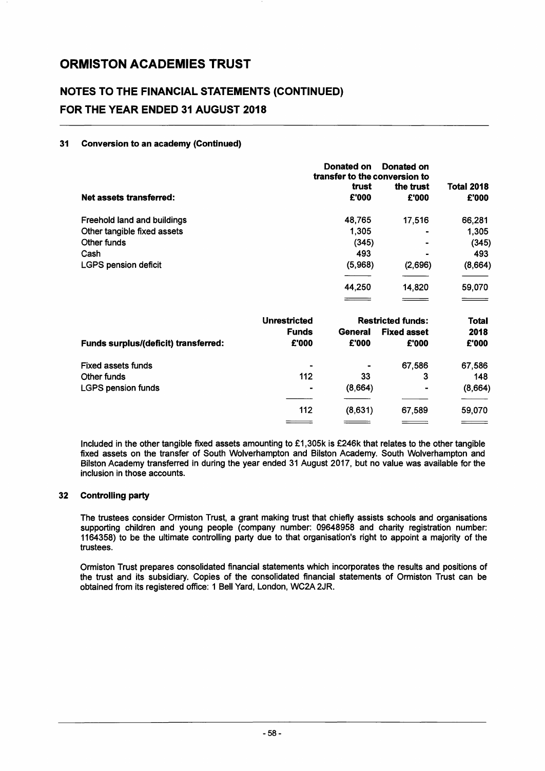# ORMISTON ACADEMIES TRUST

## NOTES TO THE FINANCIAL STATEMENTS (CONTINUED)
## FOR THE YEAR ENDED 31 AUGUST 2018

### 31 Conversion to an academy (Continued)

| Net assets transferred: | Donated on transfer to the trust £'000 | Donated on conversion to the trust £'000 | Total 2018 £'000 |
|---|---|---|---|
| Freehold land and buildings | 48,765 | 17,516 | 66,281 |
| Other tangible fixed assets | 1,305 | - | 1,305 |
| Other funds | (345) | - | (345) |
| Cash | 493 | - | 493 |
| LGPS pension deficit | (5,968) | (2,696) | (8,664) |
| | 44,250 | 14,820 | 59,070 |

| | Unrestricted | Restricted funds: | | Total |
|---|---|---|---|---|
| | Funds | General | Fixed asset | 2018 |
| **Funds surplus/(deficit) transferred:** | £'000 | £'000 | £'000 | £'000 |
| Fixed assets funds | - | - | 67,586 | 67,586 |
| Other funds | 112 | 33 | 3 | 148 |
| LGPS pension funds | - | (8,664) | - | (8,664) |
| | 112 | (8,631) | 67,589 | 59,070 |

Included in the other tangible fixed assets amounting to £1,305k is £246k that relates to the other tangible fixed assets on the transfer of South Wolverhampton and Bilston Academy. South Wolverhampton and Bilston Academy transferred in during the year ended 31 August 2017, but no value was available for the inclusion in those accounts.

### 32 Controlling party

The trustees consider Ormiston Trust, a grant making trust that chiefly assists schools and organisations supporting children and young people (company number: 09648958 and charity registration number: 1164358) to be the ultimate controlling party due to that organisation's right to appoint a majority of the trustees.

Ormiston Trust prepares consolidated financial statements which incorporates the results and positions of the trust and its subsidiary. Copies of the consolidated financial statements of Ormiston Trust can be obtained from its registered office: 1 Bell Yard, London, WC2A 2JR.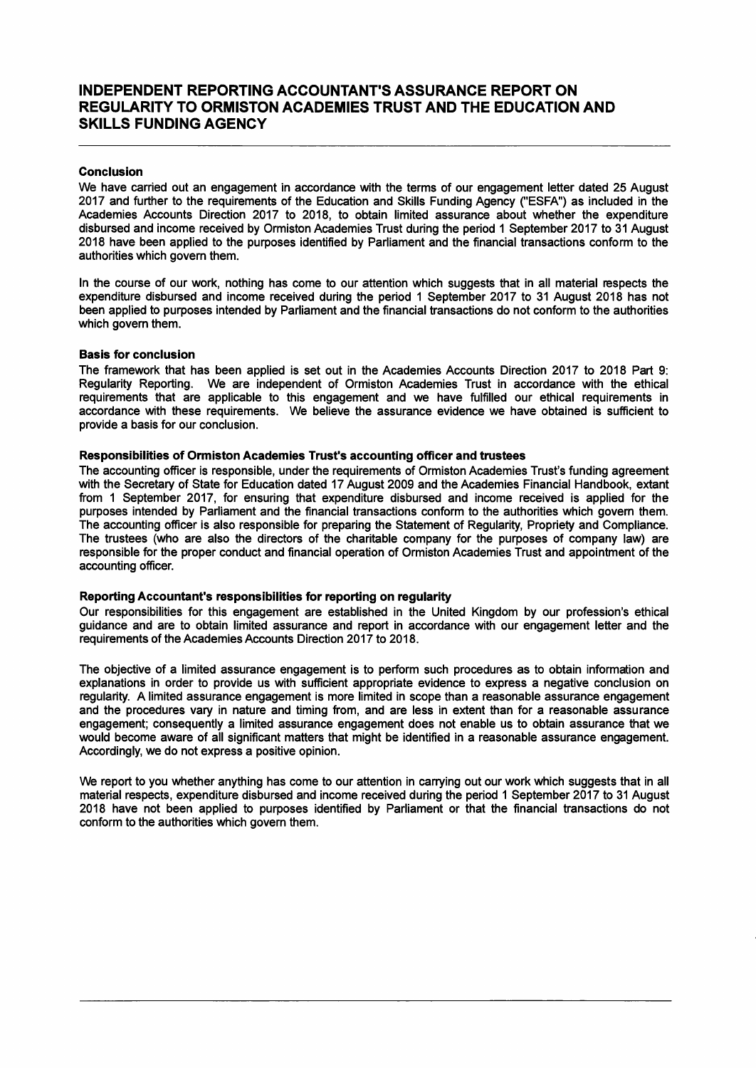# INDEPENDENT REPORTING ACCOUNTANT'S ASSURANCE REPORT ON REGULARITY TO ORMISTON ACADEMIES TRUST AND THE EDUCATION AND SKILLS FUNDING AGENCY

### Conclusion

We have carried out an engagement in accordance with the terms of our engagement letter dated 25 August 2017 and further to the requirements of the Education and Skills Funding Agency ("ESFA") as included in the Academies Accounts Direction 2017 to 2018, to obtain limited assurance about whether the expenditure disbursed and income received by Ormiston Academies Trust during the period 1 September 2017 to 31 August 2018 have been applied to the purposes identified by Parliament and the financial transactions conform to the authorities which govern them.

In the course of our work, nothing has come to our attention which suggests that in all material respects the expenditure disbursed and income received during the period 1 September 2017 to 31 August 2018 has not been applied to purposes intended by Parliament and the financial transactions do not conform to the authorities which govern them.

### Basis for conclusion

The framework that has been applied is set out in the Academies Accounts Direction 2017 to 2018 Part 9: Regularity Reporting. We are independent of Ormiston Academies Trust in accordance with the ethical requirements that are applicable to this engagement and we have fulfilled our ethical requirements in accordance with these requirements. We believe the assurance evidence we have obtained is sufficient to provide a basis for our conclusion.

### Responsibilities of Ormiston Academies Trust's accounting officer and trustees

The accounting officer is responsible, under the requirements of Ormiston Academies Trust's funding agreement with the Secretary of State for Education dated 17 August 2009 and the Academies Financial Handbook, extant from 1 September 2017, for ensuring that expenditure disbursed and income received is applied for the purposes intended by Parliament and the financial transactions conform to the authorities which govern them. The accounting officer is also responsible for preparing the Statement of Regularity, Propriety and Compliance. The trustees (who are also the directors of the charitable company for the purposes of company law) are responsible for the proper conduct and financial operation of Ormiston Academies Trust and appointment of the accounting officer.

### Reporting Accountant's responsibilities for reporting on regularity

Our responsibilities for this engagement are established in the United Kingdom by our profession's ethical guidance and are to obtain limited assurance and report in accordance with our engagement letter and the requirements of the Academies Accounts Direction 2017 to 2018.

The objective of a limited assurance engagement is to perform such procedures as to obtain information and explanations in order to provide us with sufficient appropriate evidence to express a negative conclusion on regularity. A limited assurance engagement is more limited in scope than a reasonable assurance engagement and the procedures vary in nature and timing from, and are less in extent than for a reasonable assurance engagement; consequently a limited assurance engagement does not enable us to obtain assurance that we would become aware of all significant matters that might be identified in a reasonable assurance engagement. Accordingly, we do not express a positive opinion.

We report to you whether anything has come to our attention in carrying out our work which suggests that in all material respects, expenditure disbursed and income received during the period 1 September 2017 to 31 August 2018 have not been applied to purposes identified by Parliament or that the financial transactions do not conform to the authorities which govern them.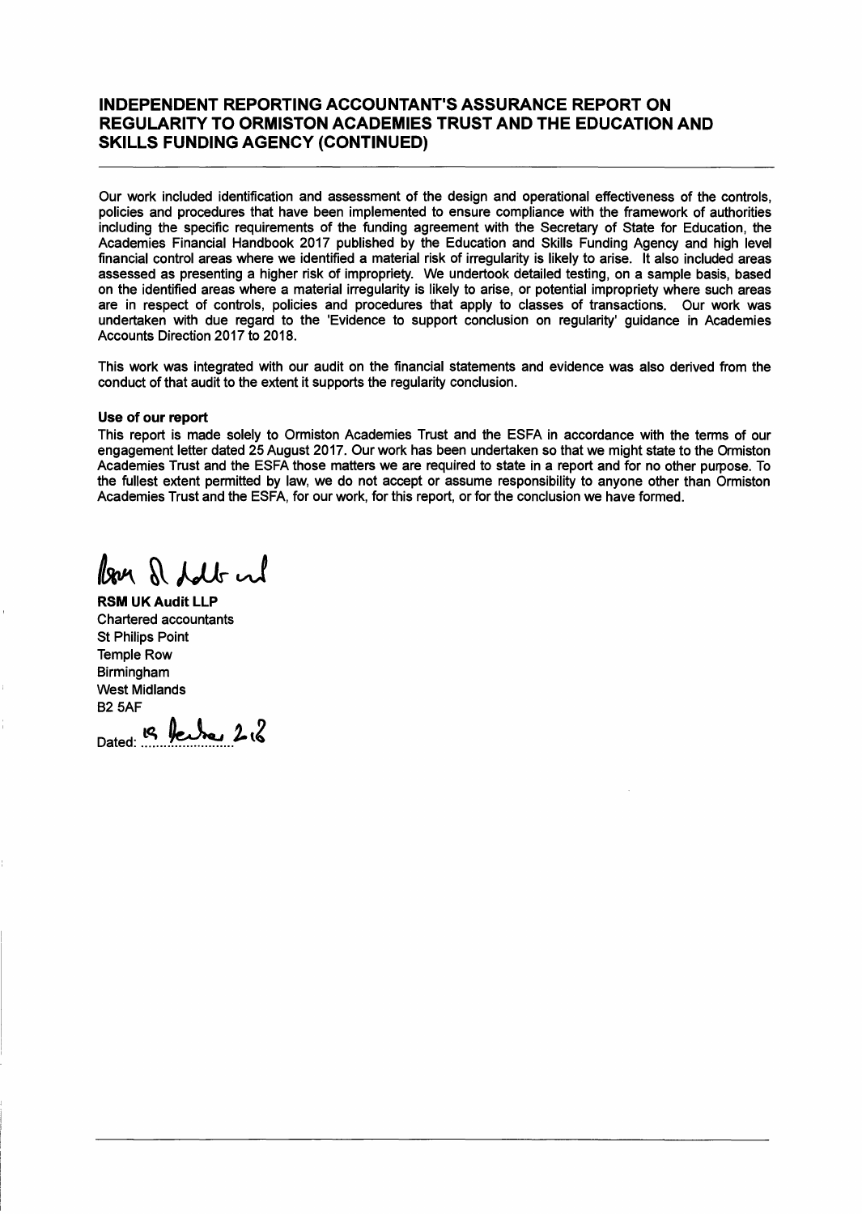## INDEPENDENT REPORTING ACCOUNTANT'S ASSURANCE REPORT ON REGULARITY TO ORMISTON ACADEMIES TRUST AND THE EDUCATION AND SKILLS FUNDING AGENCY (CONTINUED)

Our work included identification and assessment of the design and operational effectiveness of the controls, policies and procedures that have been implemented to ensure compliance with the framework of authorities including the specific requirements of the funding agreement with the Secretary of State for Education, the Academies Financial Handbook 2017 published by the Education and Skills Funding Agency and high level financial control areas where we identified a material risk of irregularity is likely to arise. It also included areas assessed as presenting a higher risk of impropriety. We undertook detailed testing, on a sample basis, based on the identified areas where a material irregularity is likely to arise, or potential impropriety where such areas are in respect of controls, policies and procedures that apply to classes of transactions. Our work was undertaken with due regard to the 'Evidence to support conclusion on regularity' guidance in Academies Accounts Direction 2017 to 2018.

This work was integrated with our audit on the financial statements and evidence was also derived from the conduct of that audit to the extent it supports the regularity conclusion.

**Use of our report**

This report is made solely to Ormiston Academies Trust and the ESFA in accordance with the terms of our engagement letter dated 25 August 2017. Our work has been undertaken so that we might state to the Ormiston Academies Trust and the ESFA those matters we are required to state in a report and for no other purpose. To the fullest extent permitted by law, we do not accept or assume responsibility to anyone other than Ormiston Academies Trust and the ESFA, for our work, for this report, or for the conclusion we have formed.

RSM UK Audit LLP

**RSM UK Audit LLP**
Chartered accountants
St Philips Point
Temple Row
Birmingham
West Midlands
B2 5AF

Dated: 18 December 2018